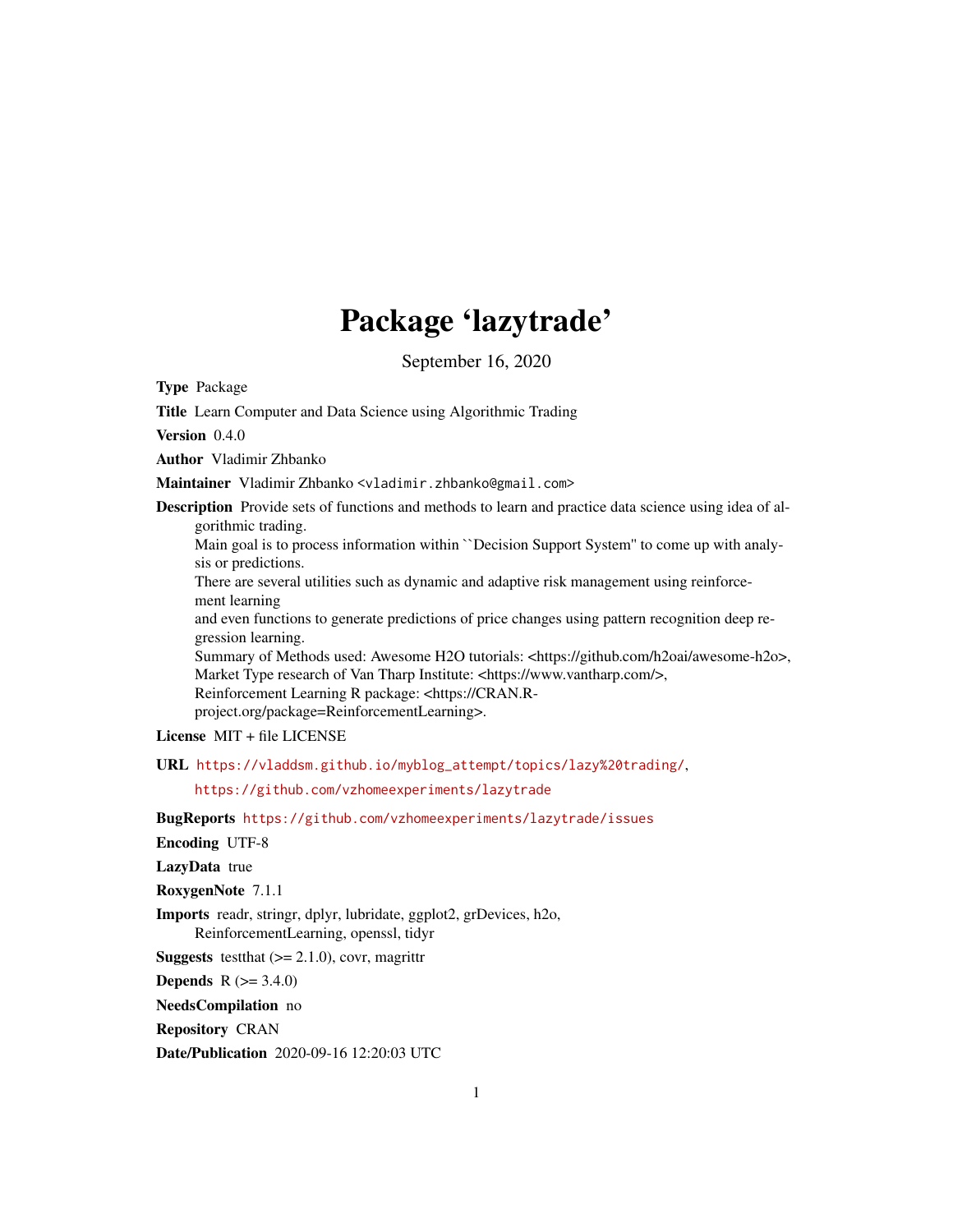# Package 'lazytrade'

September 16, 2020

**Type** Package

**Title** Learn Computer and Data Science using Algorithmic Trading

**Version** 0.4.0

**Author** Vladimir Zhbanko

**Maintainer** Vladimir Zhbanko <vladimir.zhbanko@gmail.com>

**Description** Provide sets of functions and methods to learn and practice data science using idea of algorithmic trading.
Main goal is to process information within ``Decision Support System'' to come up with analysis or predictions.
There are several utilities such as dynamic and adaptive risk management using reinforcement learning
and even functions to generate predictions of price changes using pattern recognition deep regression learning.
Summary of Methods used: Awesome H2O tutorials: <https://github.com/h2oai/awesome-h2o>,
Market Type research of Van Tharp Institute: <https://www.vantharp.com/>,
Reinforcement Learning R package: <https://CRAN.R-project.org/package=ReinforcementLearning>.

**License** MIT + file LICENSE

**URL** https://vladdsm.github.io/myblog_attempt/topics/lazy%20trading/,
https://github.com/vzhomeexperiments/lazytrade

**BugReports** https://github.com/vzhomeexperiments/lazytrade/issues

**Encoding** UTF-8

**LazyData** true

**RoxygenNote** 7.1.1

**Imports** readr, stringr, dplyr, lubridate, ggplot2, grDevices, h2o, ReinforcementLearning, openssl, tidyr

**Suggests** testthat (>= 2.1.0), covr, magrittr

**Depends** R (>= 3.4.0)

**NeedsCompilation** no

**Repository** CRAN

**Date/Publication** 2020-09-16 12:20:03 UTC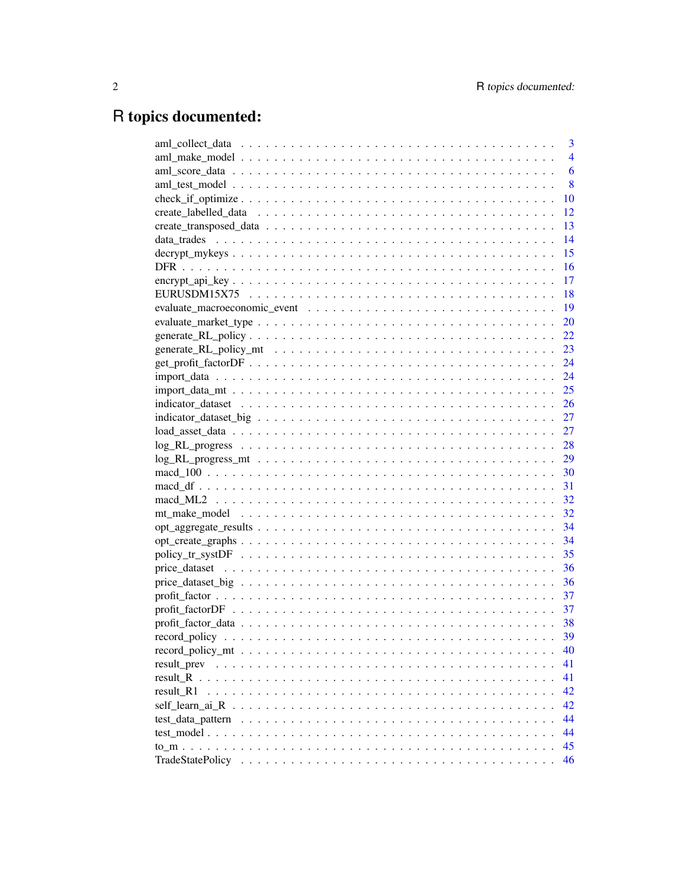# R topics documented:

| | |
|---|---|
| aml_collect_data | 3 |
| aml_make_model | 4 |
| aml_score_data | 6 |
| aml_test_model | 8 |
| check_if_optimize | 10 |
| create_labelled_data | 12 |
| create_transposed_data | 13 |
| data_trades | 14 |
| decrypt_mykeys | 15 |
| DFR | 16 |
| encrypt_api_key | 17 |
| EURUSDM15X75 | 18 |
| evaluate_macroeconomic_event | 19 |
| evaluate_market_type | 20 |
| generate_RL_policy | 22 |
| generate_RL_policy_mt | 23 |
| get_profit_factorDF | 24 |
| import_data | 24 |
| import_data_mt | 25 |
| indicator_dataset | 26 |
| indicator_dataset_big | 27 |
| load_asset_data | 27 |
| log_RL_progress | 28 |
| log_RL_progress_mt | 29 |
| macd_100 | 30 |
| macd_df | 31 |
| macd_ML2 | 32 |
| mt_make_model | 32 |
| opt_aggregate_results | 34 |
| opt_create_graphs | 34 |
| policy_tr_systDF | 35 |
| price_dataset | 36 |
| price_dataset_big | 36 |
| profit_factor | 37 |
| profit_factorDF | 37 |
| profit_factor_data | 38 |
| record_policy | 39 |
| record_policy_mt | 40 |
| result_prev | 41 |
| result_R | 41 |
| result_R1 | 42 |
| self_learn_ai_R | 42 |
| test_data_pattern | 44 |
| test_model | 44 |
| to_m | 45 |
| TradeStatePolicy | 46 |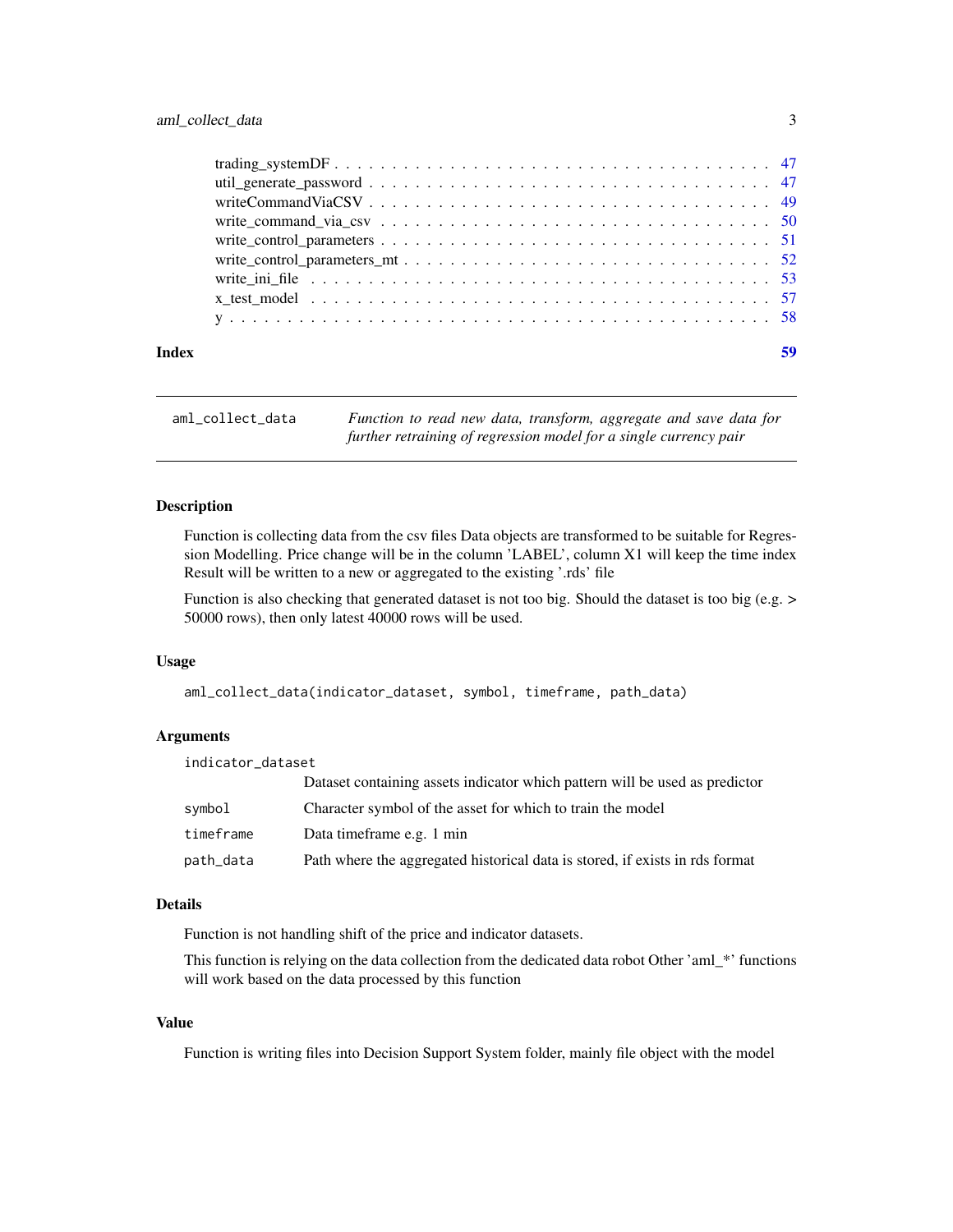| | |
|---|---|
| trading_systemDF | 47 |
| util_generate_password | 47 |
| writeCommandViaCSV | 49 |
| write_command_via_csv | 50 |
| write_control_parameters | 51 |
| write_control_parameters_mt | 52 |
| write_ini_file | 53 |
| x_test_model | 57 |
| y | 58 |

**Index** 59

---

## aml_collect_data

*Function to read new data, transform, aggregate and save data for further retraining of regression model for a single currency pair*

### Description

Function is collecting data from the csv files Data objects are transformed to be suitable for Regression Modelling. Price change will be in the column 'LABEL', column X1 will keep the time index Result will be written to a new or aggregated to the existing '.rds' file

Function is also checking that generated dataset is not too big. Should the dataset is too big (e.g. > 50000 rows), then only latest 40000 rows will be used.

### Usage

```
aml_collect_data(indicator_dataset, symbol, timeframe, path_data)
```

### Arguments

| | |
|---|---|
| `indicator_dataset` | Dataset containing assets indicator which pattern will be used as predictor |
| `symbol` | Character symbol of the asset for which to train the model |
| `timeframe` | Data timeframe e.g. 1 min |
| `path_data` | Path where the aggregated historical data is stored, if exists in rds format |

### Details

Function is not handling shift of the price and indicator datasets.

This function is relying on the data collection from the dedicated data robot Other 'aml_*' functions will work based on the data processed by this function

### Value

Function is writing files into Decision Support System folder, mainly file object with the model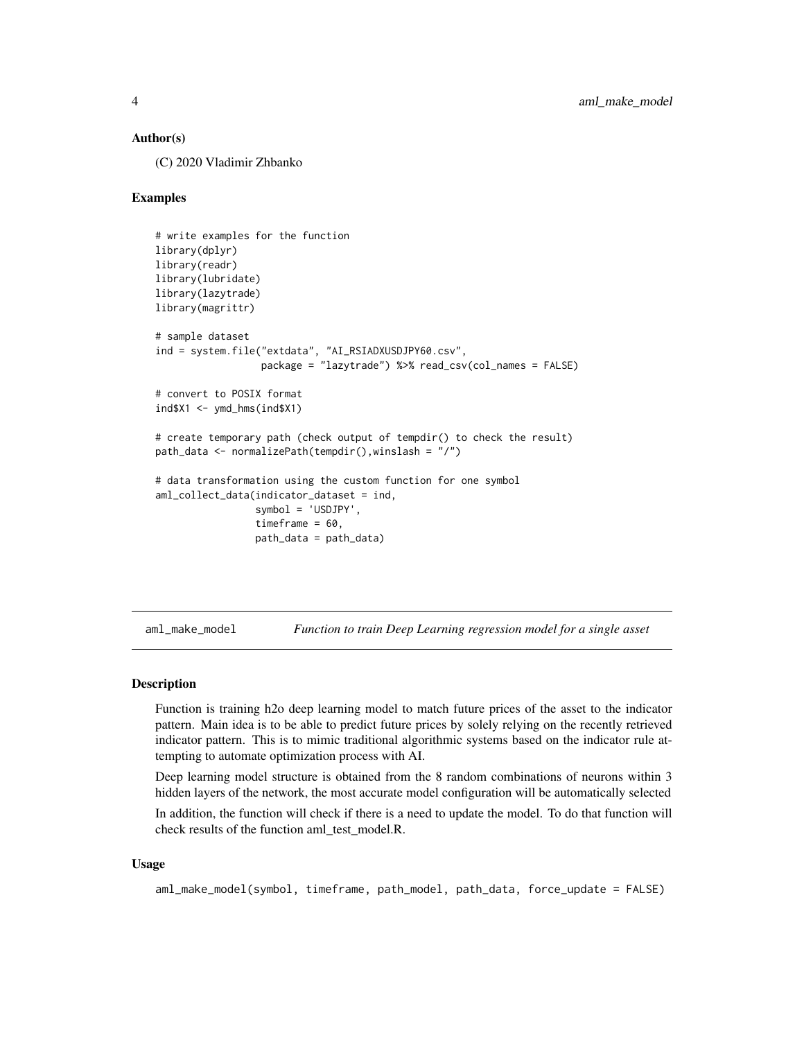### Author(s)

(C) 2020 Vladimir Zhbanko

### Examples

```
# write examples for the function
library(dplyr)
library(readr)
library(lubridate)
library(lazytrade)
library(magrittr)

# sample dataset
ind = system.file("extdata", "AI_RSIADXUSDJPY60.csv",
                  package = "lazytrade") %>% read_csv(col_names = FALSE)

# convert to POSIX format
ind$X1 <- ymd_hms(ind$X1)

# create temporary path (check output of tempdir() to check the result)
path_data <- normalizePath(tempdir(),winslash = "/")

# data transformation using the custom function for one symbol
aml_collect_data(indicator_dataset = ind,
                 symbol = 'USDJPY',
                 timeframe = 60,
                 path_data = path_data)
```

---

## aml_make_model *Function to train Deep Learning regression model for a single asset*

### Description

Function is training h2o deep learning model to match future prices of the asset to the indicator pattern. Main idea is to be able to predict future prices by solely relying on the recently retrieved indicator pattern. This is to mimic traditional algorithmic systems based on the indicator rule attempting to automate optimization process with AI.

Deep learning model structure is obtained from the 8 random combinations of neurons within 3 hidden layers of the network, the most accurate model configuration will be automatically selected

In addition, the function will check if there is a need to update the model. To do that function will check results of the function aml_test_model.R.

### Usage

```
aml_make_model(symbol, timeframe, path_model, path_data, force_update = FALSE)
```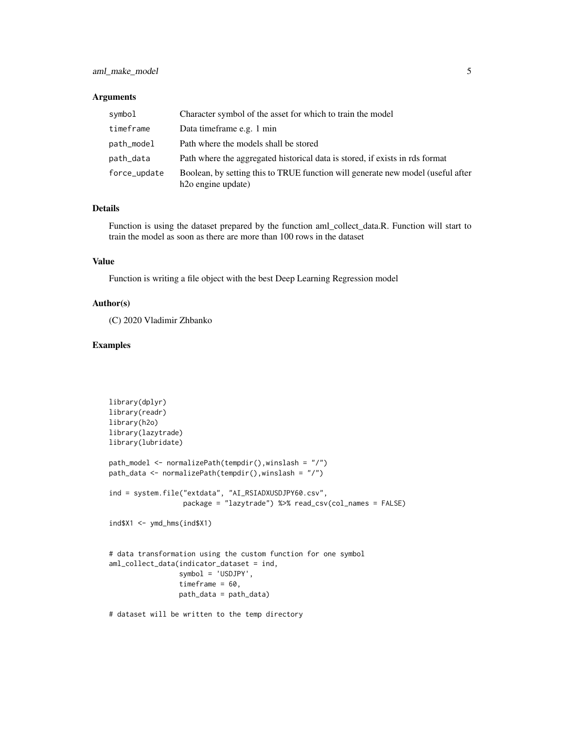### Arguments

| | |
|---|---|
| symbol | Character symbol of the asset for which to train the model |
| timeframe | Data timeframe e.g. 1 min |
| path_model | Path where the models shall be stored |
| path_data | Path where the aggregated historical data is stored, if exists in rds format |
| force_update | Boolean, by setting this to TRUE function will generate new model (useful after h2o engine update) |

### Details

Function is using the dataset prepared by the function aml_collect_data.R. Function will start to train the model as soon as there are more than 100 rows in the dataset

### Value

Function is writing a file object with the best Deep Learning Regression model

### Author(s)

(C) 2020 Vladimir Zhbanko

### Examples

```
library(dplyr)
library(readr)
library(h2o)
library(lazytrade)
library(lubridate)

path_model <- normalizePath(tempdir(),winslash = "/")
path_data <- normalizePath(tempdir(),winslash = "/")

ind = system.file("extdata", "AI_RSIADXUSDJPY60.csv",
                  package = "lazytrade") %>% read_csv(col_names = FALSE)

ind$X1 <- ymd_hms(ind$X1)


# data transformation using the custom function for one symbol
aml_collect_data(indicator_dataset = ind,
                 symbol = 'USDJPY',
                 timeframe = 60,
                 path_data = path_data)

# dataset will be written to the temp directory
```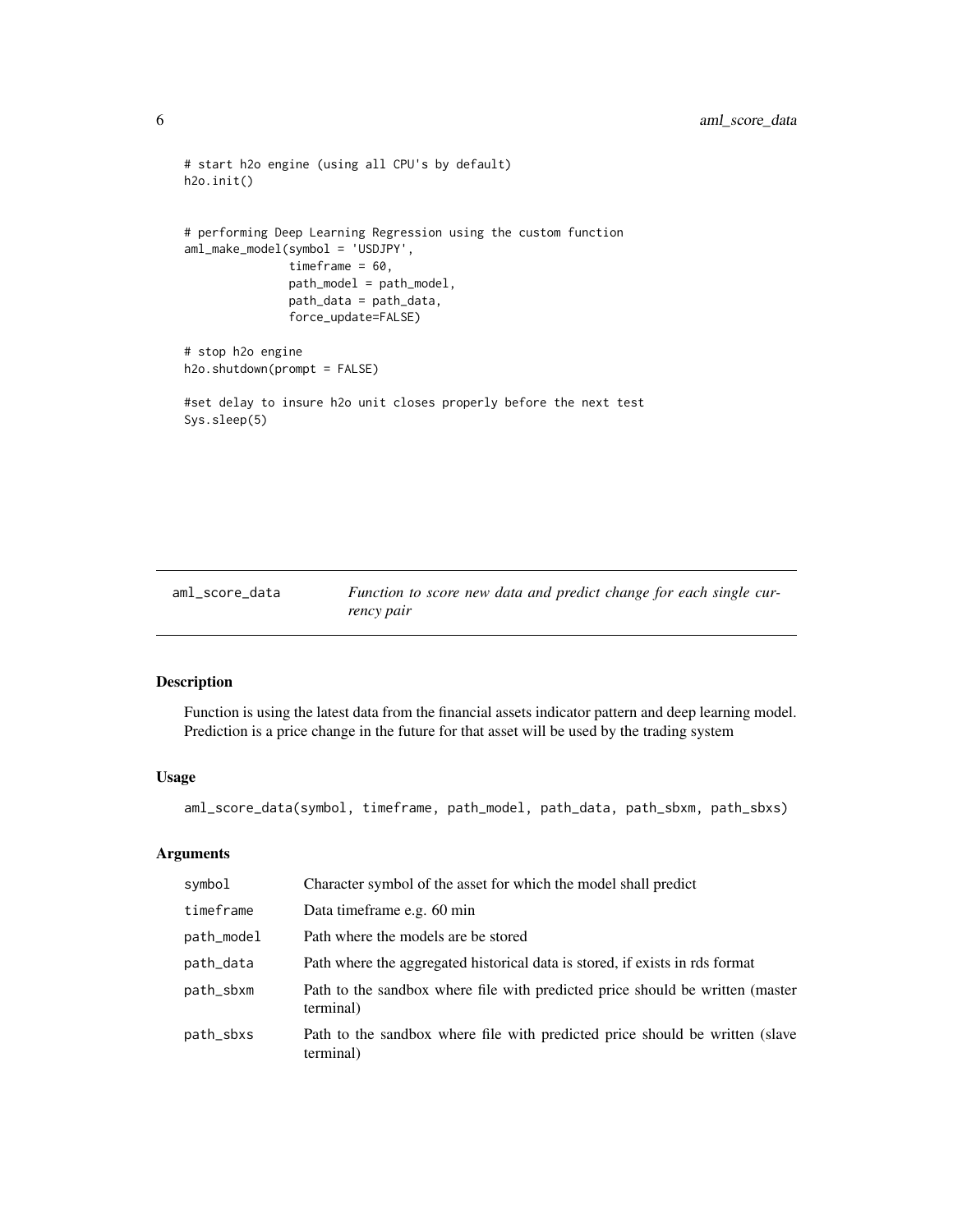```
# start h2o engine (using all CPU's by default)
h2o.init()


# performing Deep Learning Regression using the custom function
aml_make_model(symbol = 'USDJPY',
               timeframe = 60,
               path_model = path_model,
               path_data = path_data,
               force_update=FALSE)

# stop h2o engine
h2o.shutdown(prompt = FALSE)

#set delay to insure h2o unit closes properly before the next test
Sys.sleep(5)
```

## aml_score_data — *Function to score new data and predict change for each single currency pair*

### Description

Function is using the latest data from the financial assets indicator pattern and deep learning model. Prediction is a price change in the future for that asset will be used by the trading system

### Usage

```
aml_score_data(symbol, timeframe, path_model, path_data, path_sbxm, path_sbxs)
```

### Arguments

| | |
|---|---|
| symbol | Character symbol of the asset for which the model shall predict |
| timeframe | Data timeframe e.g. 60 min |
| path_model | Path where the models are be stored |
| path_data | Path where the aggregated historical data is stored, if exists in rds format |
| path_sbxm | Path to the sandbox where file with predicted price should be written (master terminal) |
| path_sbxs | Path to the sandbox where file with predicted price should be written (slave terminal) |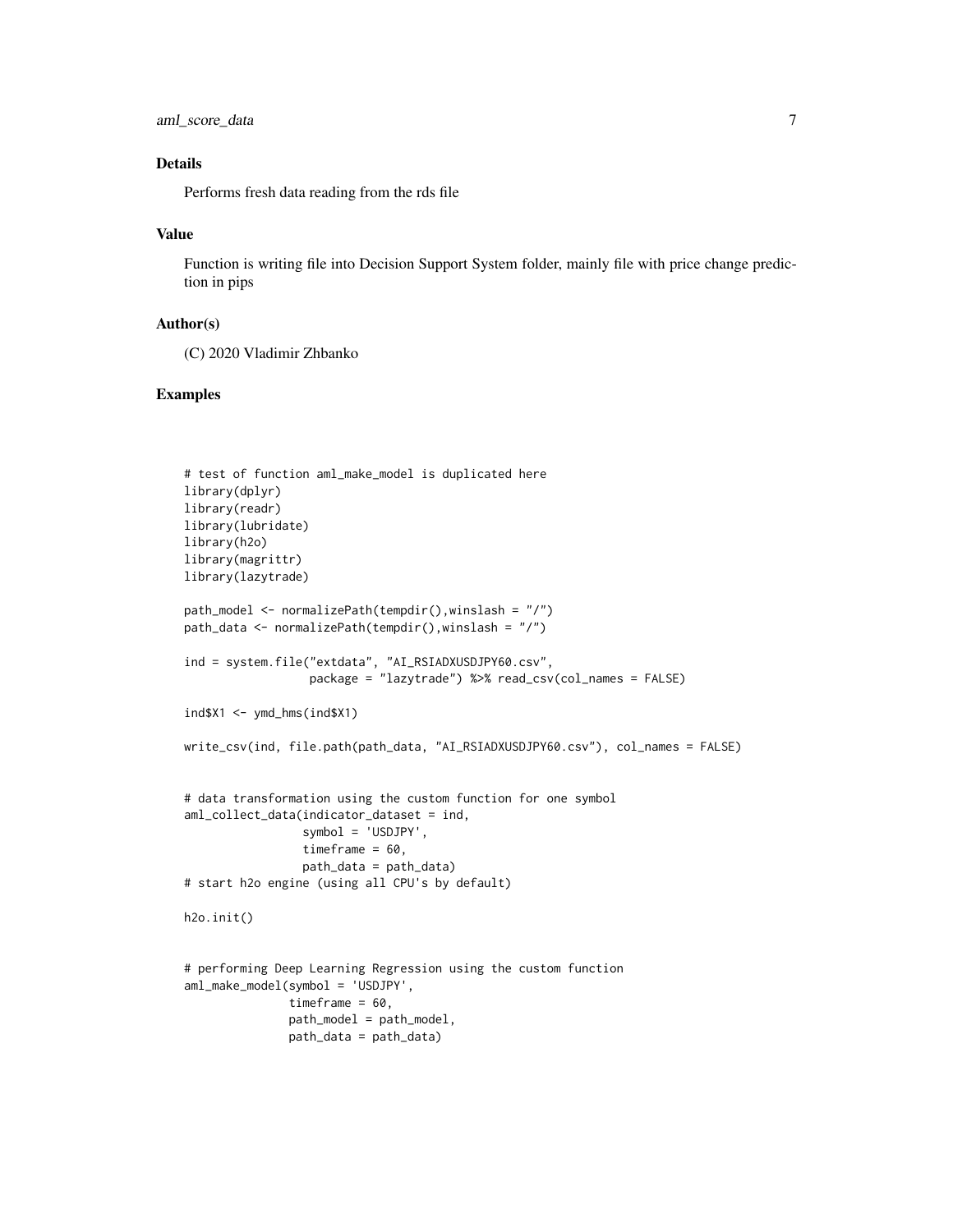## Details

Performs fresh data reading from the rds file

## Value

Function is writing file into Decision Support System folder, mainly file with price change prediction in pips

## Author(s)

(C) 2020 Vladimir Zhbanko

## Examples

```
# test of function aml_make_model is duplicated here
library(dplyr)
library(readr)
library(lubridate)
library(h2o)
library(magrittr)
library(lazytrade)

path_model <- normalizePath(tempdir(),winslash = "/")
path_data <- normalizePath(tempdir(),winslash = "/")

ind = system.file("extdata", "AI_RSIADXUSDJPY60.csv",
                  package = "lazytrade") %>% read_csv(col_names = FALSE)

ind$X1 <- ymd_hms(ind$X1)

write_csv(ind, file.path(path_data, "AI_RSIADXUSDJPY60.csv"), col_names = FALSE)


# data transformation using the custom function for one symbol
aml_collect_data(indicator_dataset = ind,
                 symbol = 'USDJPY',
                 timeframe = 60,
                 path_data = path_data)
# start h2o engine (using all CPU's by default)

h2o.init()


# performing Deep Learning Regression using the custom function
aml_make_model(symbol = 'USDJPY',
               timeframe = 60,
               path_model = path_model,
               path_data = path_data)
```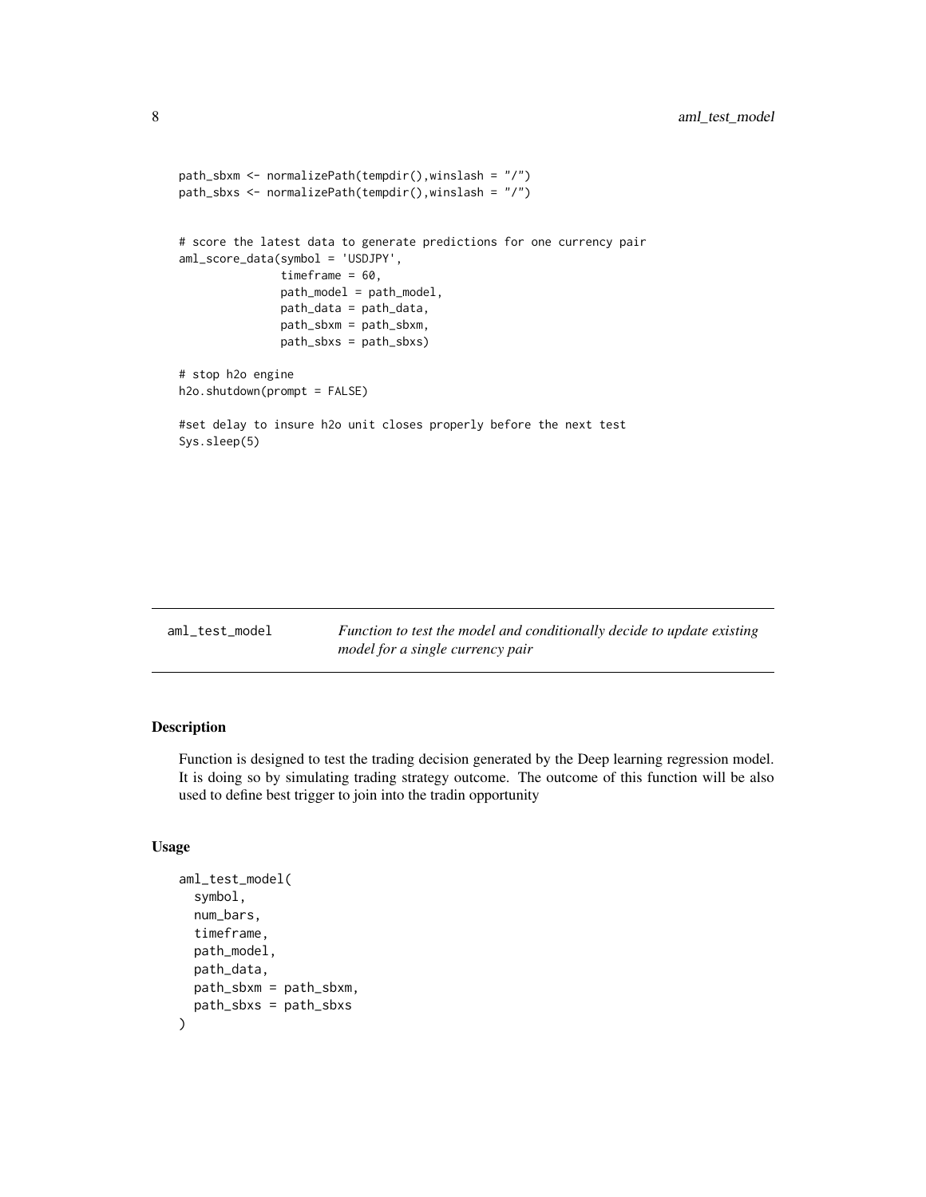```
path_sbxm <- normalizePath(tempdir(),winslash = "/")
path_sbxs <- normalizePath(tempdir(),winslash = "/")


# score the latest data to generate predictions for one currency pair
aml_score_data(symbol = 'USDJPY',
               timeframe = 60,
               path_model = path_model,
               path_data = path_data,
               path_sbxm = path_sbxm,
               path_sbxs = path_sbxs)

# stop h2o engine
h2o.shutdown(prompt = FALSE)

#set delay to insure h2o unit closes properly before the next test
Sys.sleep(5)
```

---

## aml_test_model — *Function to test the model and conditionally decide to update existing model for a single currency pair*

### Description

Function is designed to test the trading decision generated by the Deep learning regression model. It is doing so by simulating trading strategy outcome. The outcome of this function will be also used to define best trigger to join into the tradin opportunity

### Usage

```
aml_test_model(
  symbol,
  num_bars,
  timeframe,
  path_model,
  path_data,
  path_sbxm = path_sbxm,
  path_sbxs = path_sbxs
)
```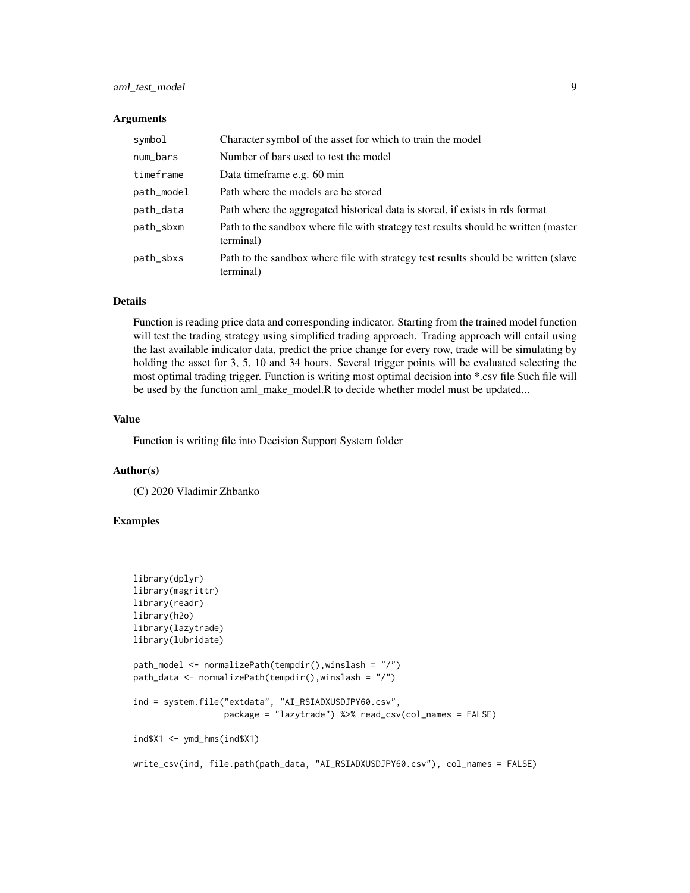### Arguments

| | |
|---|---|
| symbol | Character symbol of the asset for which to train the model |
| num_bars | Number of bars used to test the model |
| timeframe | Data timeframe e.g. 60 min |
| path_model | Path where the models are be stored |
| path_data | Path where the aggregated historical data is stored, if exists in rds format |
| path_sbxm | Path to the sandbox where file with strategy test results should be written (master terminal) |
| path_sbxs | Path to the sandbox where file with strategy test results should be written (slave terminal) |

### Details

Function is reading price data and corresponding indicator. Starting from the trained model function will test the trading strategy using simplified trading approach. Trading approach will entail using the last available indicator data, predict the price change for every row, trade will be simulating by holding the asset for 3, 5, 10 and 34 hours. Several trigger points will be evaluated selecting the most optimal trading trigger. Function is writing most optimal decision into *.csv file Such file will be used by the function aml_make_model.R to decide whether model must be updated...

### Value

Function is writing file into Decision Support System folder

### Author(s)

(C) 2020 Vladimir Zhbanko

### Examples

```
library(dplyr)
library(magrittr)
library(readr)
library(h2o)
library(lazytrade)
library(lubridate)

path_model <- normalizePath(tempdir(),winslash = "/")
path_data <- normalizePath(tempdir(),winslash = "/")

ind = system.file("extdata", "AI_RSIADXUSDJPY60.csv",
                  package = "lazytrade") %>% read_csv(col_names = FALSE)

ind$X1 <- ymd_hms(ind$X1)

write_csv(ind, file.path(path_data, "AI_RSIADXUSDJPY60.csv"), col_names = FALSE)
```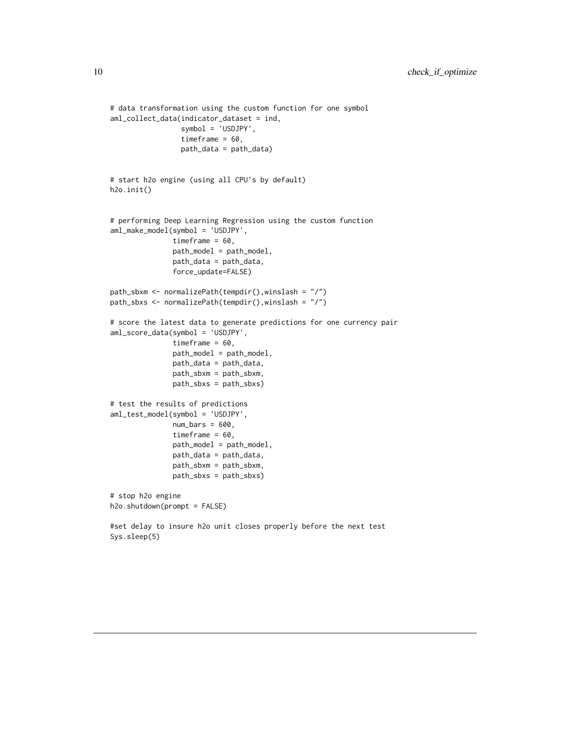```
# data transformation using the custom function for one symbol
aml_collect_data(indicator_dataset = ind,
                 symbol = 'USDJPY',
                 timeframe = 60,
                 path_data = path_data)


# start h2o engine (using all CPU's by default)
h2o.init()


# performing Deep Learning Regression using the custom function
aml_make_model(symbol = 'USDJPY',
               timeframe = 60,
               path_model = path_model,
               path_data = path_data,
               force_update=FALSE)

path_sbxm <- normalizePath(tempdir(),winslash = "/")
path_sbxs <- normalizePath(tempdir(),winslash = "/")

# score the latest data to generate predictions for one currency pair
aml_score_data(symbol = 'USDJPY',
               timeframe = 60,
               path_model = path_model,
               path_data = path_data,
               path_sbxm = path_sbxm,
               path_sbxs = path_sbxs)

# test the results of predictions
aml_test_model(symbol = 'USDJPY',
               num_bars = 600,
               timeframe = 60,
               path_model = path_model,
               path_data = path_data,
               path_sbxm = path_sbxm,
               path_sbxs = path_sbxs)

# stop h2o engine
h2o.shutdown(prompt = FALSE)

#set delay to insure h2o unit closes properly before the next test
Sys.sleep(5)
```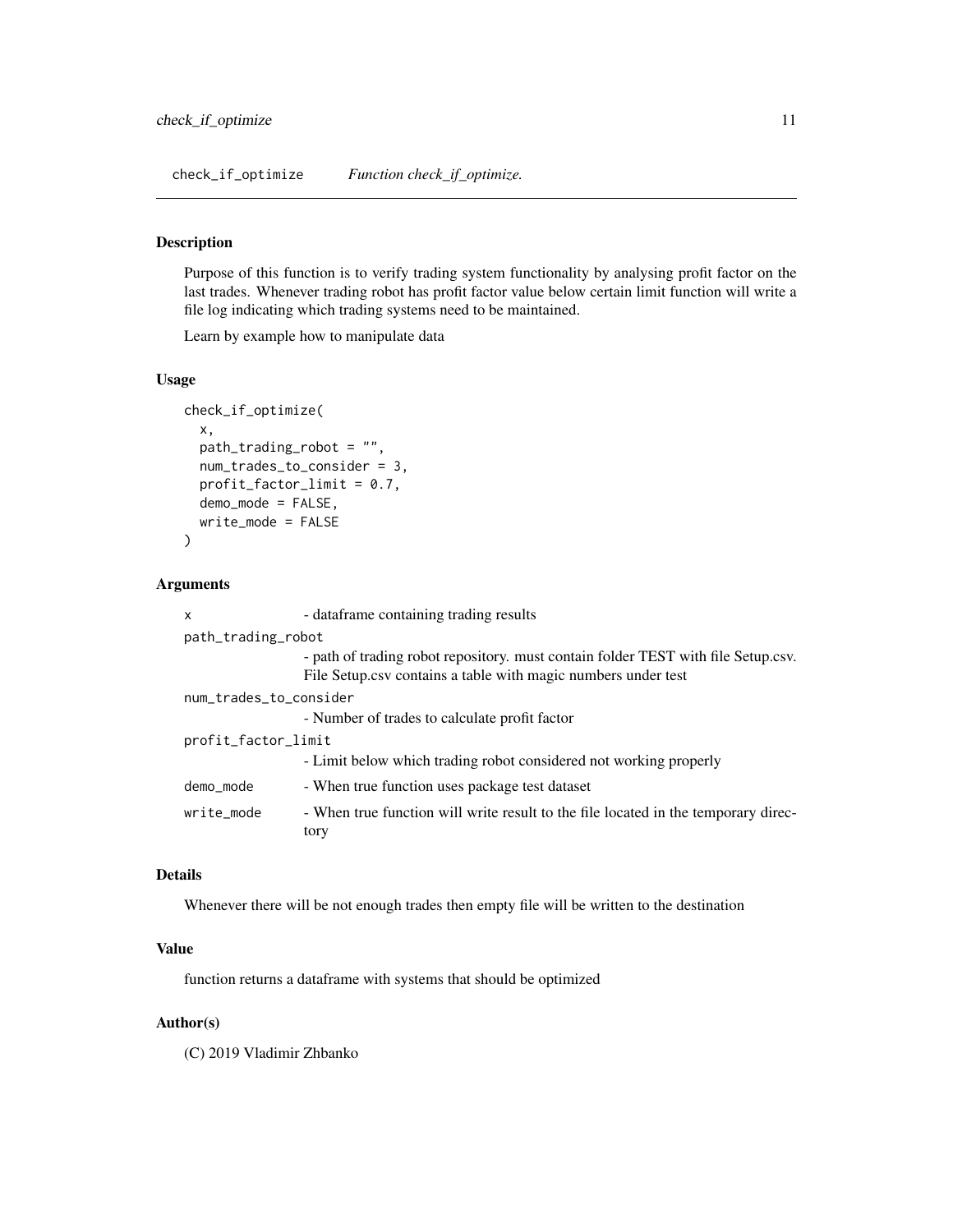# check_if_optimize — *Function check_if_optimize.*

## Description

Purpose of this function is to verify trading system functionality by analysing profit factor on the last trades. Whenever trading robot has profit factor value below certain limit function will write a file log indicating which trading systems need to be maintained.

Learn by example how to manipulate data

## Usage

```
check_if_optimize(
  x,
  path_trading_robot = "",
  num_trades_to_consider = 3,
  profit_factor_limit = 0.7,
  demo_mode = FALSE,
  write_mode = FALSE
)
```

## Arguments

| Argument | Description |
|---|---|
| `x` | - dataframe containing trading results |
| `path_trading_robot` | - path of trading robot repository. must contain folder TEST with file Setup.csv. File Setup.csv contains a table with magic numbers under test |
| `num_trades_to_consider` | - Number of trades to calculate profit factor |
| `profit_factor_limit` | - Limit below which trading robot considered not working properly |
| `demo_mode` | - When true function uses package test dataset |
| `write_mode` | - When true function will write result to the file located in the temporary directory |

## Details

Whenever there will be not enough trades then empty file will be written to the destination

## Value

function returns a dataframe with systems that should be optimized

## Author(s)

(C) 2019 Vladimir Zhbanko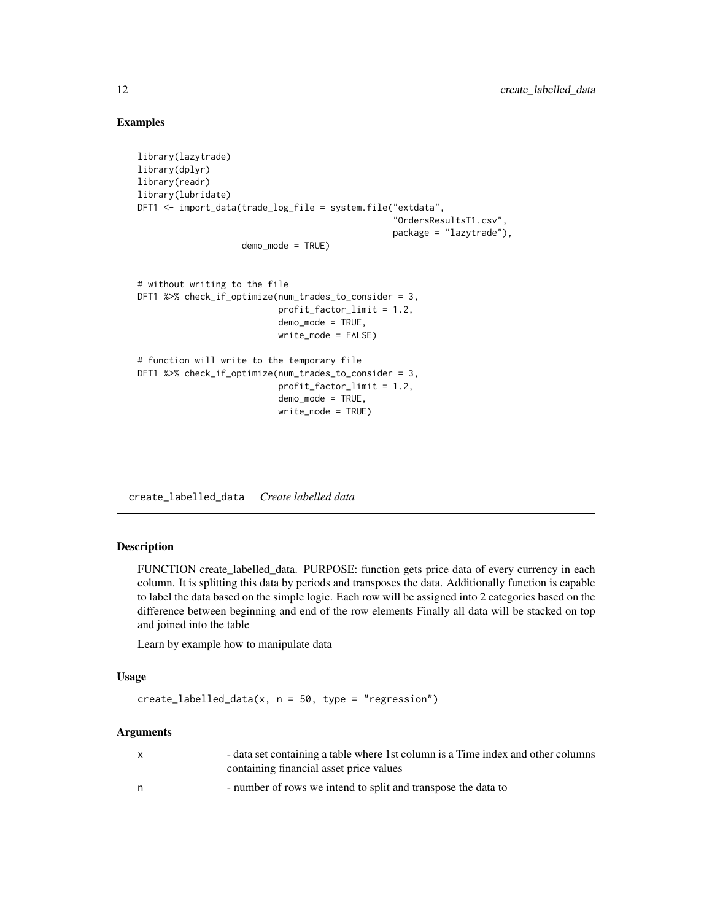### Examples

```
library(lazytrade)
library(dplyr)
library(readr)
library(lubridate)
DFT1 <- import_data(trade_log_file = system.file("extdata",
                                                  "OrdersResultsT1.csv",
                                                  package = "lazytrade"),
                    demo_mode = TRUE)


# without writing to the file
DFT1 %>% check_if_optimize(num_trades_to_consider = 3,
                           profit_factor_limit = 1.2,
                           demo_mode = TRUE,
                           write_mode = FALSE)

# function will write to the temporary file
DFT1 %>% check_if_optimize(num_trades_to_consider = 3,
                           profit_factor_limit = 1.2,
                           demo_mode = TRUE,
                           write_mode = TRUE)
```

---

## create_labelled_data *Create labelled data*

### Description

FUNCTION create_labelled_data. PURPOSE: function gets price data of every currency in each column. It is splitting this data by periods and transposes the data. Additionally function is capable to label the data based on the simple logic. Each row will be assigned into 2 categories based on the difference between beginning and end of the row elements Finally all data will be stacked on top and joined into the table

Learn by example how to manipulate data

### Usage

```
create_labelled_data(x, n = 50, type = "regression")
```

### Arguments

| | |
|---|---|
| x | - data set containing a table where 1st column is a Time index and other columns containing financial asset price values |
| n | - number of rows we intend to split and transpose the data to |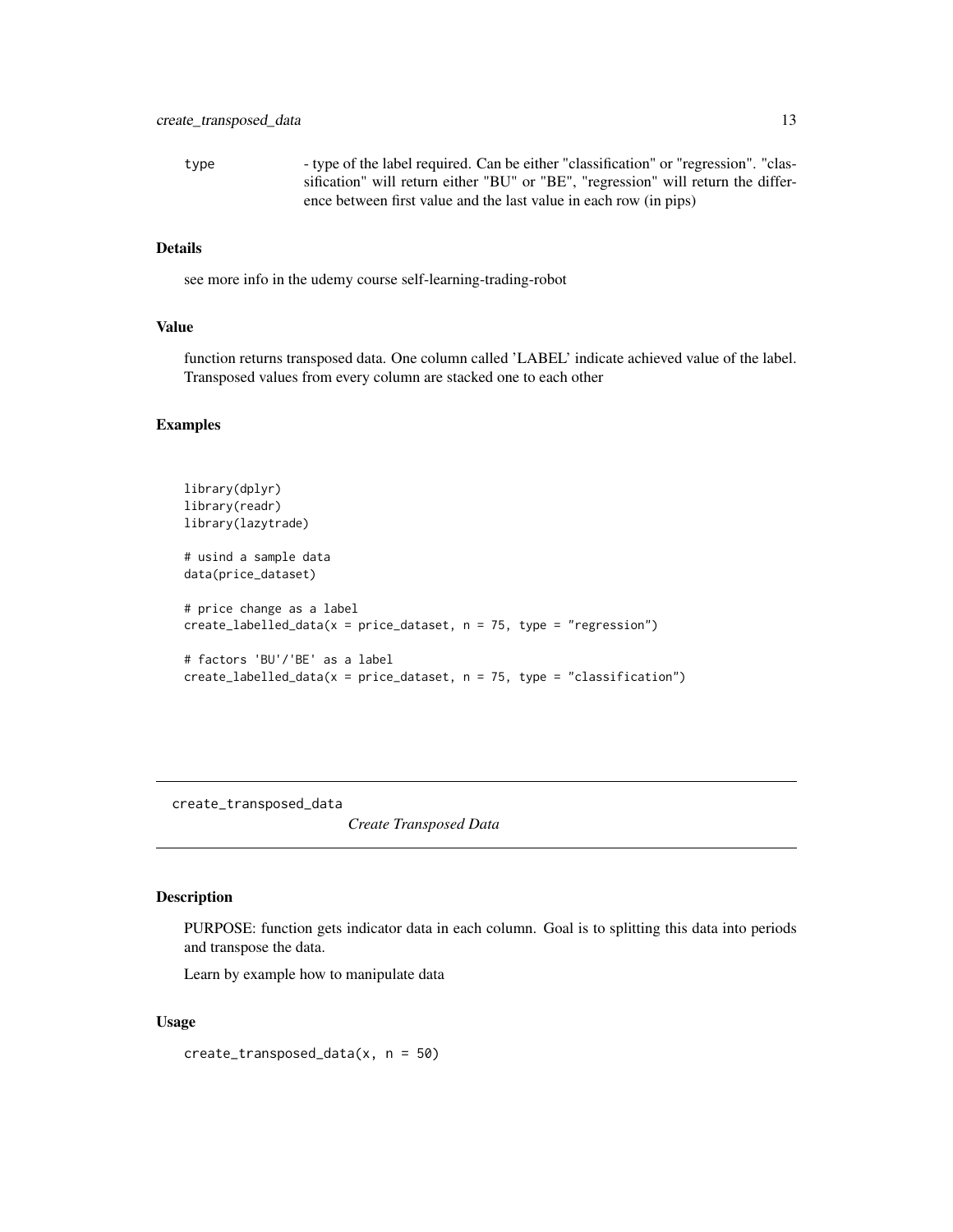type - type of the label required. Can be either "classification" or "regression". "classification" will return either "BU" or "BE", "regression" will return the difference between first value and the last value in each row (in pips)

### Details

see more info in the udemy course self-learning-trading-robot

### Value

function returns transposed data. One column called 'LABEL' indicate achieved value of the label. Transposed values from every column are stacked one to each other

### Examples

```
library(dplyr)
library(readr)
library(lazytrade)

# usind a sample data
data(price_dataset)

# price change as a label
create_labelled_data(x = price_dataset, n = 75, type = "regression")

# factors 'BU'/'BE' as a label
create_labelled_data(x = price_dataset, n = 75, type = "classification")
```

---

## create_transposed_data &nbsp;&nbsp;&nbsp;&nbsp; *Create Transposed Data*

---

### Description

PURPOSE: function gets indicator data in each column. Goal is to splitting this data into periods and transpose the data.

Learn by example how to manipulate data

### Usage

```
create_transposed_data(x, n = 50)
```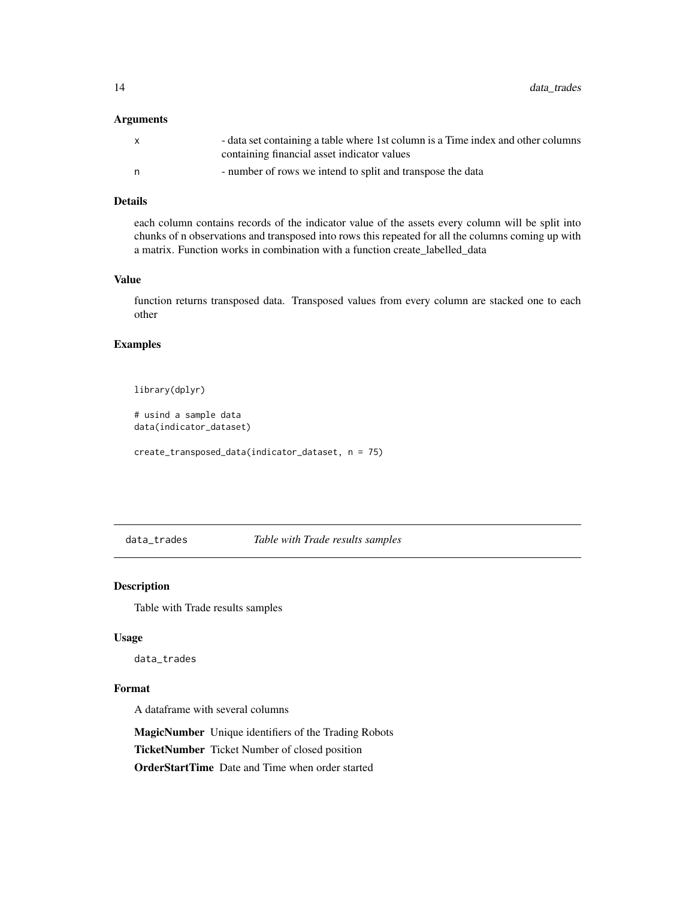### Arguments

| | |
|---|---|
| x | - data set containing a table where 1st column is a Time index and other columns containing financial asset indicator values |
| n | - number of rows we intend to split and transpose the data |

### Details

each column contains records of the indicator value of the assets every column will be split into chunks of n observations and transposed into rows this repeated for all the columns coming up with a matrix. Function works in combination with a function create_labelled_data

### Value

function returns transposed data. Transposed values from every column are stacked one to each other

### Examples

```
library(dplyr)

# usind a sample data
data(indicator_dataset)

create_transposed_data(indicator_dataset, n = 75)
```

---

## data_trades *Table with Trade results samples*

### Description

Table with Trade results samples

### Usage

```
data_trades
```

### Format

A dataframe with several columns

**MagicNumber** Unique identifiers of the Trading Robots

**TicketNumber** Ticket Number of closed position

**OrderStartTime** Date and Time when order started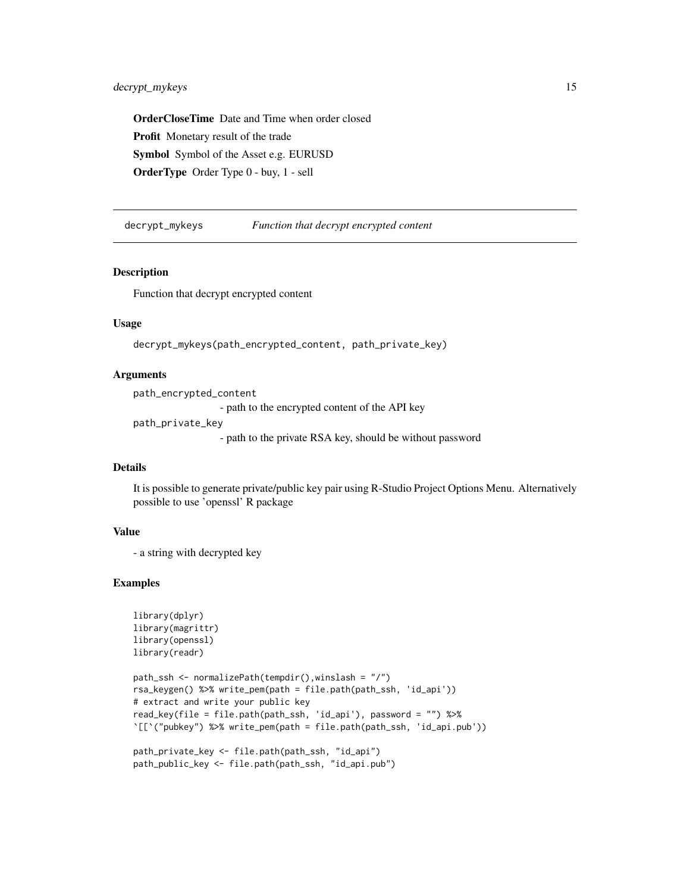**OrderCloseTime** Date and Time when order closed

**Profit** Monetary result of the trade

**Symbol** Symbol of the Asset e.g. EURUSD

**OrderType** Order Type 0 - buy, 1 - sell

---

## decrypt_mykeys *Function that decrypt encrypted content*

### Description

Function that decrypt encrypted content

### Usage

```
decrypt_mykeys(path_encrypted_content, path_private_key)
```

### Arguments

`path_encrypted_content`
- path to the encrypted content of the API key

`path_private_key`
- path to the private RSA key, should be without password

### Details

It is possible to generate private/public key pair using R-Studio Project Options Menu. Alternatively possible to use 'openssl' R package

### Value

- a string with decrypted key

### Examples

```
library(dplyr)
library(magrittr)
library(openssl)
library(readr)

path_ssh <- normalizePath(tempdir(),winslash = "/")
rsa_keygen() %>% write_pem(path = file.path(path_ssh, 'id_api'))
# extract and write your public key
read_key(file = file.path(path_ssh, 'id_api'), password = "") %>%
`[[`("pubkey") %>% write_pem(path = file.path(path_ssh, 'id_api.pub'))

path_private_key <- file.path(path_ssh, "id_api")
path_public_key <- file.path(path_ssh, "id_api.pub")
```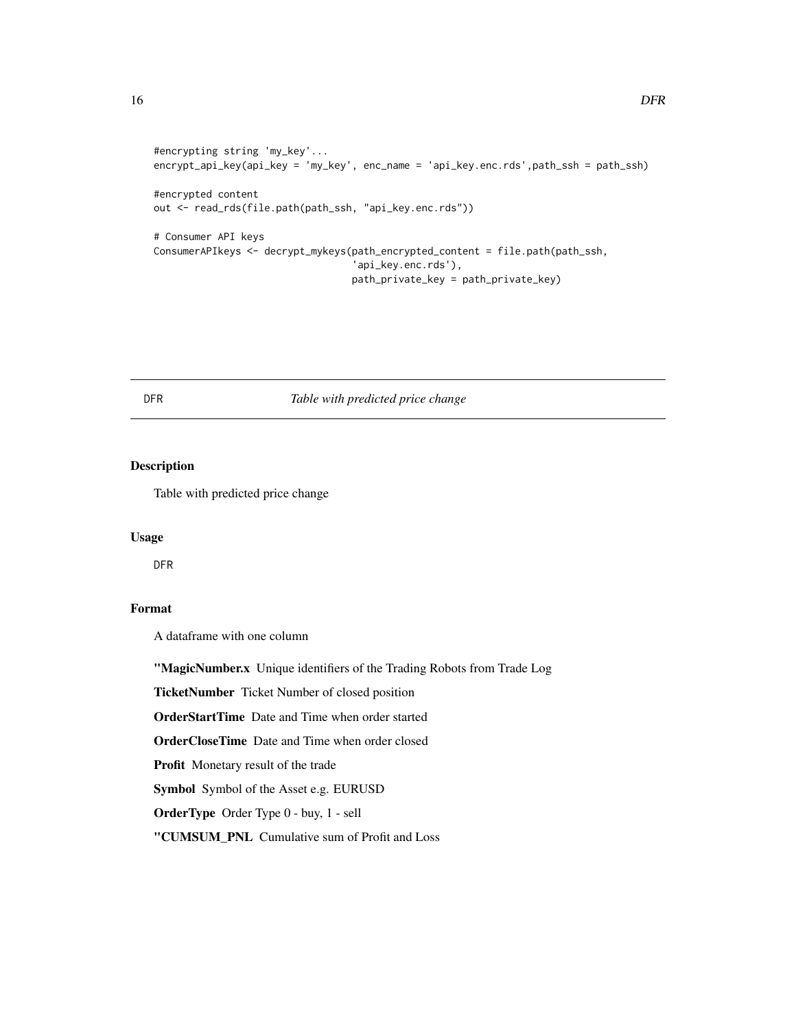```
#encrypting string 'my_key'...
encrypt_api_key(api_key = 'my_key', enc_name = 'api_key.enc.rds',path_ssh = path_ssh)

#encrypted content
out <- read_rds(file.path(path_ssh, "api_key.enc.rds"))

# Consumer API keys
ConsumerAPIkeys <- decrypt_mykeys(path_encrypted_content = file.path(path_ssh,
                                  'api_key.enc.rds'),
                                  path_private_key = path_private_key)
```

## DFR *Table with predicted price change*

### Description

Table with predicted price change

### Usage

```
DFR
```

### Format

A dataframe with one column

**"MagicNumber.x** Unique identifiers of the Trading Robots from Trade Log

**TicketNumber** Ticket Number of closed position

**OrderStartTime** Date and Time when order started

**OrderCloseTime** Date and Time when order closed

**Profit** Monetary result of the trade

**Symbol** Symbol of the Asset e.g. EURUSD

**OrderType** Order Type 0 - buy, 1 - sell

**"CUMSUM_PNL** Cumulative sum of Profit and Loss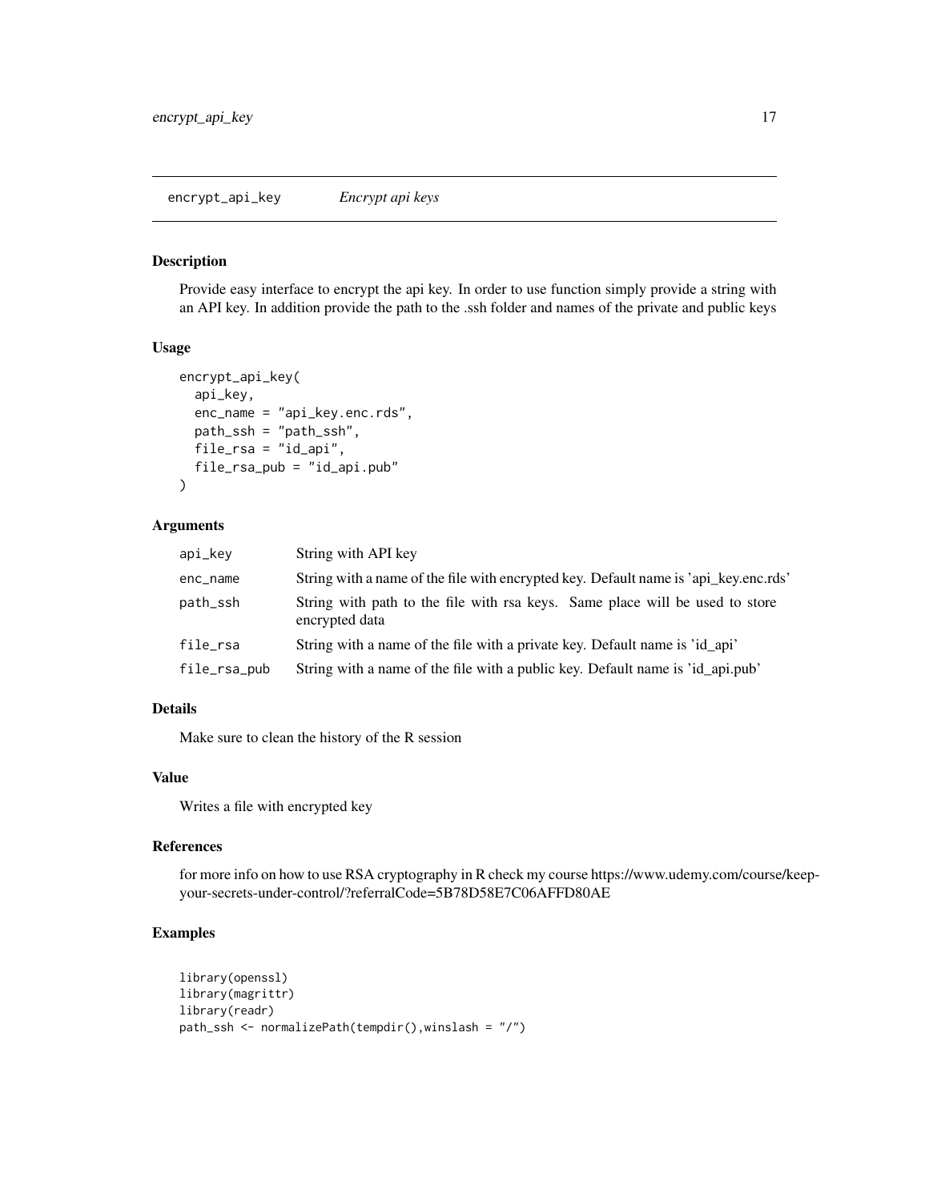encrypt_api_key *Encrypt api keys*

### Description

Provide easy interface to encrypt the api key. In order to use function simply provide a string with an API key. In addition provide the path to the .ssh folder and names of the private and public keys

### Usage

```
encrypt_api_key(
  api_key,
  enc_name = "api_key.enc.rds",
  path_ssh = "path_ssh",
  file_rsa = "id_api",
  file_rsa_pub = "id_api.pub"
)
```

### Arguments

| | |
|---|---|
| api_key | String with API key |
| enc_name | String with a name of the file with encrypted key. Default name is 'api_key.enc.rds' |
| path_ssh | String with path to the file with rsa keys. Same place will be used to store encrypted data |
| file_rsa | String with a name of the file with a private key. Default name is 'id_api' |
| file_rsa_pub | String with a name of the file with a public key. Default name is 'id_api.pub' |

### Details

Make sure to clean the history of the R session

### Value

Writes a file with encrypted key

### References

for more info on how to use RSA cryptography in R check my course https://www.udemy.com/course/keep-your-secrets-under-control/?referralCode=5B78D58E7C06AFFD80AE

### Examples

```
library(openssl)
library(magrittr)
library(readr)
path_ssh <- normalizePath(tempdir(),winslash = "/")
```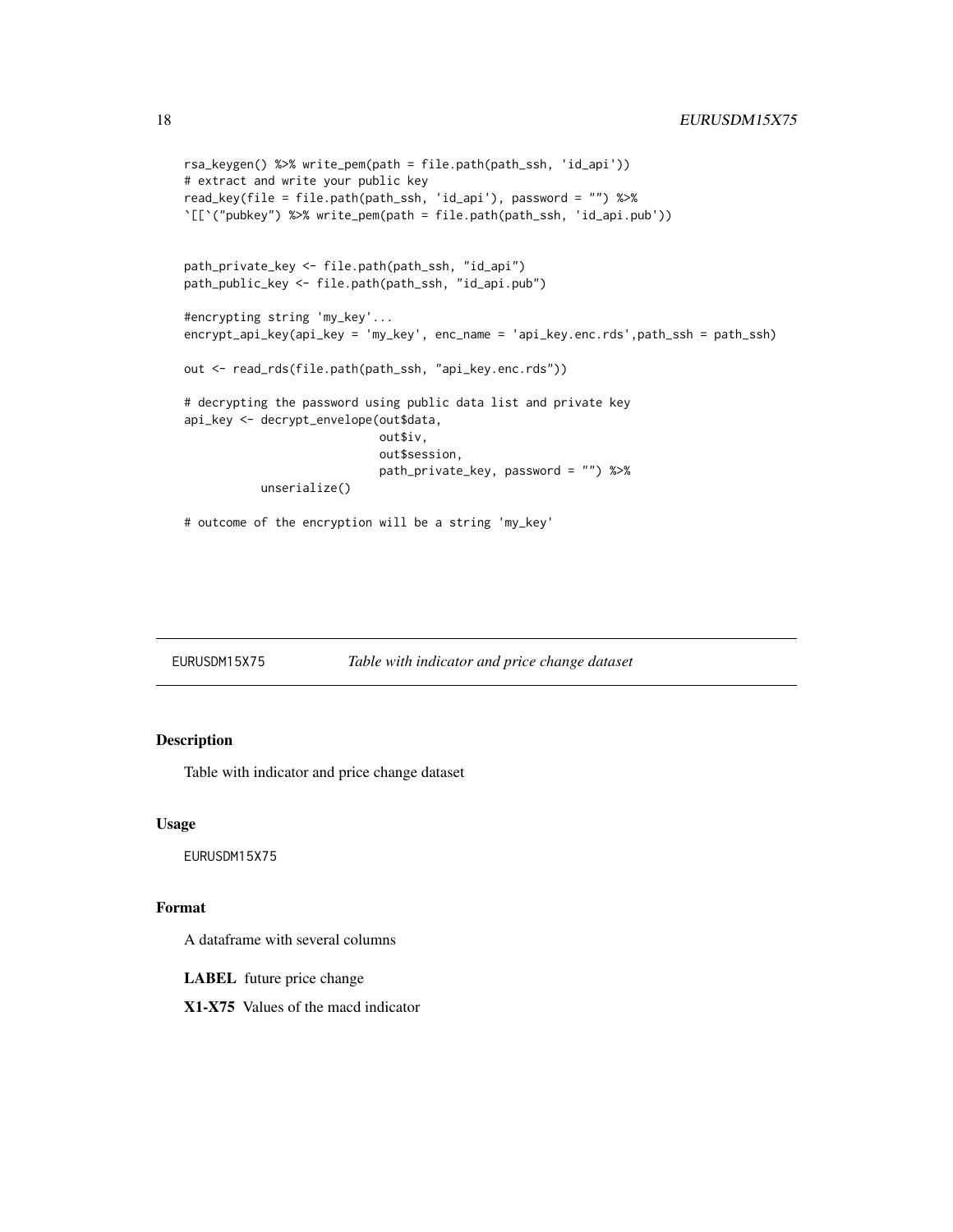```
rsa_keygen() %>% write_pem(path = file.path(path_ssh, 'id_api'))
# extract and write your public key
read_key(file = file.path(path_ssh, 'id_api'), password = "") %>%
`[[`("pubkey") %>% write_pem(path = file.path(path_ssh, 'id_api.pub'))


path_private_key <- file.path(path_ssh, "id_api")
path_public_key <- file.path(path_ssh, "id_api.pub")

#encrypting string 'my_key'...
encrypt_api_key(api_key = 'my_key', enc_name = 'api_key.enc.rds',path_ssh = path_ssh)

out <- read_rds(file.path(path_ssh, "api_key.enc.rds"))

# decrypting the password using public data list and private key
api_key <- decrypt_envelope(out$data,
                            out$iv,
                            out$session,
                            path_private_key, password = "") %>%
           unserialize()

# outcome of the encryption will be a string 'my_key'
```

## EURUSDM15X75 — *Table with indicator and price change dataset*

### Description

Table with indicator and price change dataset

### Usage

```
EURUSDM15X75
```

### Format

A dataframe with several columns

**LABEL** future price change

**X1-X75** Values of the macd indicator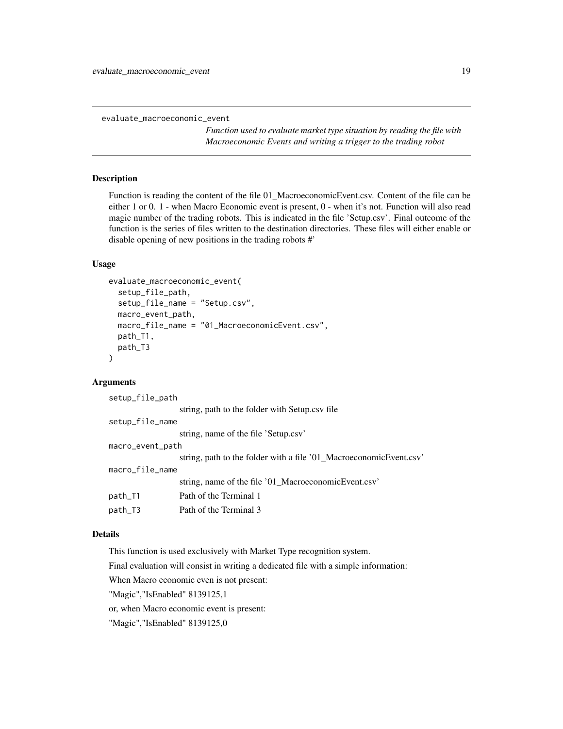## evaluate_macroeconomic_event

*Function used to evaluate market type situation by reading the file with Macroeconomic Events and writing a trigger to the trading robot*

### Description

Function is reading the content of the file 01_MacroeconomicEvent.csv. Content of the file can be either 1 or 0. 1 - when Macro Economic event is present, 0 - when it's not. Function will also read magic number of the trading robots. This is indicated in the file 'Setup.csv'. Final outcome of the function is the series of files written to the destination directories. These files will either enable or disable opening of new positions in the trading robots #'

### Usage

```
evaluate_macroeconomic_event(
  setup_file_path,
  setup_file_name = "Setup.csv",
  macro_event_path,
  macro_file_name = "01_MacroeconomicEvent.csv",
  path_T1,
  path_T3
)
```

### Arguments

| | |
|---|---|
| setup_file_path | string, path to the folder with Setup.csv file |
| setup_file_name | string, name of the file 'Setup.csv' |
| macro_event_path | string, path to the folder with a file '01_MacroeconomicEvent.csv' |
| macro_file_name | string, name of the file '01_MacroeconomicEvent.csv' |
| path_T1 | Path of the Terminal 1 |
| path_T3 | Path of the Terminal 3 |

### Details

This function is used exclusively with Market Type recognition system.

Final evaluation will consist in writing a dedicated file with a simple information:

When Macro economic even is not present:

"Magic","IsEnabled" 8139125,1

or, when Macro economic event is present:

"Magic","IsEnabled" 8139125,0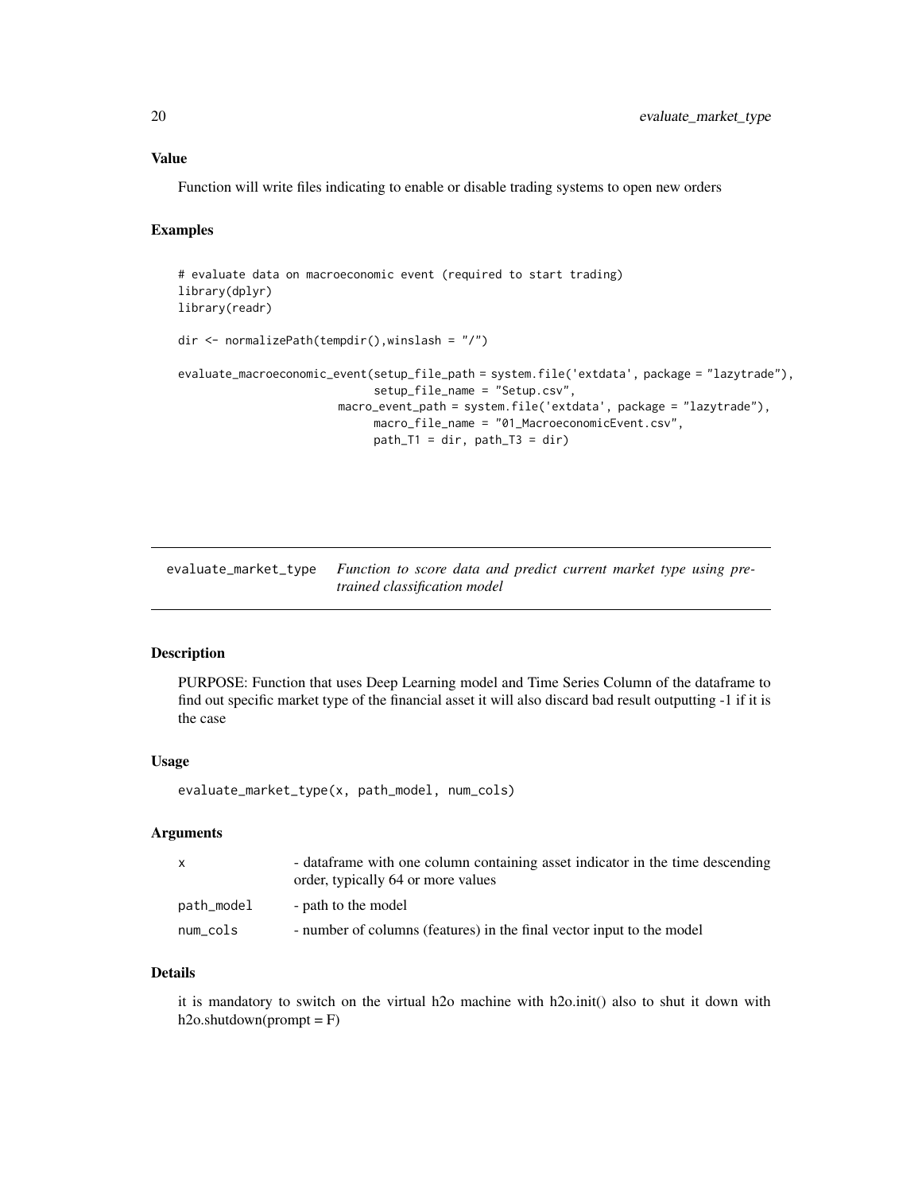### Value

Function will write files indicating to enable or disable trading systems to open new orders

### Examples

```
# evaluate data on macroeconomic event (required to start trading)
library(dplyr)
library(readr)

dir <- normalizePath(tempdir(),winslash = "/")

evaluate_macroeconomic_event(setup_file_path = system.file('extdata', package = "lazytrade"),
                             setup_file_name = "Setup.csv",
                       macro_event_path = system.file('extdata', package = "lazytrade"),
                             macro_file_name = "01_MacroeconomicEvent.csv",
                             path_T1 = dir, path_T3 = dir)
```

---

## evaluate_market_type *Function to score data and predict current market type using pre-trained classification model*

---

### Description

PURPOSE: Function that uses Deep Learning model and Time Series Column of the dataframe to find out specific market type of the financial asset it will also discard bad result outputting -1 if it is the case

### Usage

```
evaluate_market_type(x, path_model, num_cols)
```

### Arguments

| | |
|---|---|
| x | - dataframe with one column containing asset indicator in the time descending order, typically 64 or more values |
| path_model | - path to the model |
| num_cols | - number of columns (features) in the final vector input to the model |

### Details

it is mandatory to switch on the virtual h2o machine with h2o.init() also to shut it down with h2o.shutdown(prompt = F)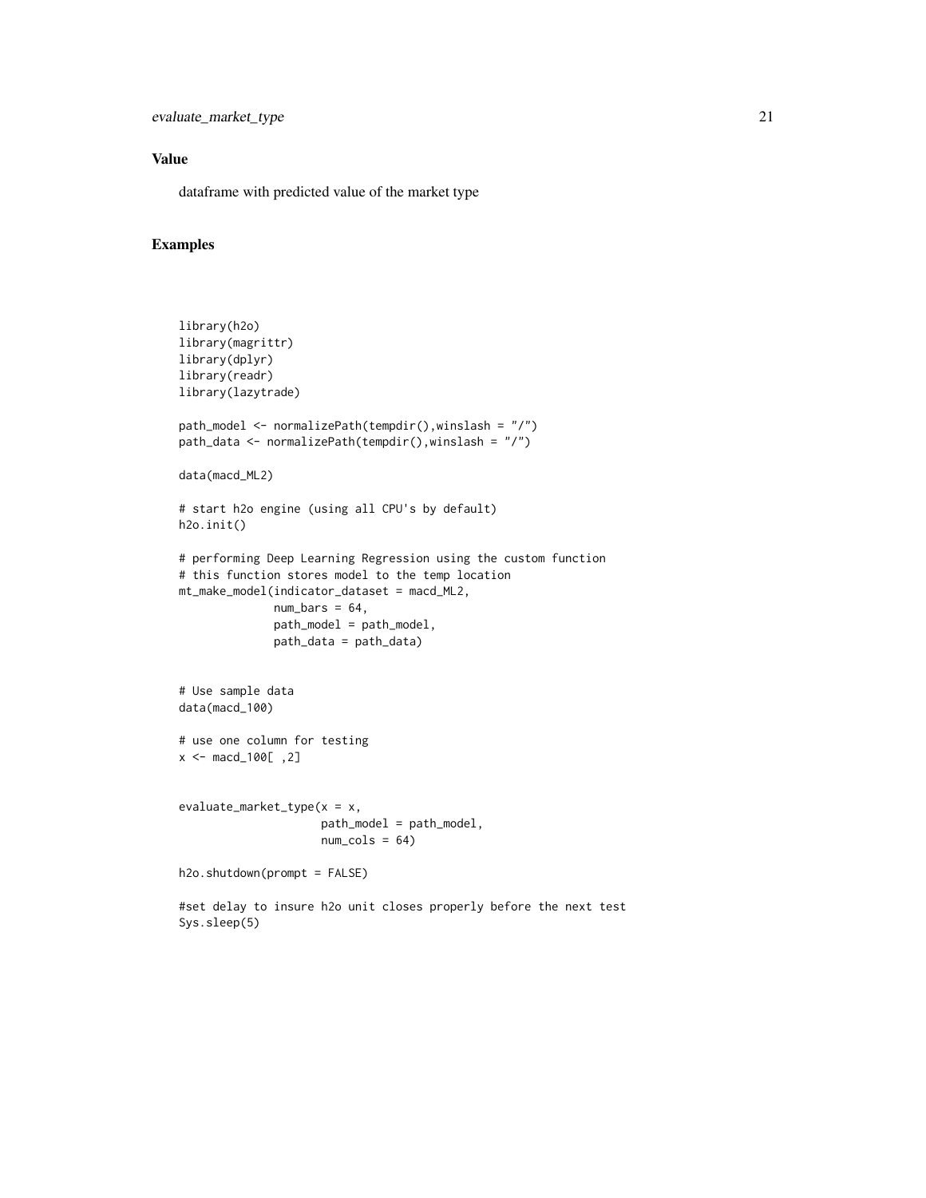### Value

dataframe with predicted value of the market type

### Examples

```
library(h2o)
library(magrittr)
library(dplyr)
library(readr)
library(lazytrade)

path_model <- normalizePath(tempdir(),winslash = "/")
path_data <- normalizePath(tempdir(),winslash = "/")

data(macd_ML2)

# start h2o engine (using all CPU's by default)
h2o.init()

# performing Deep Learning Regression using the custom function
# this function stores model to the temp location
mt_make_model(indicator_dataset = macd_ML2,
              num_bars = 64,
              path_model = path_model,
              path_data = path_data)


# Use sample data
data(macd_100)

# use one column for testing
x <- macd_100[ ,2]


evaluate_market_type(x = x,
                     path_model = path_model,
                     num_cols = 64)

h2o.shutdown(prompt = FALSE)

#set delay to insure h2o unit closes properly before the next test
Sys.sleep(5)
```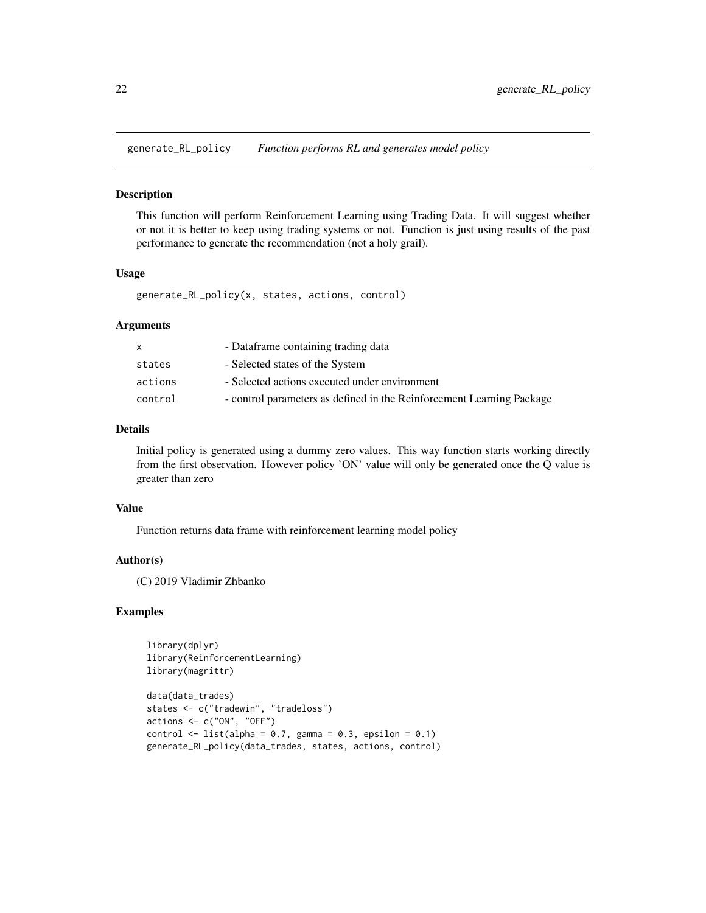generate_RL_policy *Function performs RL and generates model policy*

## Description

This function will perform Reinforcement Learning using Trading Data. It will suggest whether or not it is better to keep using trading systems or not. Function is just using results of the past performance to generate the recommendation (not a holy grail).

## Usage

```
generate_RL_policy(x, states, actions, control)
```

## Arguments

| | |
|---|---|
| x | - Dataframe containing trading data |
| states | - Selected states of the System |
| actions | - Selected actions executed under environment |
| control | - control parameters as defined in the Reinforcement Learning Package |

## Details

Initial policy is generated using a dummy zero values. This way function starts working directly from the first observation. However policy 'ON' value will only be generated once the Q value is greater than zero

## Value

Function returns data frame with reinforcement learning model policy

## Author(s)

(C) 2019 Vladimir Zhbanko

## Examples

```
library(dplyr)
library(ReinforcementLearning)
library(magrittr)

data(data_trades)
states <- c("tradewin", "tradeloss")
actions <- c("ON", "OFF")
control <- list(alpha = 0.7, gamma = 0.3, epsilon = 0.1)
generate_RL_policy(data_trades, states, actions, control)
```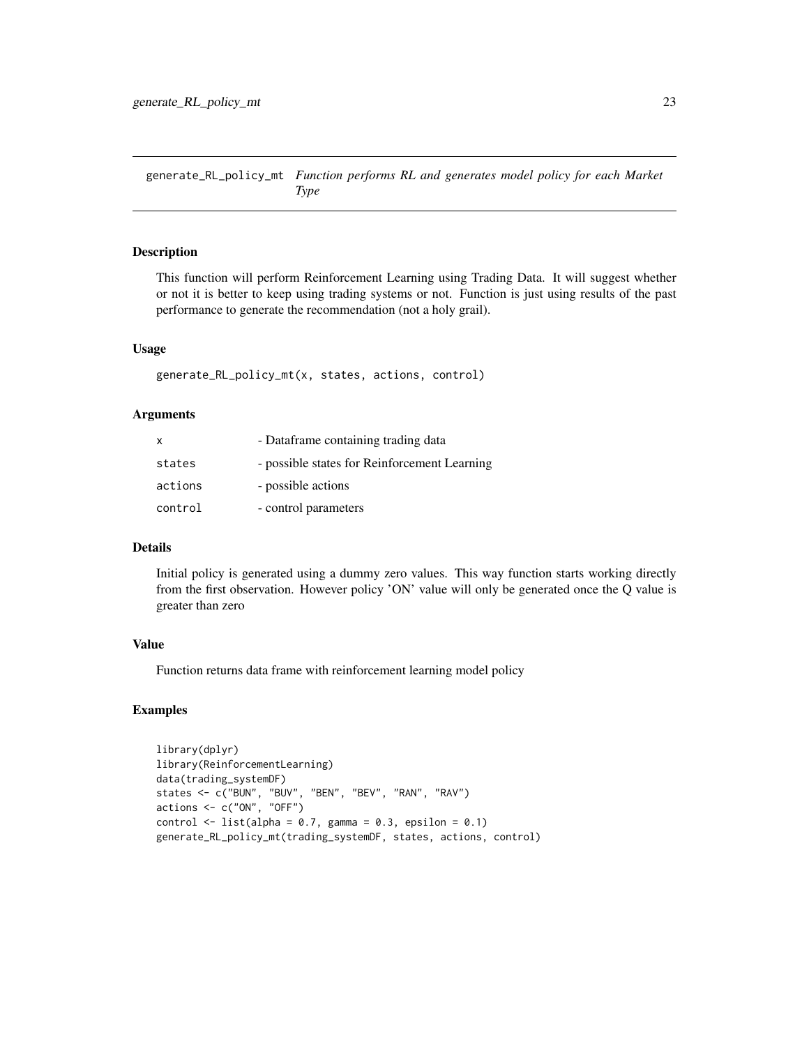## generate_RL_policy_mt *Function performs RL and generates model policy for each Market Type*

### Description

This function will perform Reinforcement Learning using Trading Data. It will suggest whether or not it is better to keep using trading systems or not. Function is just using results of the past performance to generate the recommendation (not a holy grail).

### Usage

```
generate_RL_policy_mt(x, states, actions, control)
```

### Arguments

| | |
|---|---|
| x | - Dataframe containing trading data |
| states | - possible states for Reinforcement Learning |
| actions | - possible actions |
| control | - control parameters |

### Details

Initial policy is generated using a dummy zero values. This way function starts working directly from the first observation. However policy 'ON' value will only be generated once the Q value is greater than zero

### Value

Function returns data frame with reinforcement learning model policy

### Examples

```
library(dplyr)
library(ReinforcementLearning)
data(trading_systemDF)
states <- c("BUN", "BUV", "BEN", "BEV", "RAN", "RAV")
actions <- c("ON", "OFF")
control <- list(alpha = 0.7, gamma = 0.3, epsilon = 0.1)
generate_RL_policy_mt(trading_systemDF, states, actions, control)
```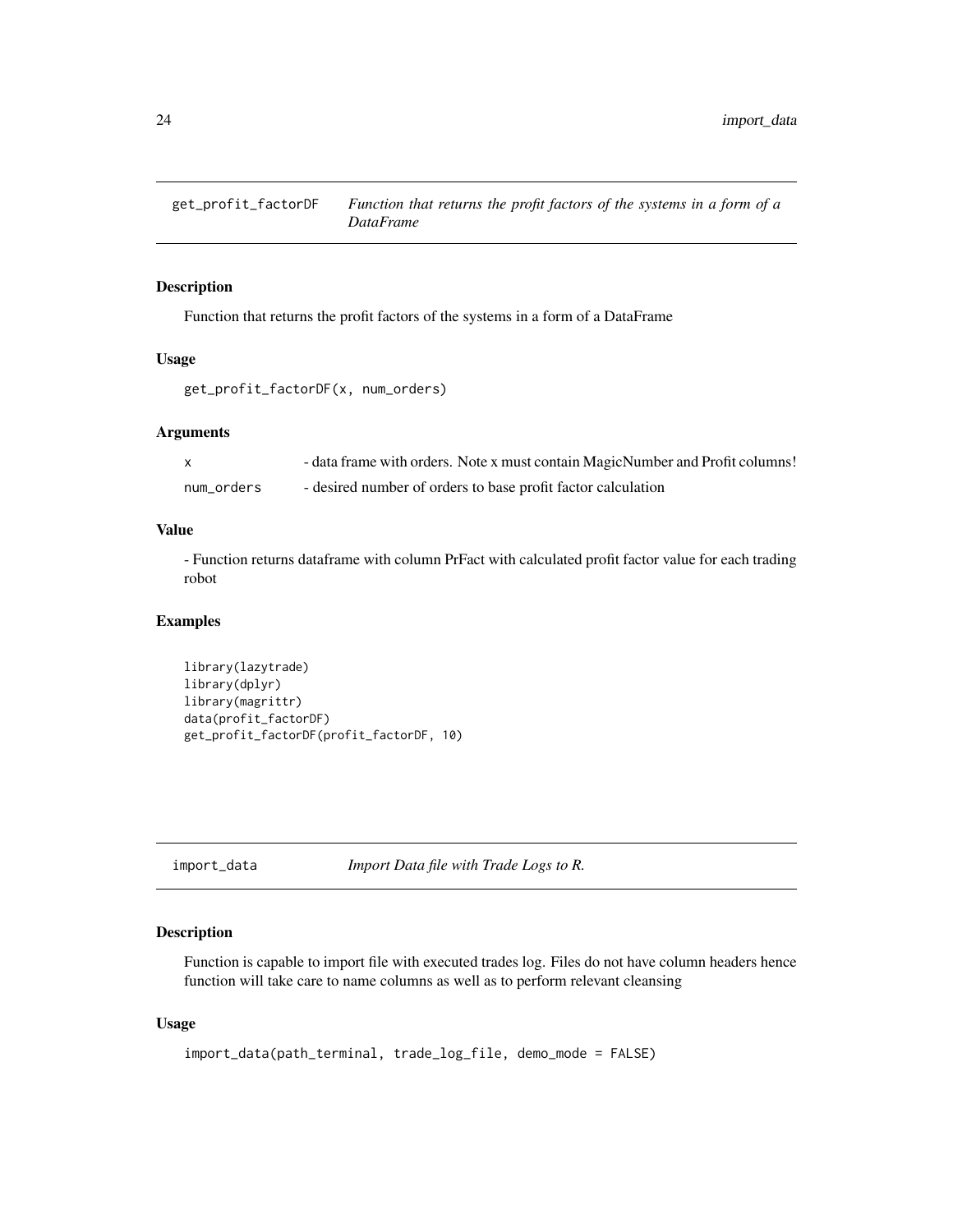## get_profit_factorDF — *Function that returns the profit factors of the systems in a form of a DataFrame*

### Description

Function that returns the profit factors of the systems in a form of a DataFrame

### Usage

```
get_profit_factorDF(x, num_orders)
```

### Arguments

| | |
|---|---|
| x | - data frame with orders. Note x must contain MagicNumber and Profit columns! |
| num_orders | - desired number of orders to base profit factor calculation |

### Value

- Function returns dataframe with column PrFact with calculated profit factor value for each trading robot

### Examples

```
library(lazytrade)
library(dplyr)
library(magrittr)
data(profit_factorDF)
get_profit_factorDF(profit_factorDF, 10)
```

## import_data — *Import Data file with Trade Logs to R.*

### Description

Function is capable to import file with executed trades log. Files do not have column headers hence function will take care to name columns as well as to perform relevant cleansing

### Usage

```
import_data(path_terminal, trade_log_file, demo_mode = FALSE)
```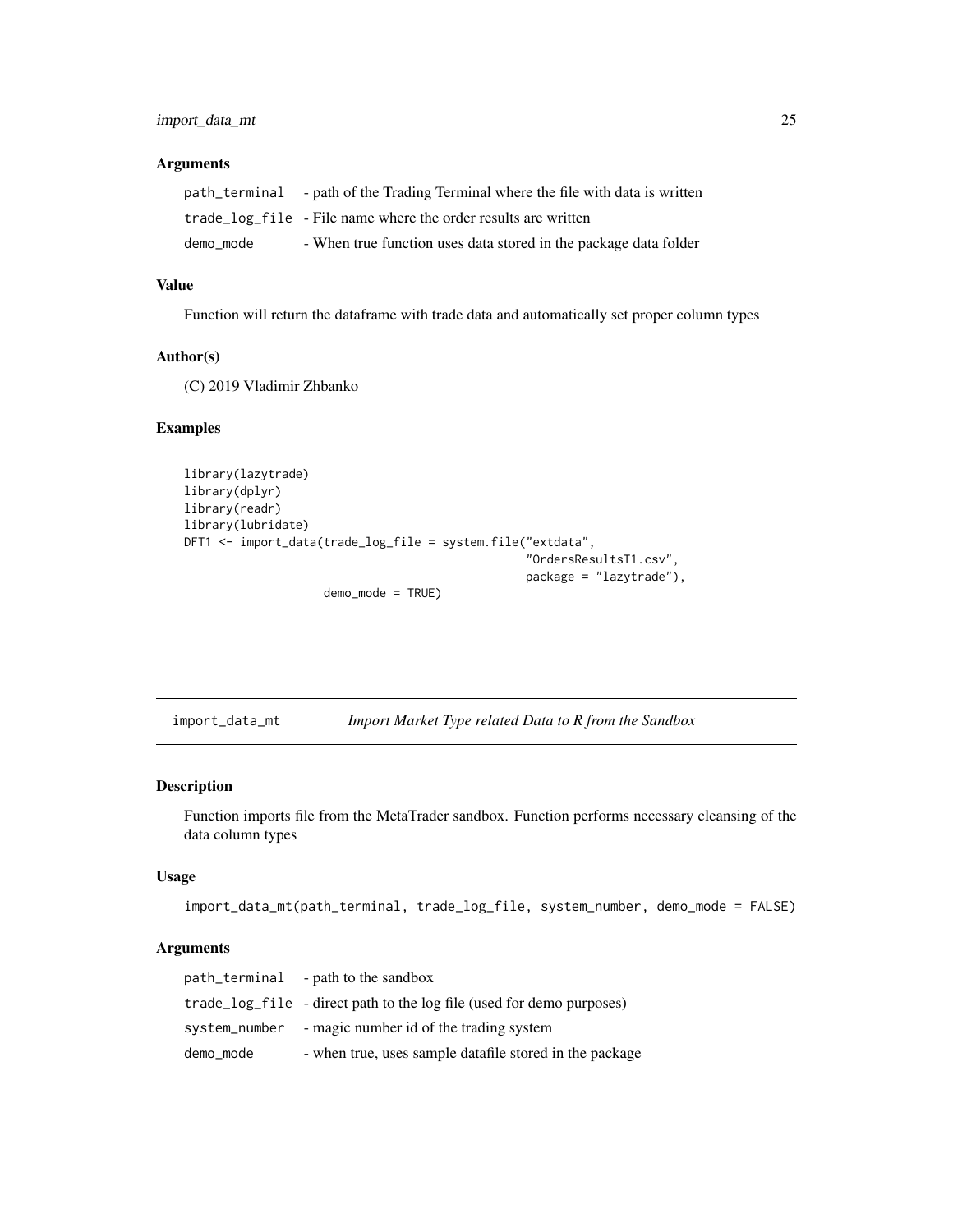### Arguments

| | |
|---|---|
| path_terminal | - path of the Trading Terminal where the file with data is written |
| trade_log_file | - File name where the order results are written |
| demo_mode | - When true function uses data stored in the package data folder |

### Value

Function will return the dataframe with trade data and automatically set proper column types

### Author(s)

(C) 2019 Vladimir Zhbanko

### Examples

```
library(lazytrade)
library(dplyr)
library(readr)
library(lubridate)
DFT1 <- import_data(trade_log_file = system.file("extdata",
                                                 "OrdersResultsT1.csv",
                                                 package = "lazytrade"),
                    demo_mode = TRUE)
```

---

## import_data_mt    *Import Market Type related Data to R from the Sandbox*

### Description

Function imports file from the MetaTrader sandbox. Function performs necessary cleansing of the data column types

### Usage

```
import_data_mt(path_terminal, trade_log_file, system_number, demo_mode = FALSE)
```

### Arguments

| | |
|---|---|
| path_terminal | - path to the sandbox |
| trade_log_file | - direct path to the log file (used for demo purposes) |
| system_number | - magic number id of the trading system |
| demo_mode | - when true, uses sample datafile stored in the package |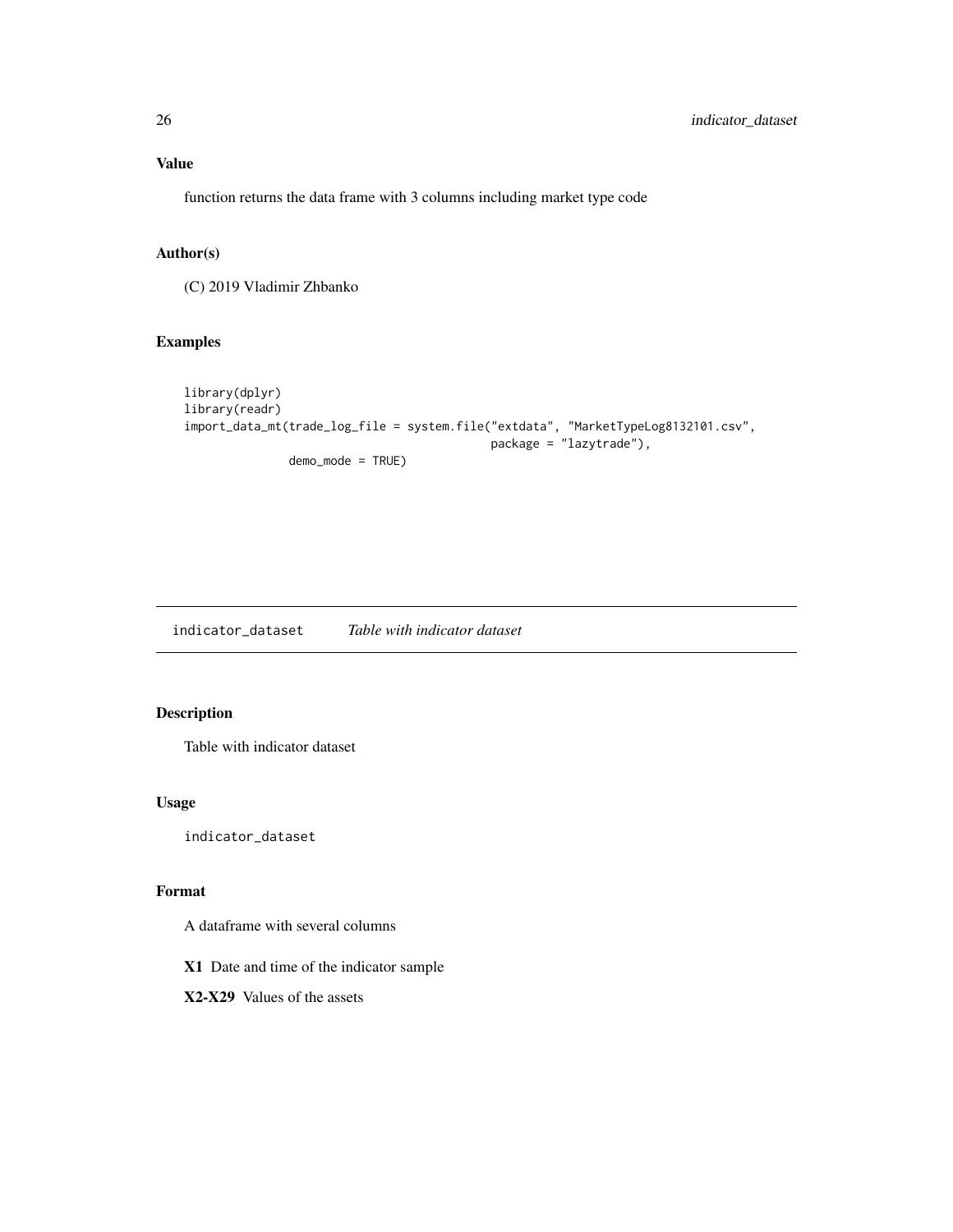### Value

function returns the data frame with 3 columns including market type code

### Author(s)

(C) 2019 Vladimir Zhbanko

### Examples

```
library(dplyr)
library(readr)
import_data_mt(trade_log_file = system.file("extdata", "MarketTypeLog8132101.csv",
                                             package = "lazytrade"),
               demo_mode = TRUE)
```

---

## indicator_dataset    *Table with indicator dataset*

### Description

Table with indicator dataset

### Usage

```
indicator_dataset
```

### Format

A dataframe with several columns

**X1** Date and time of the indicator sample

**X2-X29** Values of the assets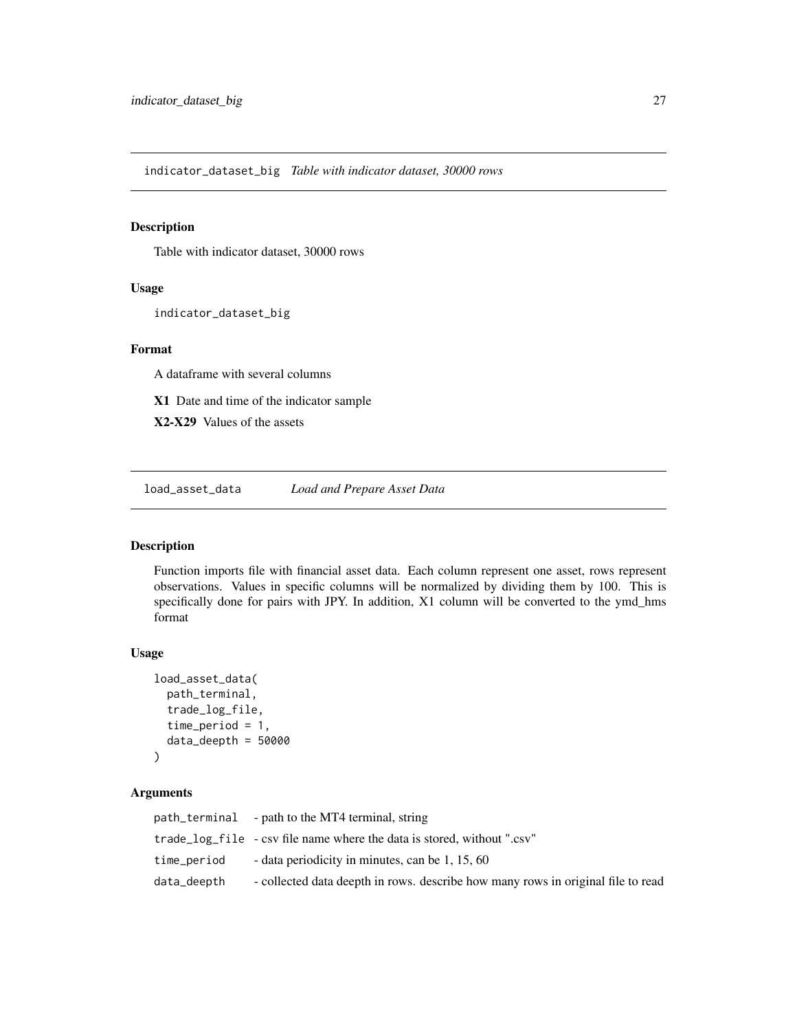## indicator_dataset_big *Table with indicator dataset, 30000 rows*

### Description

Table with indicator dataset, 30000 rows

### Usage

```
indicator_dataset_big
```

### Format

A dataframe with several columns

**X1** Date and time of the indicator sample

**X2-X29** Values of the assets

## load_asset_data *Load and Prepare Asset Data*

### Description

Function imports file with financial asset data. Each column represent one asset, rows represent observations. Values in specific columns will be normalized by dividing them by 100. This is specifically done for pairs with JPY. In addition, X1 column will be converted to the ymd_hms format

### Usage

```
load_asset_data(
  path_terminal,
  trade_log_file,
  time_period = 1,
  data_deepth = 50000
)
```

### Arguments

| | |
|---|---|
| path_terminal | - path to the MT4 terminal, string |
| trade_log_file | - csv file name where the data is stored, without ".csv" |
| time_period | - data periodicity in minutes, can be 1, 15, 60 |
| data_deepth | - collected data deepth in rows. describe how many rows in original file to read |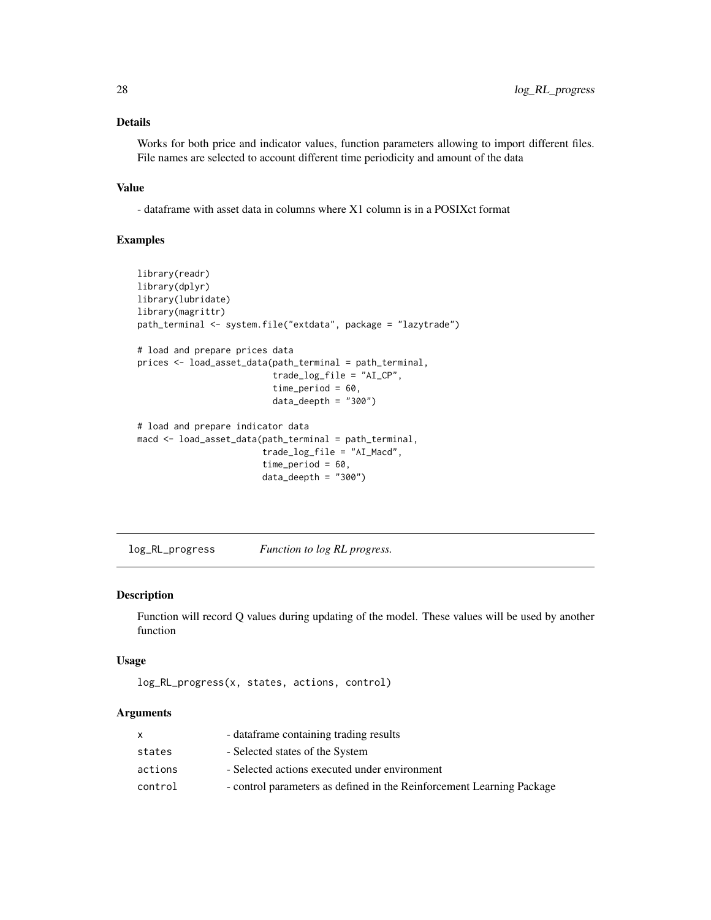## Details

Works for both price and indicator values, function parameters allowing to import different files. File names are selected to account different time periodicity and amount of the data

## Value

- dataframe with asset data in columns where X1 column is in a POSIXct format

## Examples

```
library(readr)
library(dplyr)
library(lubridate)
library(magrittr)
path_terminal <- system.file("extdata", package = "lazytrade")

# load and prepare prices data
prices <- load_asset_data(path_terminal = path_terminal,
                          trade_log_file = "AI_CP",
                          time_period = 60,
                          data_deepth = "300")

# load and prepare indicator data
macd <- load_asset_data(path_terminal = path_terminal,
                        trade_log_file = "AI_Macd",
                        time_period = 60,
                        data_deepth = "300")
```

---

# log_RL_progress *Function to log RL progress.*

## Description

Function will record Q values during updating of the model. These values will be used by another function

## Usage

```
log_RL_progress(x, states, actions, control)
```

## Arguments

| | |
|---|---|
| x | - dataframe containing trading results |
| states | - Selected states of the System |
| actions | - Selected actions executed under environment |
| control | - control parameters as defined in the Reinforcement Learning Package |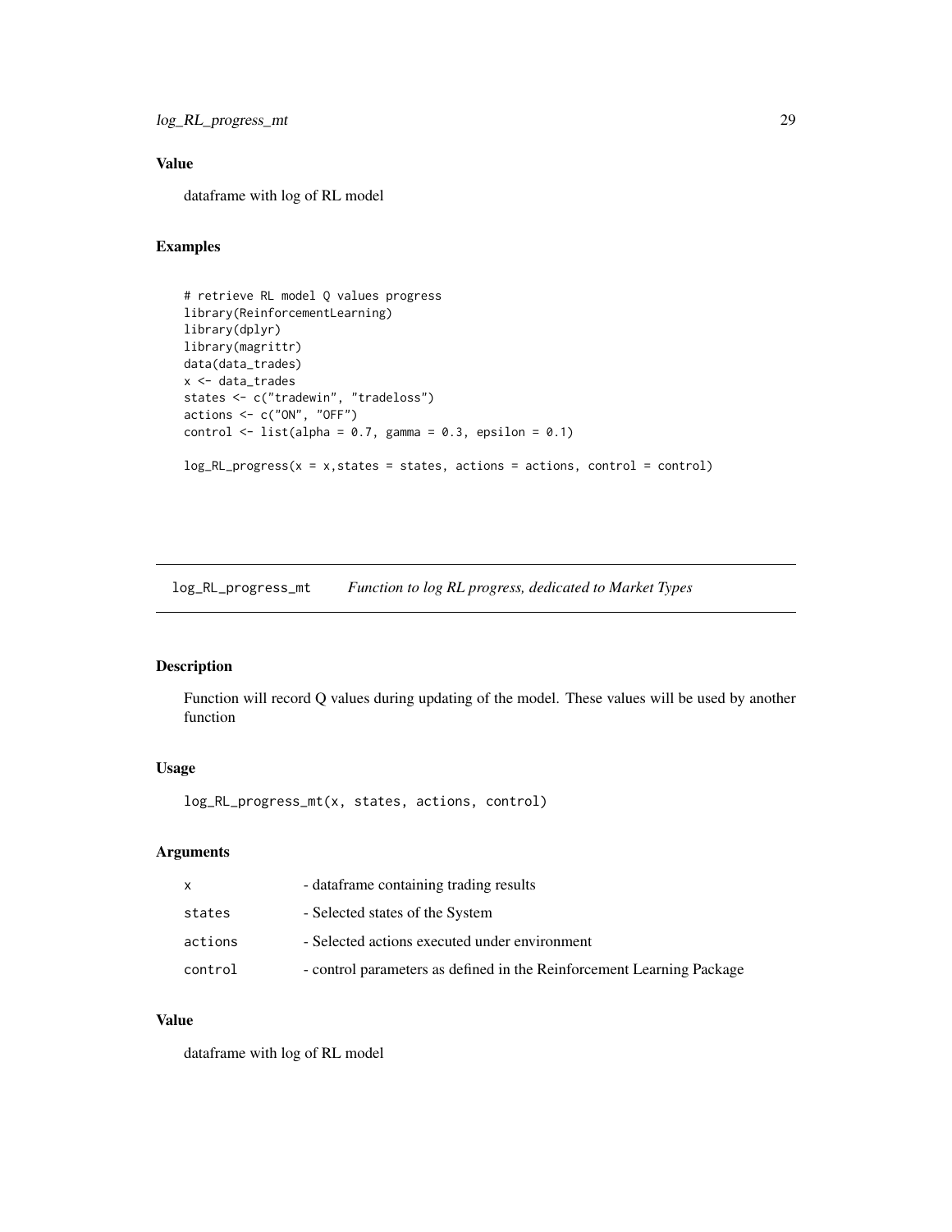## Value

dataframe with log of RL model

## Examples

```
# retrieve RL model Q values progress
library(ReinforcementLearning)
library(dplyr)
library(magrittr)
data(data_trades)
x <- data_trades
states <- c("tradewin", "tradeloss")
actions <- c("ON", "OFF")
control <- list(alpha = 0.7, gamma = 0.3, epsilon = 0.1)

log_RL_progress(x = x,states = states, actions = actions, control = control)
```

---

# log_RL_progress_mt    *Function to log RL progress, dedicated to Market Types*

## Description

Function will record Q values during updating of the model. These values will be used by another function

## Usage

```
log_RL_progress_mt(x, states, actions, control)
```

## Arguments

| | |
|---|---|
| x | - dataframe containing trading results |
| states | - Selected states of the System |
| actions | - Selected actions executed under environment |
| control | - control parameters as defined in the Reinforcement Learning Package |

## Value

dataframe with log of RL model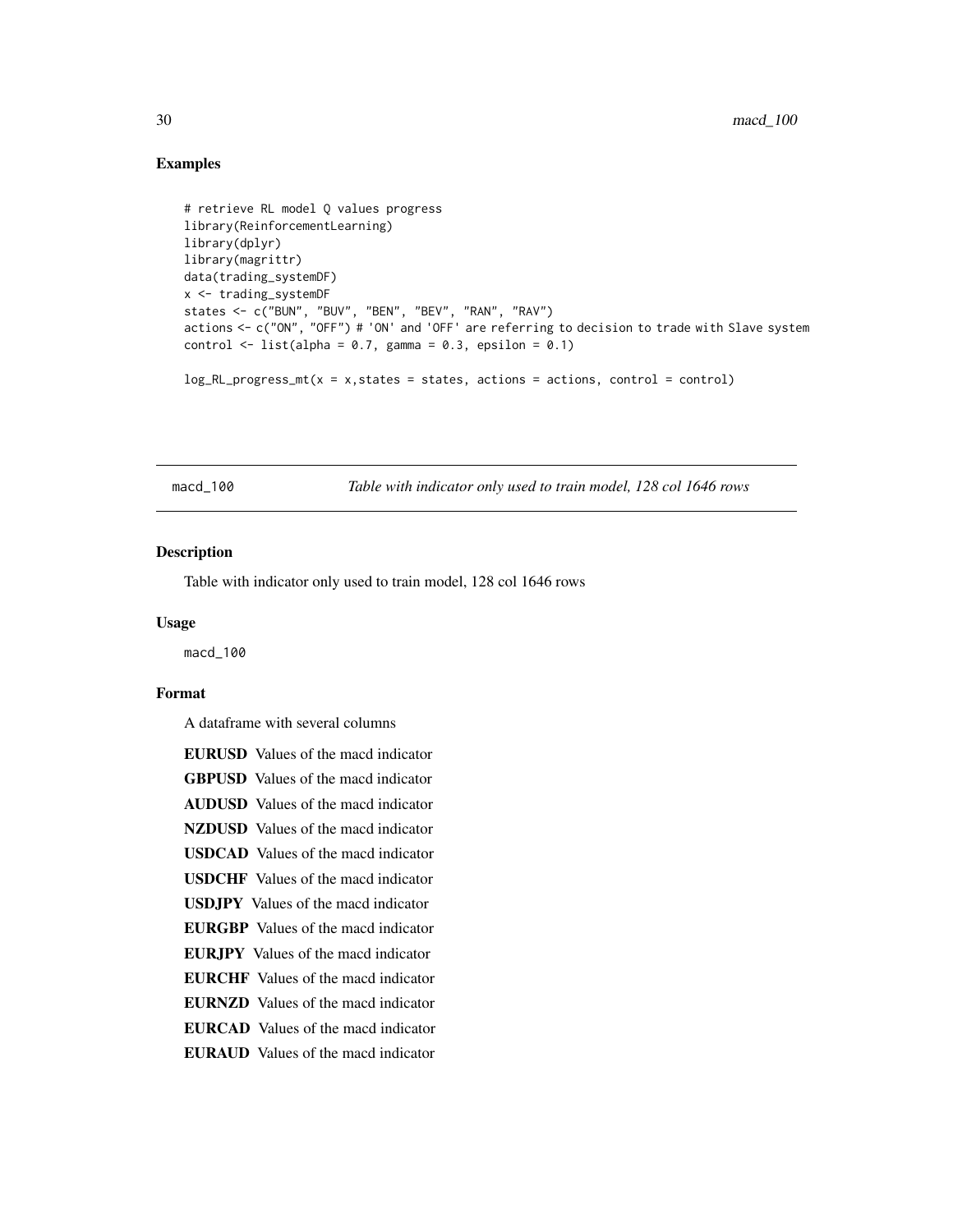## Examples

```
# retrieve RL model Q values progress
library(ReinforcementLearning)
library(dplyr)
library(magrittr)
data(trading_systemDF)
x <- trading_systemDF
states <- c("BUN", "BUV", "BEN", "BEV", "RAN", "RAV")
actions <- c("ON", "OFF") # 'ON' and 'OFF' are referring to decision to trade with Slave system
control <- list(alpha = 0.7, gamma = 0.3, epsilon = 0.1)

log_RL_progress_mt(x = x,states = states, actions = actions, control = control)
```

---

# macd_100 — *Table with indicator only used to train model, 128 col 1646 rows*

---

### Description

Table with indicator only used to train model, 128 col 1646 rows

### Usage

```
macd_100
```

### Format

A dataframe with several columns

**EURUSD** Values of the macd indicator

**GBPUSD** Values of the macd indicator

**AUDUSD** Values of the macd indicator

**NZDUSD** Values of the macd indicator

**USDCAD** Values of the macd indicator

**USDCHF** Values of the macd indicator

**USDJPY** Values of the macd indicator

**EURGBP** Values of the macd indicator

**EURJPY** Values of the macd indicator

**EURCHF** Values of the macd indicator

**EURNZD** Values of the macd indicator

**EURCAD** Values of the macd indicator

**EURAUD** Values of the macd indicator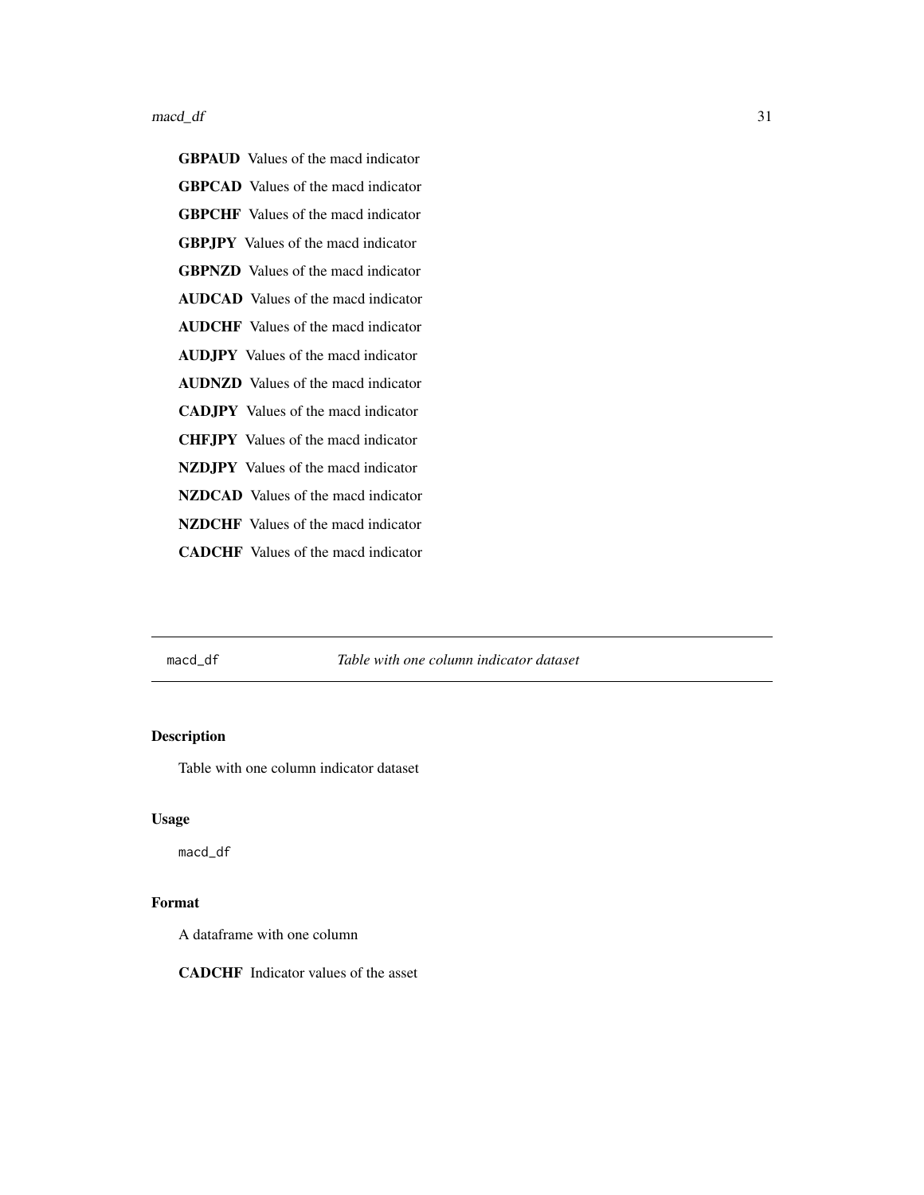**GBPAUD** Values of the macd indicator

**GBPCAD** Values of the macd indicator

**GBPCHF** Values of the macd indicator

**GBPJPY** Values of the macd indicator

**GBPNZD** Values of the macd indicator

**AUDCAD** Values of the macd indicator

**AUDCHF** Values of the macd indicator

**AUDJPY** Values of the macd indicator

**AUDNZD** Values of the macd indicator

**CADJPY** Values of the macd indicator

**CHFJPY** Values of the macd indicator

**NZDJPY** Values of the macd indicator

**NZDCAD** Values of the macd indicator

**NZDCHF** Values of the macd indicator

**CADCHF** Values of the macd indicator

---

`macd_df` *Table with one column indicator dataset*

---

## Description

Table with one column indicator dataset

## Usage

```
macd_df
```

## Format

A dataframe with one column

**CADCHF** Indicator values of the asset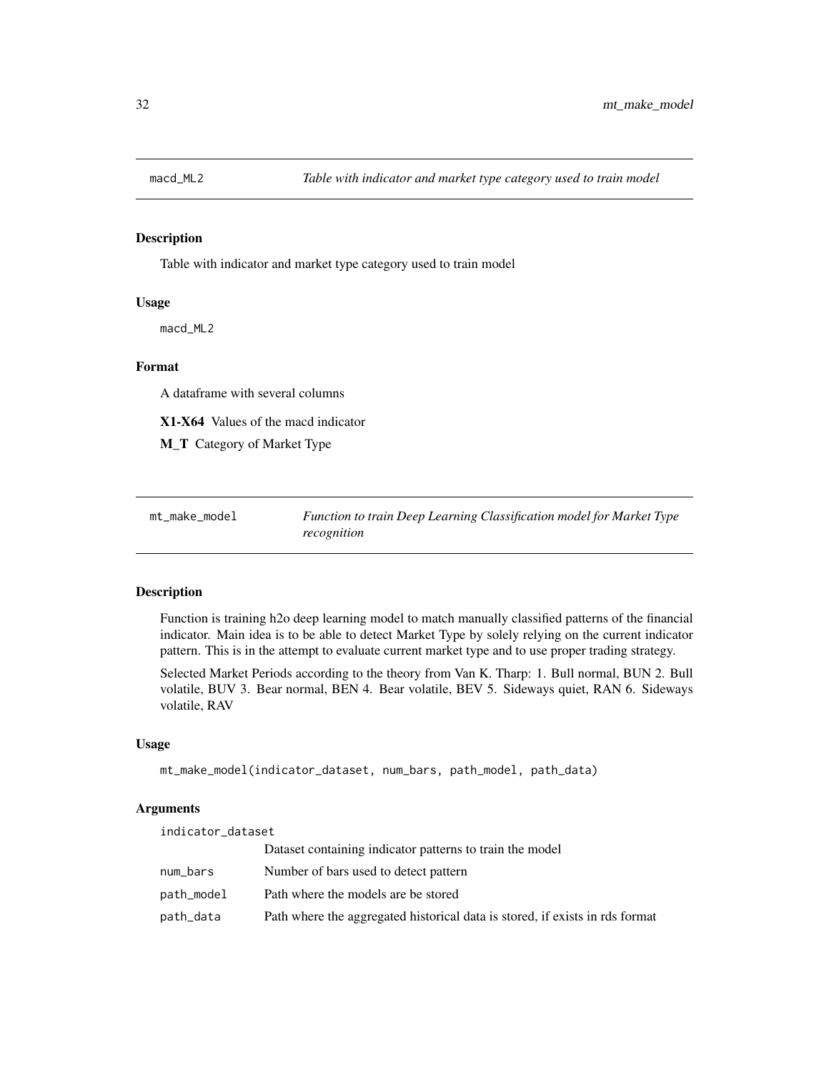## macd_ML2 — *Table with indicator and market type category used to train model*

### Description

Table with indicator and market type category used to train model

### Usage

```
macd_ML2
```

### Format

A dataframe with several columns

**X1-X64** Values of the macd indicator

**M_T** Category of Market Type

## mt_make_model — *Function to train Deep Learning Classification model for Market Type recognition*

### Description

Function is training h2o deep learning model to match manually classified patterns of the financial indicator. Main idea is to be able to detect Market Type by solely relying on the current indicator pattern. This is in the attempt to evaluate current market type and to use proper trading strategy.

Selected Market Periods according to the theory from Van K. Tharp: 1. Bull normal, BUN 2. Bull volatile, BUV 3. Bear normal, BEN 4. Bear volatile, BEV 5. Sideways quiet, RAN 6. Sideways volatile, RAV

### Usage

```
mt_make_model(indicator_dataset, num_bars, path_model, path_data)
```

### Arguments

| Argument | Description |
|---|---|
| indicator_dataset | Dataset containing indicator patterns to train the model |
| num_bars | Number of bars used to detect pattern |
| path_model | Path where the models are be stored |
| path_data | Path where the aggregated historical data is stored, if exists in rds format |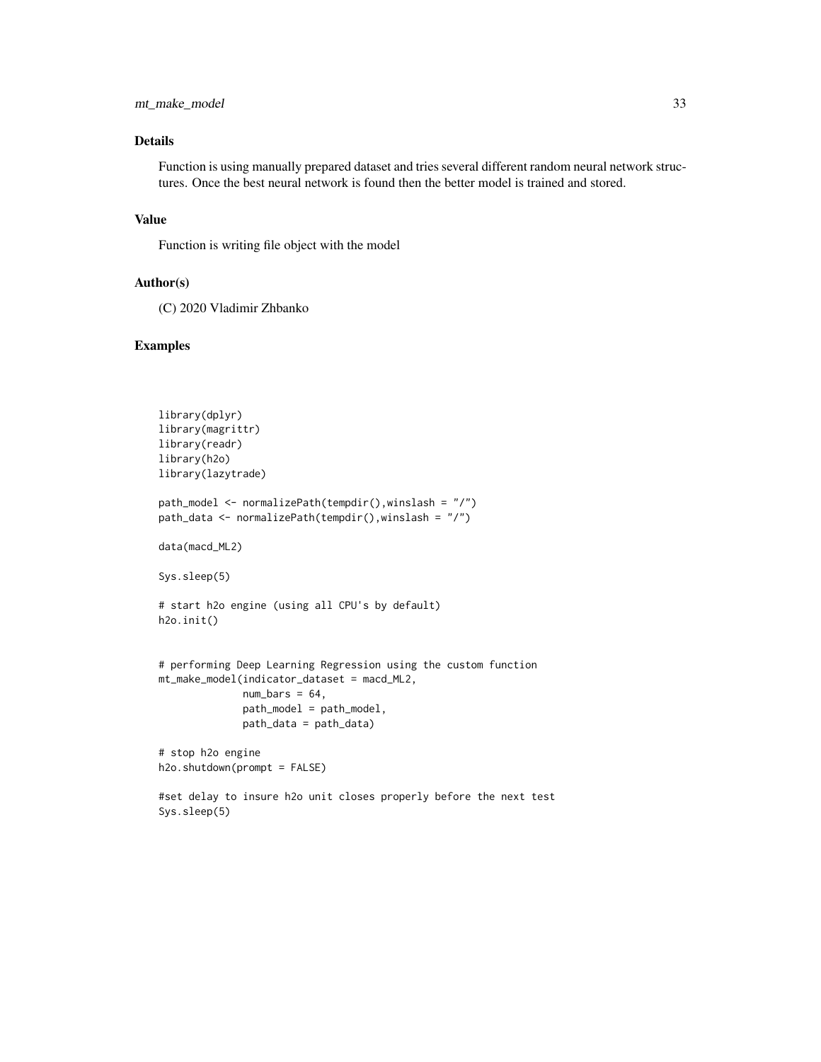## Details

Function is using manually prepared dataset and tries several different random neural network structures. Once the best neural network is found then the better model is trained and stored.

## Value

Function is writing file object with the model

## Author(s)

(C) 2020 Vladimir Zhbanko

## Examples

```
library(dplyr)
library(magrittr)
library(readr)
library(h2o)
library(lazytrade)

path_model <- normalizePath(tempdir(),winslash = "/")
path_data <- normalizePath(tempdir(),winslash = "/")

data(macd_ML2)

Sys.sleep(5)

# start h2o engine (using all CPU's by default)
h2o.init()


# performing Deep Learning Regression using the custom function
mt_make_model(indicator_dataset = macd_ML2,
              num_bars = 64,
              path_model = path_model,
              path_data = path_data)

# stop h2o engine
h2o.shutdown(prompt = FALSE)

#set delay to insure h2o unit closes properly before the next test
Sys.sleep(5)
```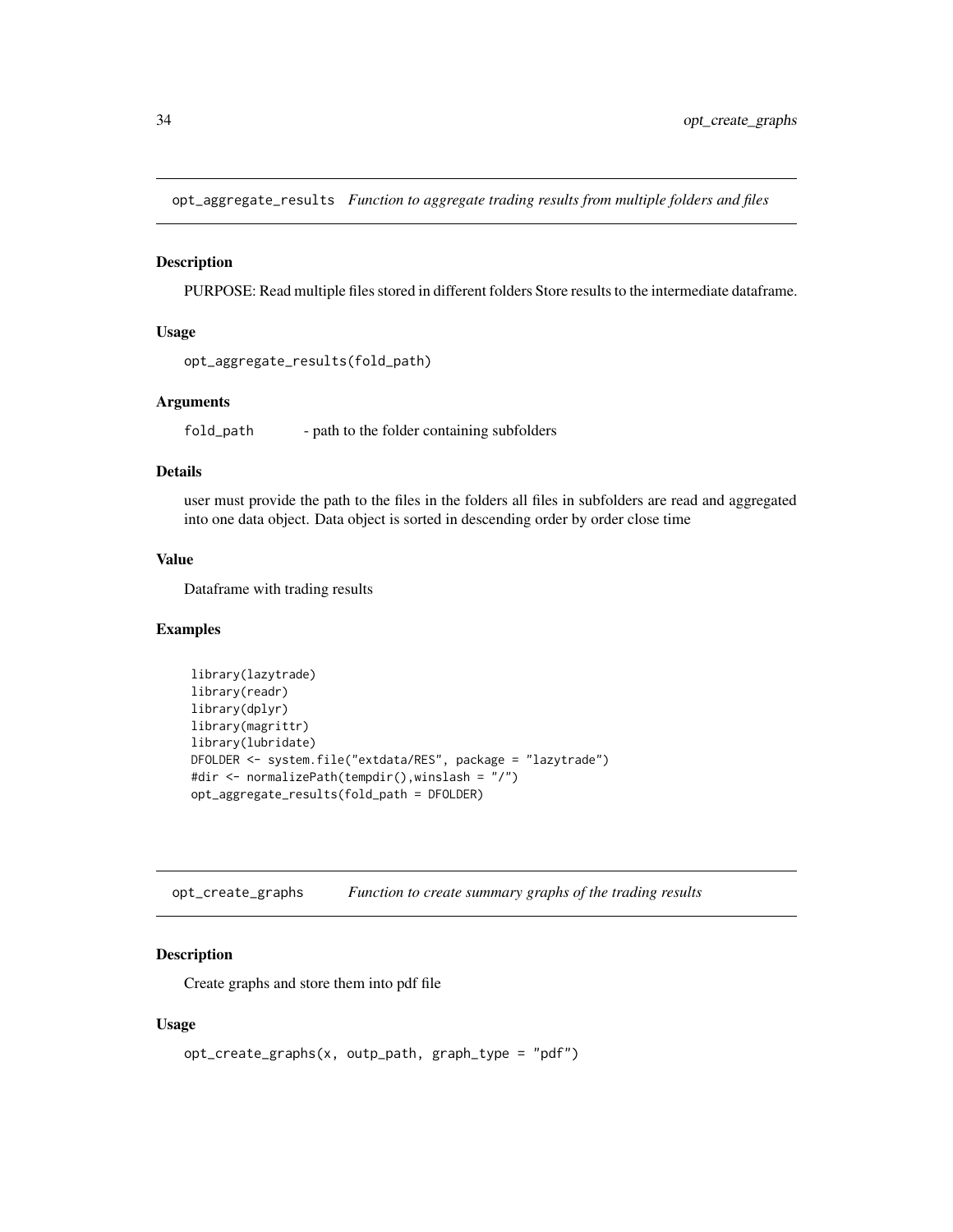## opt_aggregate_results *Function to aggregate trading results from multiple folders and files*

### Description

PURPOSE: Read multiple files stored in different folders Store results to the intermediate dataframe.

### Usage

```
opt_aggregate_results(fold_path)
```

### Arguments

| | |
|---|---|
| fold_path | - path to the folder containing subfolders |

### Details

user must provide the path to the files in the folders all files in subfolders are read and aggregated into one data object. Data object is sorted in descending order by order close time

### Value

Dataframe with trading results

### Examples

```
library(lazytrade)
library(readr)
library(dplyr)
library(magrittr)
library(lubridate)
DFOLDER <- system.file("extdata/RES", package = "lazytrade")
#dir <- normalizePath(tempdir(),winslash = "/")
opt_aggregate_results(fold_path = DFOLDER)
```

## opt_create_graphs *Function to create summary graphs of the trading results*

### Description

Create graphs and store them into pdf file

### Usage

```
opt_create_graphs(x, outp_path, graph_type = "pdf")
```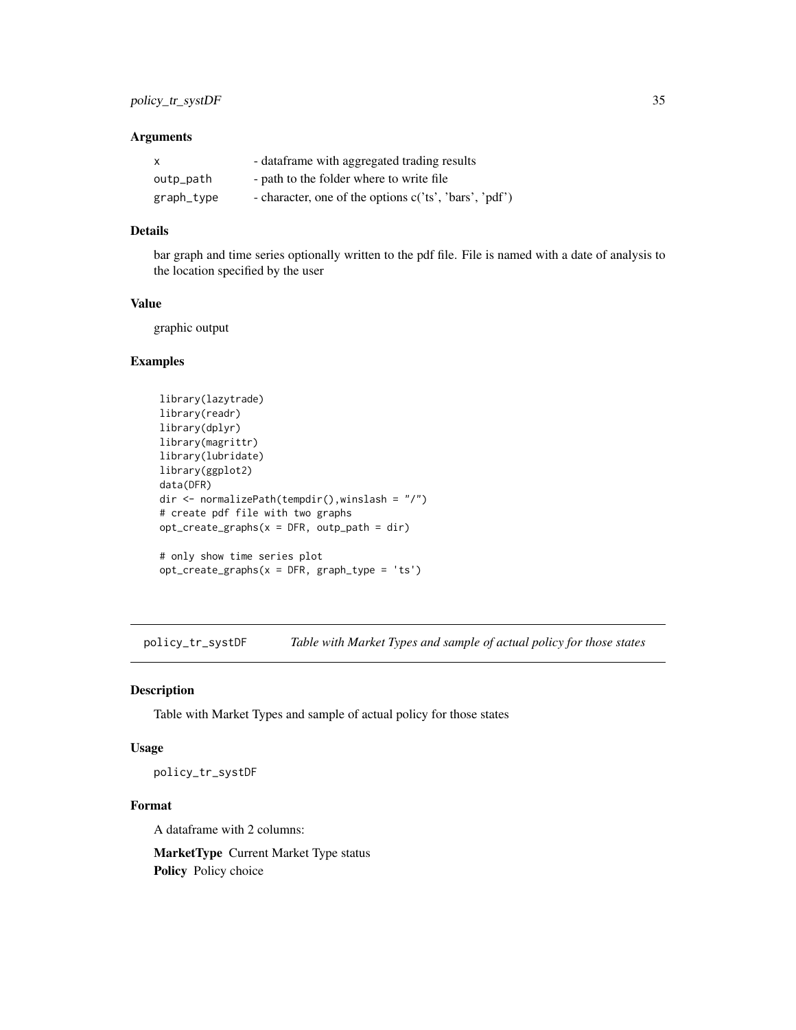### Arguments

| | |
|---|---|
| x | - dataframe with aggregated trading results |
| outp_path | - path to the folder where to write file |
| graph_type | - character, one of the options c('ts', 'bars', 'pdf') |

### Details

bar graph and time series optionally written to the pdf file. File is named with a date of analysis to the location specified by the user

### Value

graphic output

### Examples

```
library(lazytrade)
library(readr)
library(dplyr)
library(magrittr)
library(lubridate)
library(ggplot2)
data(DFR)
dir <- normalizePath(tempdir(),winslash = "/")
# create pdf file with two graphs
opt_create_graphs(x = DFR, outp_path = dir)

# only show time series plot
opt_create_graphs(x = DFR, graph_type = 'ts')
```

## policy_tr_systDF    *Table with Market Types and sample of actual policy for those states*

### Description

Table with Market Types and sample of actual policy for those states

### Usage

```
policy_tr_systDF
```

### Format

A dataframe with 2 columns:

**MarketType** Current Market Type status

**Policy** Policy choice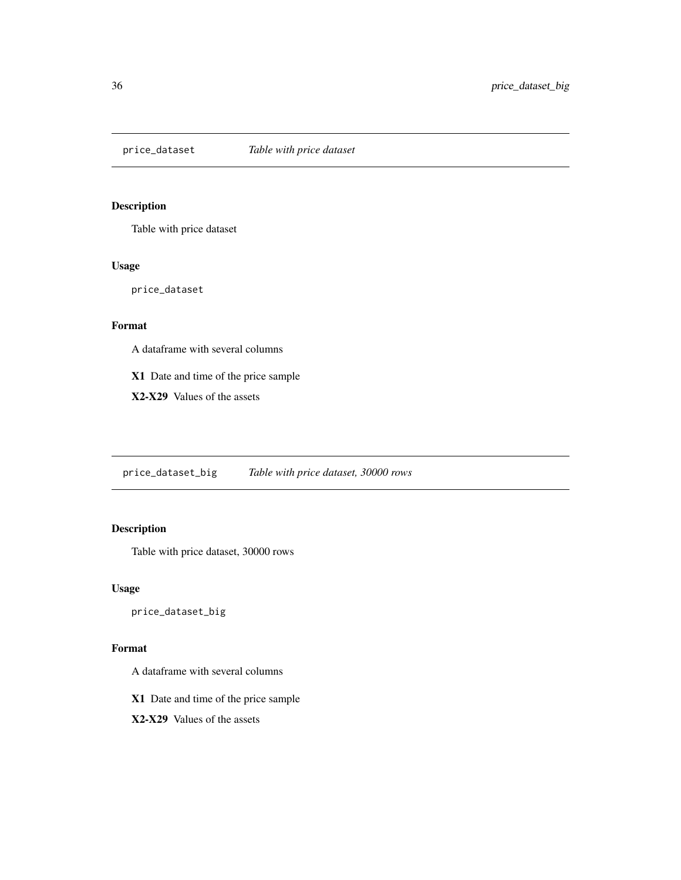## price_dataset *Table with price dataset*

### Description

Table with price dataset

### Usage

```
price_dataset
```

### Format

A dataframe with several columns

**X1** Date and time of the price sample

**X2-X29** Values of the assets

## price_dataset_big *Table with price dataset, 30000 rows*

### Description

Table with price dataset, 30000 rows

### Usage

```
price_dataset_big
```

### Format

A dataframe with several columns

**X1** Date and time of the price sample

**X2-X29** Values of the assets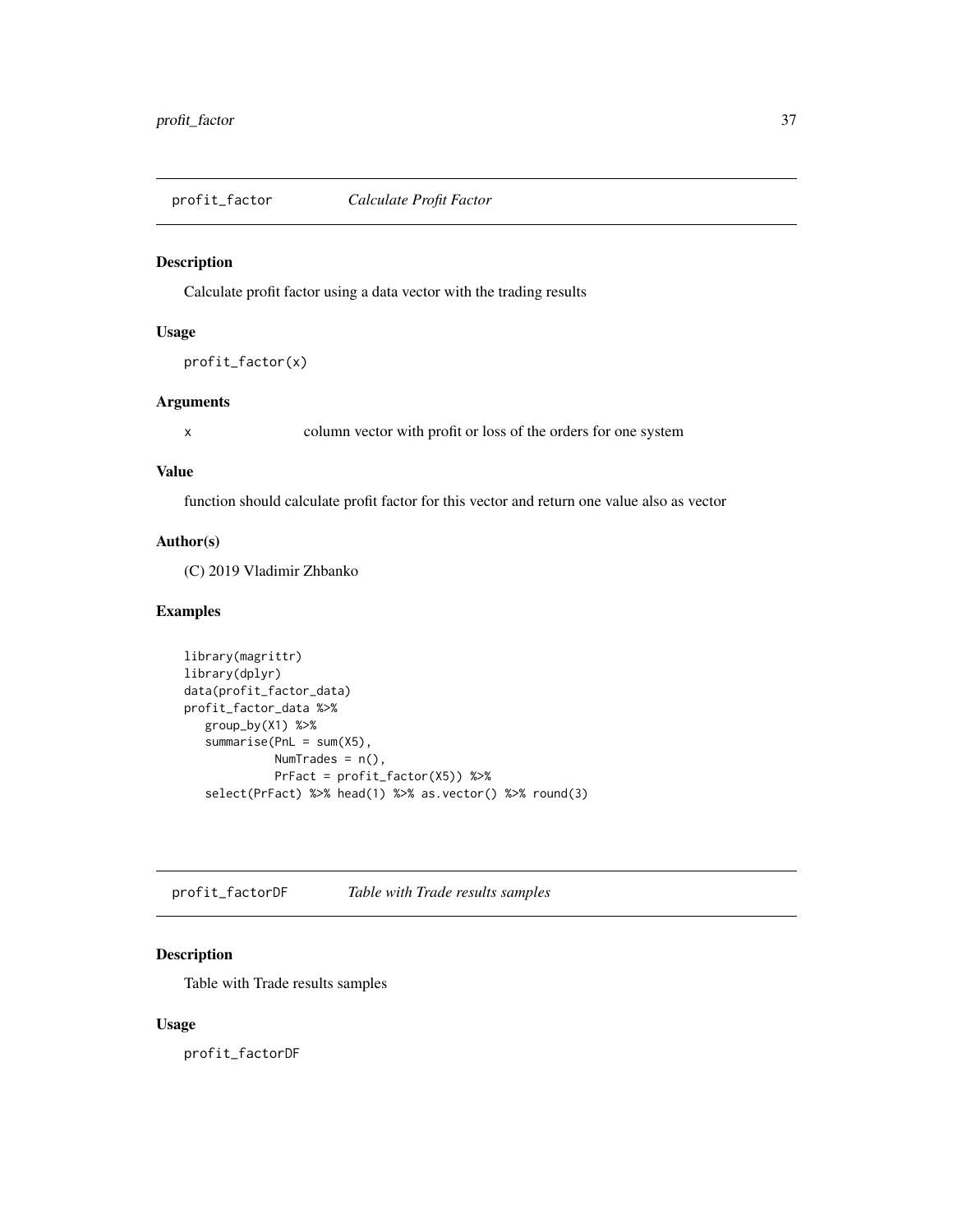## profit_factor *Calculate Profit Factor*

### Description

Calculate profit factor using a data vector with the trading results

### Usage

```
profit_factor(x)
```

### Arguments

| | |
|---|---|
| x | column vector with profit or loss of the orders for one system |

### Value

function should calculate profit factor for this vector and return one value also as vector

### Author(s)

(C) 2019 Vladimir Zhbanko

### Examples

```
library(magrittr)
library(dplyr)
data(profit_factor_data)
profit_factor_data %>%
   group_by(X1) %>%
   summarise(PnL = sum(X5),
             NumTrades = n(),
             PrFact = profit_factor(X5)) %>%
   select(PrFact) %>% head(1) %>% as.vector() %>% round(3)
```

## profit_factorDF *Table with Trade results samples*

### Description

Table with Trade results samples

### Usage

```
profit_factorDF
```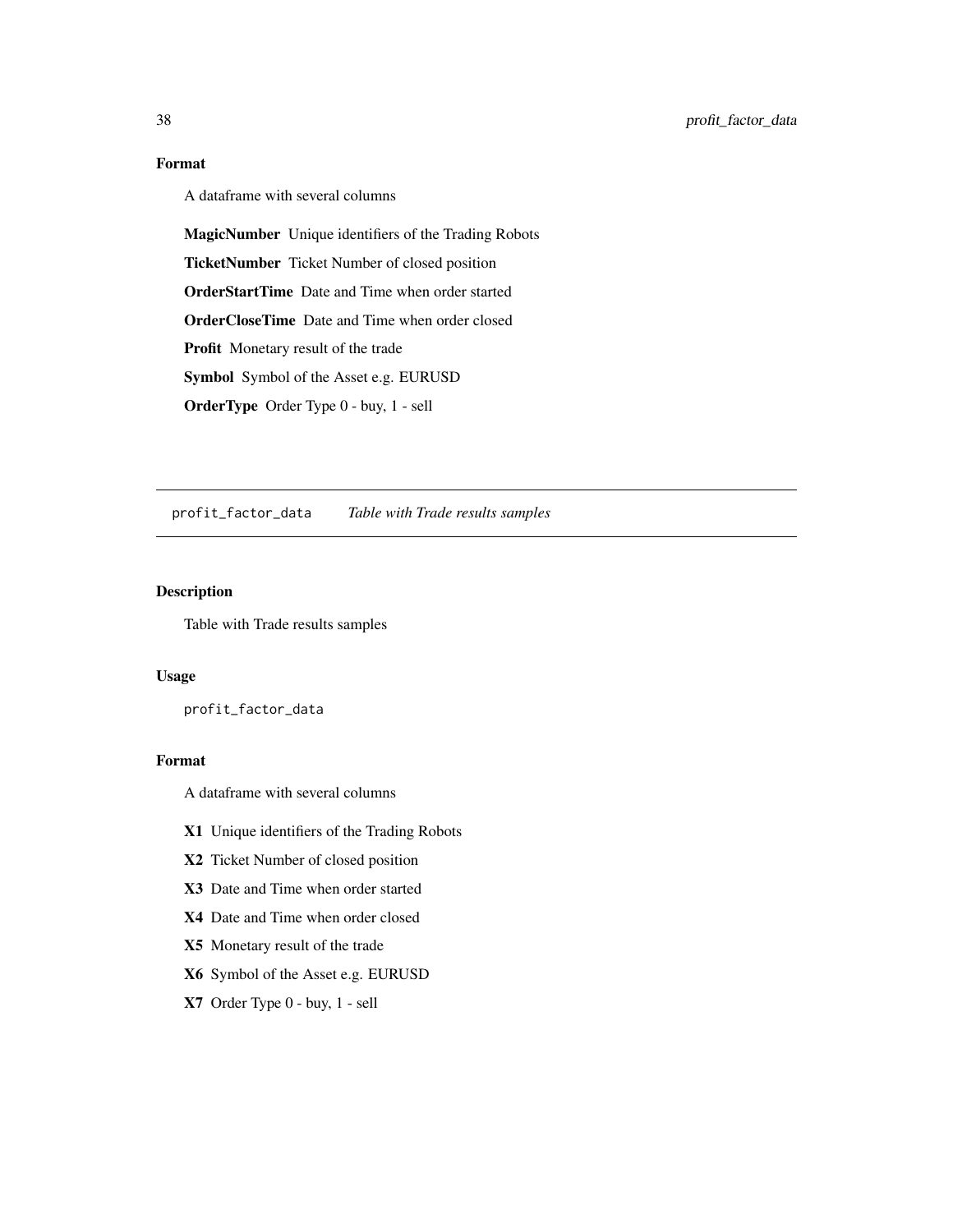### Format

A dataframe with several columns

**MagicNumber** Unique identifiers of the Trading Robots

**TicketNumber** Ticket Number of closed position

**OrderStartTime** Date and Time when order started

**OrderCloseTime** Date and Time when order closed

**Profit** Monetary result of the trade

**Symbol** Symbol of the Asset e.g. EURUSD

**OrderType** Order Type 0 - buy, 1 - sell

---

## profit_factor_data *Table with Trade results samples*

---

### Description

Table with Trade results samples

### Usage

```
profit_factor_data
```

### Format

A dataframe with several columns

**X1** Unique identifiers of the Trading Robots

**X2** Ticket Number of closed position

**X3** Date and Time when order started

**X4** Date and Time when order closed

**X5** Monetary result of the trade

**X6** Symbol of the Asset e.g. EURUSD

**X7** Order Type 0 - buy, 1 - sell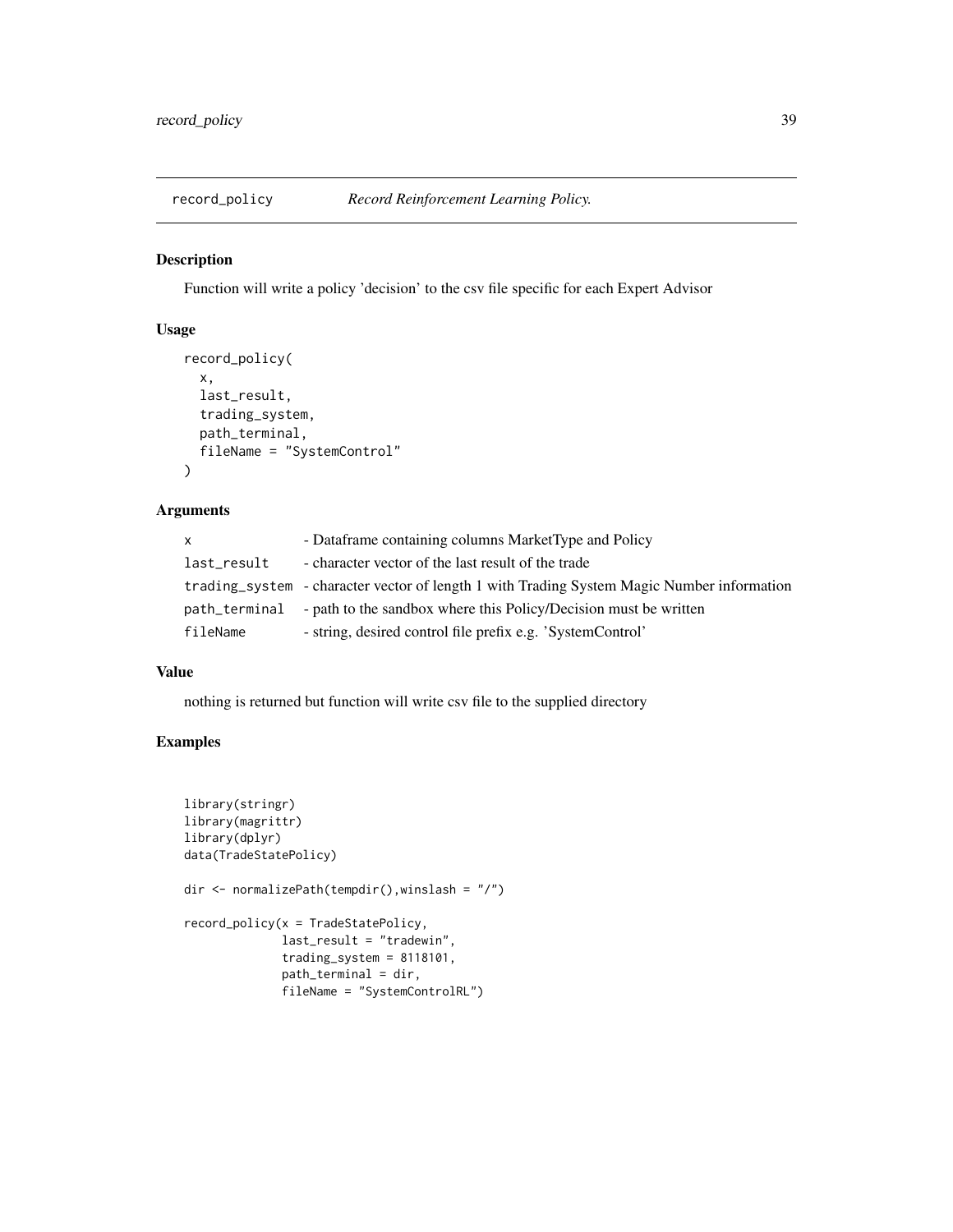## record_policy *Record Reinforcement Learning Policy.*

### Description

Function will write a policy 'decision' to the csv file specific for each Expert Advisor

### Usage

```
record_policy(
  x,
  last_result,
  trading_system,
  path_terminal,
  fileName = "SystemControl"
)
```

### Arguments

| | |
|---|---|
| x | - Dataframe containing columns MarketType and Policy |
| last_result | - character vector of the last result of the trade |
| trading_system | - character vector of length 1 with Trading System Magic Number information |
| path_terminal | - path to the sandbox where this Policy/Decision must be written |
| fileName | - string, desired control file prefix e.g. 'SystemControl' |

### Value

nothing is returned but function will write csv file to the supplied directory

### Examples

```
library(stringr)
library(magrittr)
library(dplyr)
data(TradeStatePolicy)

dir <- normalizePath(tempdir(),winslash = "/")

record_policy(x = TradeStatePolicy,
              last_result = "tradewin",
              trading_system = 8118101,
              path_terminal = dir,
              fileName = "SystemControlRL")
```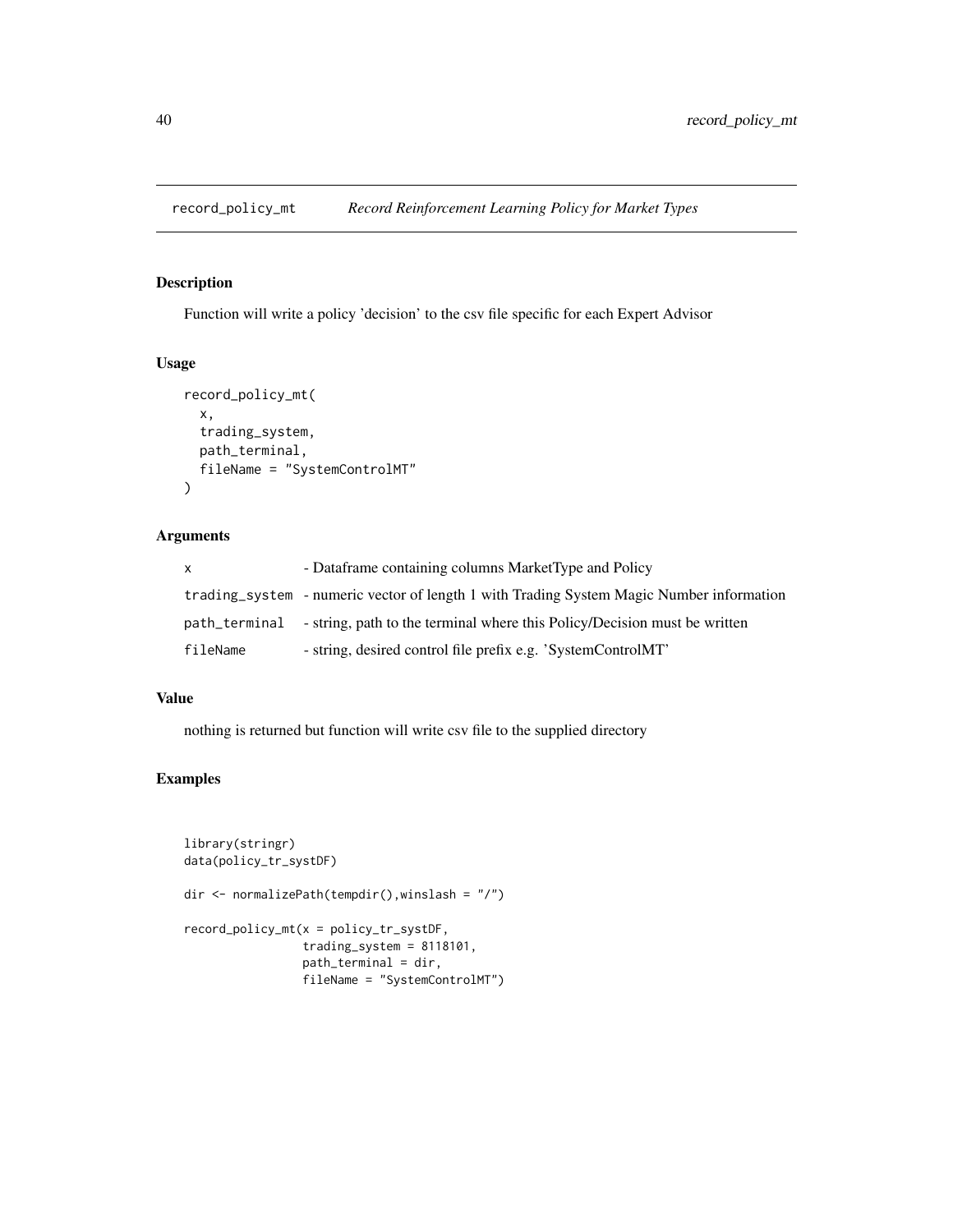# record_policy_mt — *Record Reinforcement Learning Policy for Market Types*

## Description

Function will write a policy 'decision' to the csv file specific for each Expert Advisor

## Usage

```
record_policy_mt(
  x,
  trading_system,
  path_terminal,
  fileName = "SystemControlMT"
)
```

## Arguments

| | |
|---|---|
| `x` | - Dataframe containing columns MarketType and Policy |
| `trading_system` | - numeric vector of length 1 with Trading System Magic Number information |
| `path_terminal` | - string, path to the terminal where this Policy/Decision must be written |
| `fileName` | - string, desired control file prefix e.g. 'SystemControlMT' |

## Value

nothing is returned but function will write csv file to the supplied directory

## Examples

```
library(stringr)
data(policy_tr_systDF)

dir <- normalizePath(tempdir(),winslash = "/")

record_policy_mt(x = policy_tr_systDF,
                 trading_system = 8118101,
                 path_terminal = dir,
                 fileName = "SystemControlMT")
```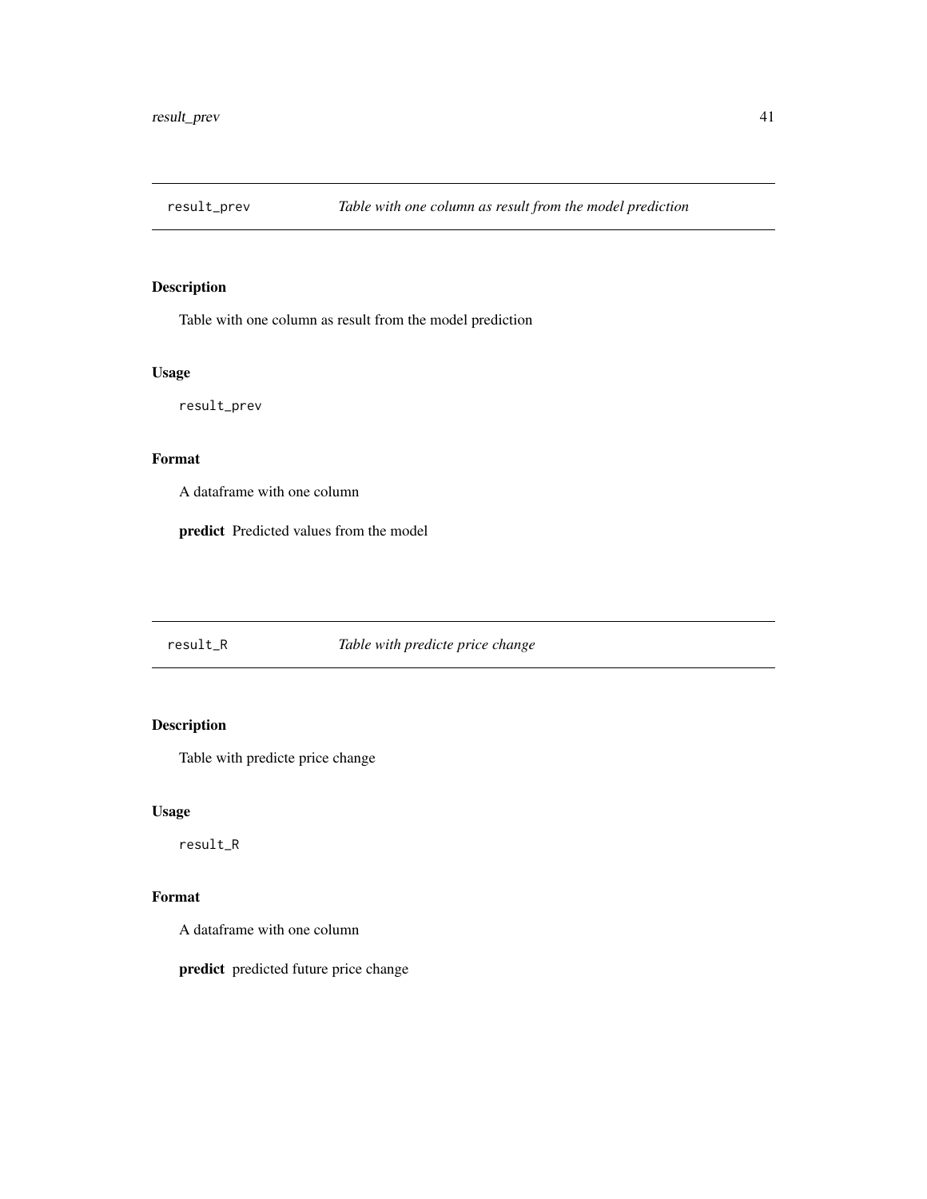## result_prev *Table with one column as result from the model prediction*

### Description

Table with one column as result from the model prediction

### Usage

```
result_prev
```

### Format

A dataframe with one column

**predict** Predicted values from the model

## result_R *Table with predicte price change*

### Description

Table with predicte price change

### Usage

```
result_R
```

### Format

A dataframe with one column

**predict** predicted future price change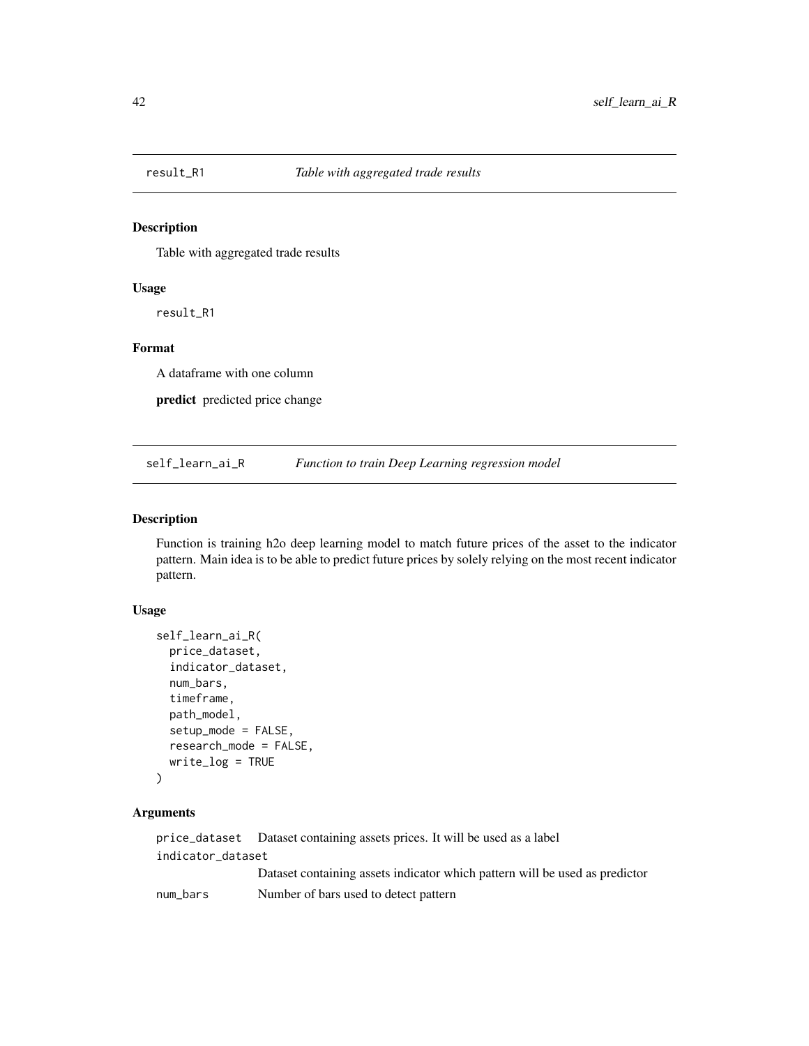## result_R1 — *Table with aggregated trade results*

### Description

Table with aggregated trade results

### Usage

```
result_R1
```

### Format

A dataframe with one column

**predict** predicted price change

## self_learn_ai_R — *Function to train Deep Learning regression model*

### Description

Function is training h2o deep learning model to match future prices of the asset to the indicator pattern. Main idea is to be able to predict future prices by solely relying on the most recent indicator pattern.

### Usage

```
self_learn_ai_R(
  price_dataset,
  indicator_dataset,
  num_bars,
  timeframe,
  path_model,
  setup_mode = FALSE,
  research_mode = FALSE,
  write_log = TRUE
)
```

### Arguments

| | |
|---|---|
| price_dataset | Dataset containing assets prices. It will be used as a label |
| indicator_dataset | Dataset containing assets indicator which pattern will be used as predictor |
| num_bars | Number of bars used to detect pattern |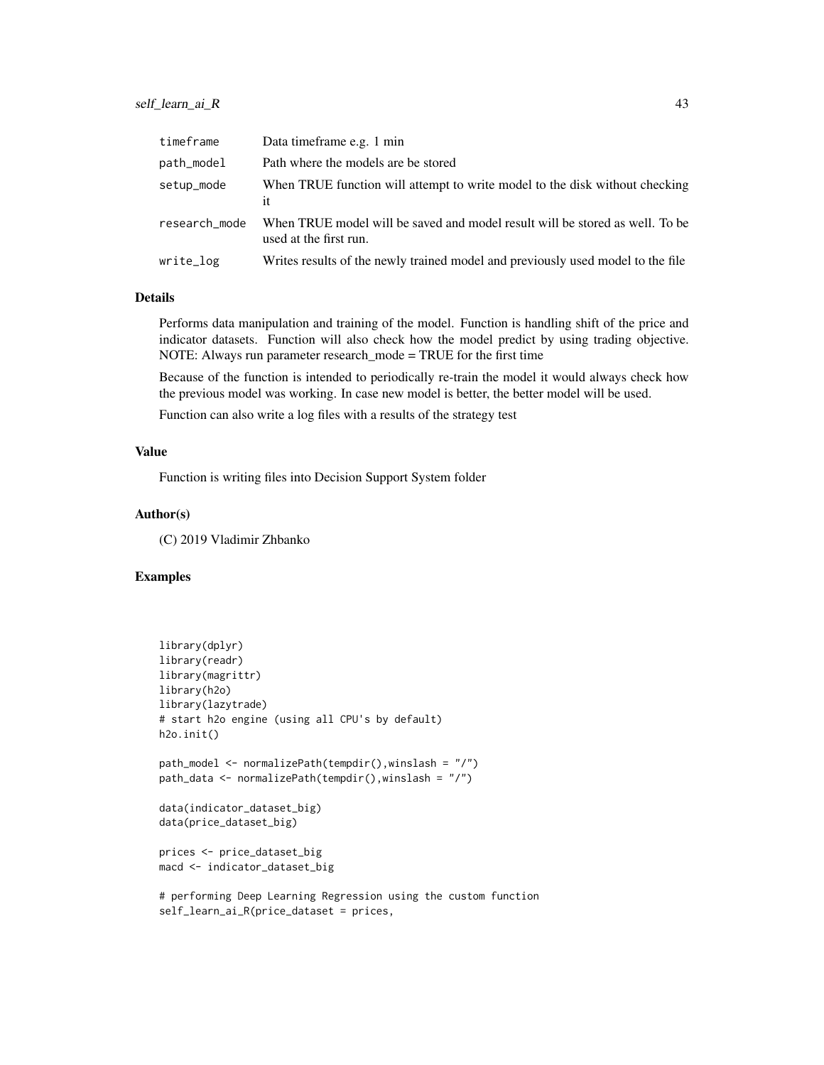| | |
|---|---|
| timeframe | Data timeframe e.g. 1 min |
| path_model | Path where the models are be stored |
| setup_mode | When TRUE function will attempt to write model to the disk without checking it |
| research_mode | When TRUE model will be saved and model result will be stored as well. To be used at the first run. |
| write_log | Writes results of the newly trained model and previously used model to the file |

## Details

Performs data manipulation and training of the model. Function is handling shift of the price and indicator datasets. Function will also check how the model predict by using trading objective. NOTE: Always run parameter research_mode = TRUE for the first time

Because of the function is intended to periodically re-train the model it would always check how the previous model was working. In case new model is better, the better model will be used.

Function can also write a log files with a results of the strategy test

## Value

Function is writing files into Decision Support System folder

## Author(s)

(C) 2019 Vladimir Zhbanko

## Examples

```
library(dplyr)
library(readr)
library(magrittr)
library(h2o)
library(lazytrade)
# start h2o engine (using all CPU's by default)
h2o.init()

path_model <- normalizePath(tempdir(),winslash = "/")
path_data <- normalizePath(tempdir(),winslash = "/")

data(indicator_dataset_big)
data(price_dataset_big)

prices <- price_dataset_big
macd <- indicator_dataset_big

# performing Deep Learning Regression using the custom function
self_learn_ai_R(price_dataset = prices,
```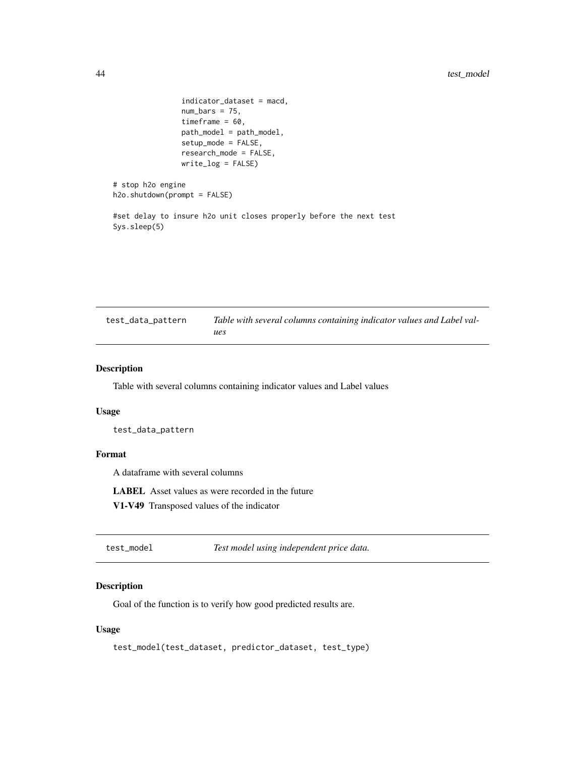```
                indicator_dataset = macd,
                num_bars = 75,
                timeframe = 60,
                path_model = path_model,
                setup_mode = FALSE,
                research_mode = FALSE,
                write_log = FALSE)

# stop h2o engine
h2o.shutdown(prompt = FALSE)

#set delay to insure h2o unit closes properly before the next test
Sys.sleep(5)
```

## test_data_pattern — *Table with several columns containing indicator values and Label values*

### Description

Table with several columns containing indicator values and Label values

### Usage

```
test_data_pattern
```

### Format

A dataframe with several columns

**LABEL** Asset values as were recorded in the future

**V1-V49** Transposed values of the indicator

## test_model — *Test model using independent price data.*

### Description

Goal of the function is to verify how good predicted results are.

### Usage

```
test_model(test_dataset, predictor_dataset, test_type)
```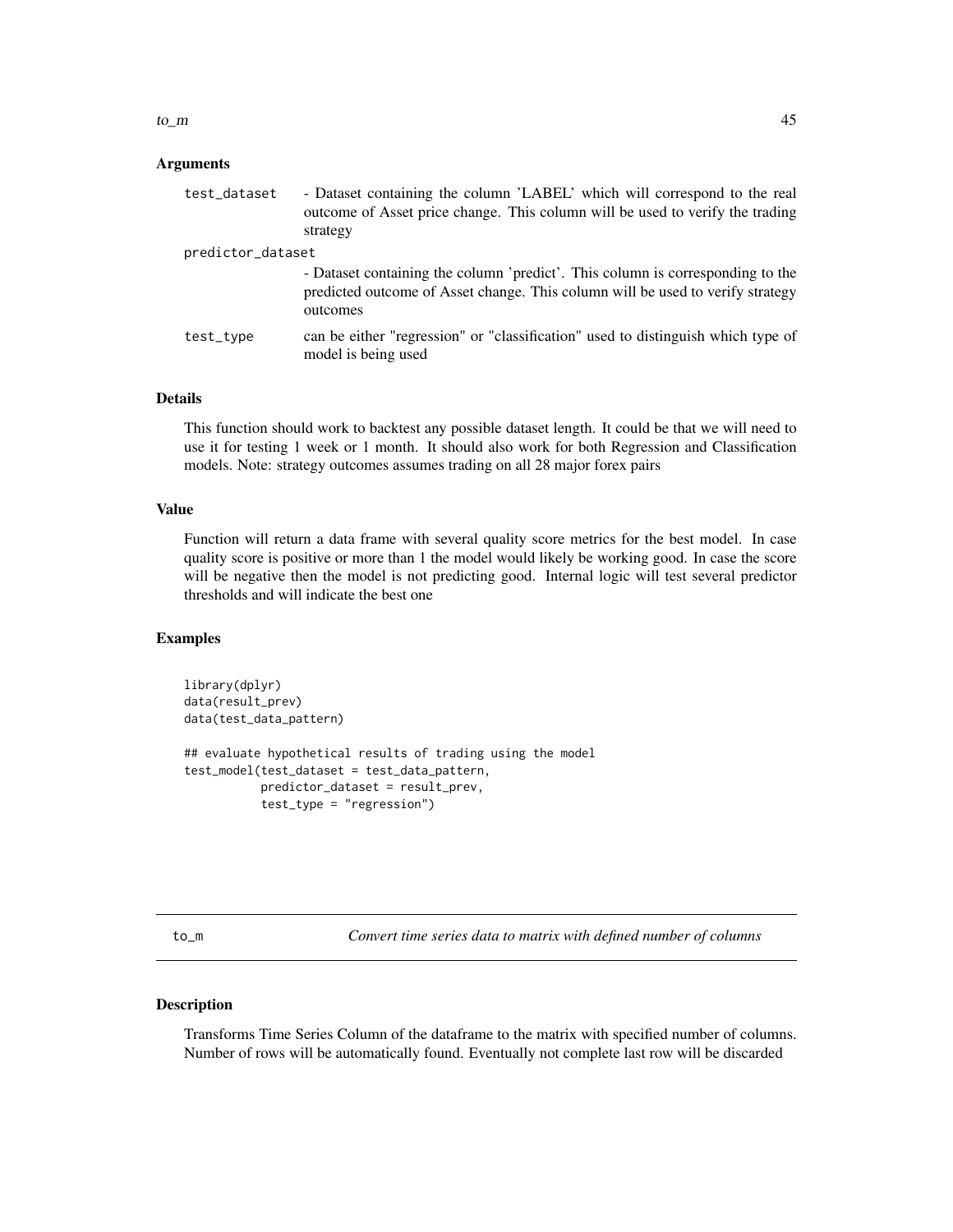### Arguments

| | |
|---|---|
| test_dataset | - Dataset containing the column 'LABEL' which will correspond to the real outcome of Asset price change. This column will be used to verify the trading strategy |
| predictor_dataset | - Dataset containing the column 'predict'. This column is corresponding to the predicted outcome of Asset change. This column will be used to verify strategy outcomes |
| test_type | can be either "regression" or "classification" used to distinguish which type of model is being used |

### Details

This function should work to backtest any possible dataset length. It could be that we will need to use it for testing 1 week or 1 month. It should also work for both Regression and Classification models. Note: strategy outcomes assumes trading on all 28 major forex pairs

### Value

Function will return a data frame with several quality score metrics for the best model. In case quality score is positive or more than 1 the model would likely be working good. In case the score will be negative then the model is not predicting good. Internal logic will test several predictor thresholds and will indicate the best one

### Examples

```
library(dplyr)
data(result_prev)
data(test_data_pattern)

## evaluate hypothetical results of trading using the model
test_model(test_dataset = test_data_pattern,
           predictor_dataset = result_prev,
           test_type = "regression")
```

---

## to_m — *Convert time series data to matrix with defined number of columns*

### Description

Transforms Time Series Column of the dataframe to the matrix with specified number of columns. Number of rows will be automatically found. Eventually not complete last row will be discarded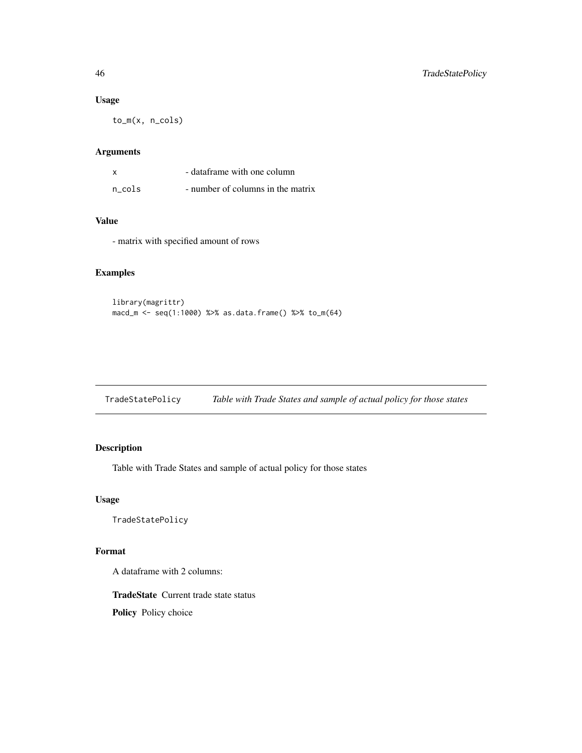### Usage

```
to_m(x, n_cols)
```

### Arguments

| | |
|---|---|
| x | - dataframe with one column |
| n_cols | - number of columns in the matrix |

### Value

- matrix with specified amount of rows

### Examples

```
library(magrittr)
macd_m <- seq(1:1000) %>% as.data.frame() %>% to_m(64)
```

---

## TradeStatePolicy *Table with Trade States and sample of actual policy for those states*

---

### Description

Table with Trade States and sample of actual policy for those states

### Usage

```
TradeStatePolicy
```

### Format

A dataframe with 2 columns:

**TradeState** Current trade state status

**Policy** Policy choice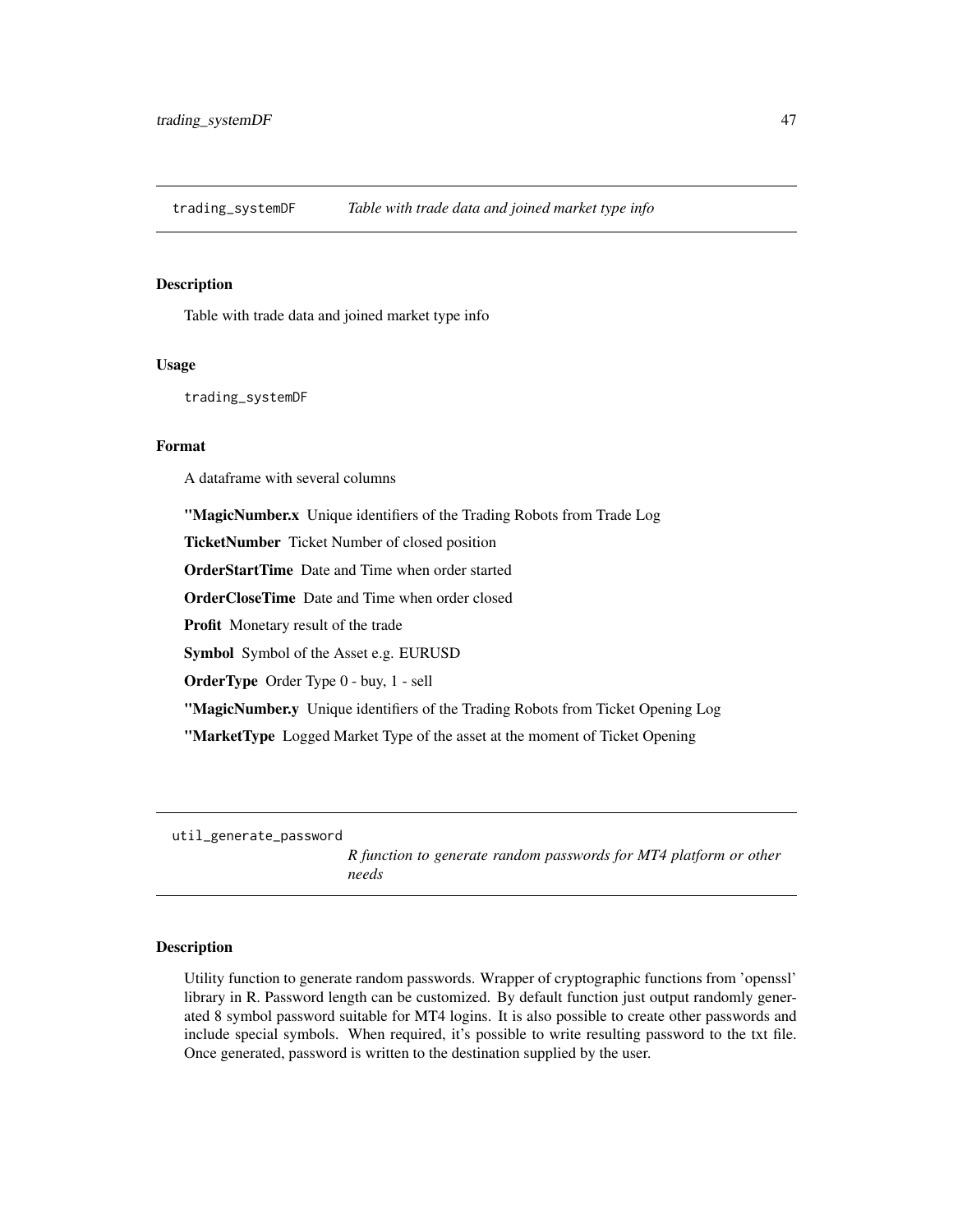## trading_systemDF — *Table with trade data and joined market type info*

### Description

Table with trade data and joined market type info

### Usage

```
trading_systemDF
```

### Format

A dataframe with several columns

**"MagicNumber.x** Unique identifiers of the Trading Robots from Trade Log

**TicketNumber** Ticket Number of closed position

**OrderStartTime** Date and Time when order started

**OrderCloseTime** Date and Time when order closed

**Profit** Monetary result of the trade

**Symbol** Symbol of the Asset e.g. EURUSD

**OrderType** Order Type 0 - buy, 1 - sell

**"MagicNumber.y** Unique identifiers of the Trading Robots from Ticket Opening Log

**"MarketType** Logged Market Type of the asset at the moment of Ticket Opening

## util_generate_password — *R function to generate random passwords for MT4 platform or other needs*

### Description

Utility function to generate random passwords. Wrapper of cryptographic functions from 'openssl' library in R. Password length can be customized. By default function just output randomly generated 8 symbol password suitable for MT4 logins. It is also possible to create other passwords and include special symbols. When required, it's possible to write resulting password to the txt file. Once generated, password is written to the destination supplied by the user.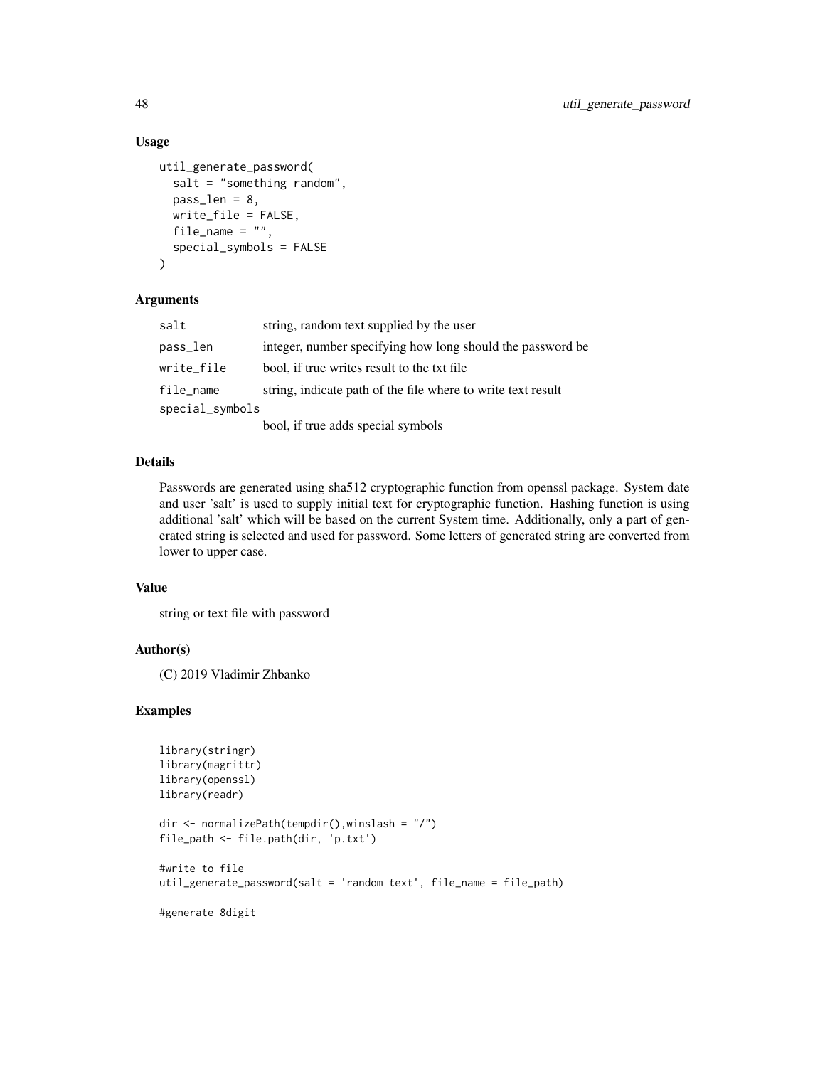## Usage

```
util_generate_password(
  salt = "something random",
  pass_len = 8,
  write_file = FALSE,
  file_name = "",
  special_symbols = FALSE
)
```

## Arguments

| | |
|---|---|
| salt | string, random text supplied by the user |
| pass_len | integer, number specifying how long should the password be |
| write_file | bool, if true writes result to the txt file |
| file_name | string, indicate path of the file where to write text result |
| special_symbols | bool, if true adds special symbols |

## Details

Passwords are generated using sha512 cryptographic function from openssl package. System date and user 'salt' is used to supply initial text for cryptographic function. Hashing function is using additional 'salt' which will be based on the current System time. Additionally, only a part of generated string is selected and used for password. Some letters of generated string are converted from lower to upper case.

## Value

string or text file with password

## Author(s)

(C) 2019 Vladimir Zhbanko

## Examples

```
library(stringr)
library(magrittr)
library(openssl)
library(readr)

dir <- normalizePath(tempdir(),winslash = "/")
file_path <- file.path(dir, 'p.txt')

#write to file
util_generate_password(salt = 'random text', file_name = file_path)

#generate 8digit
```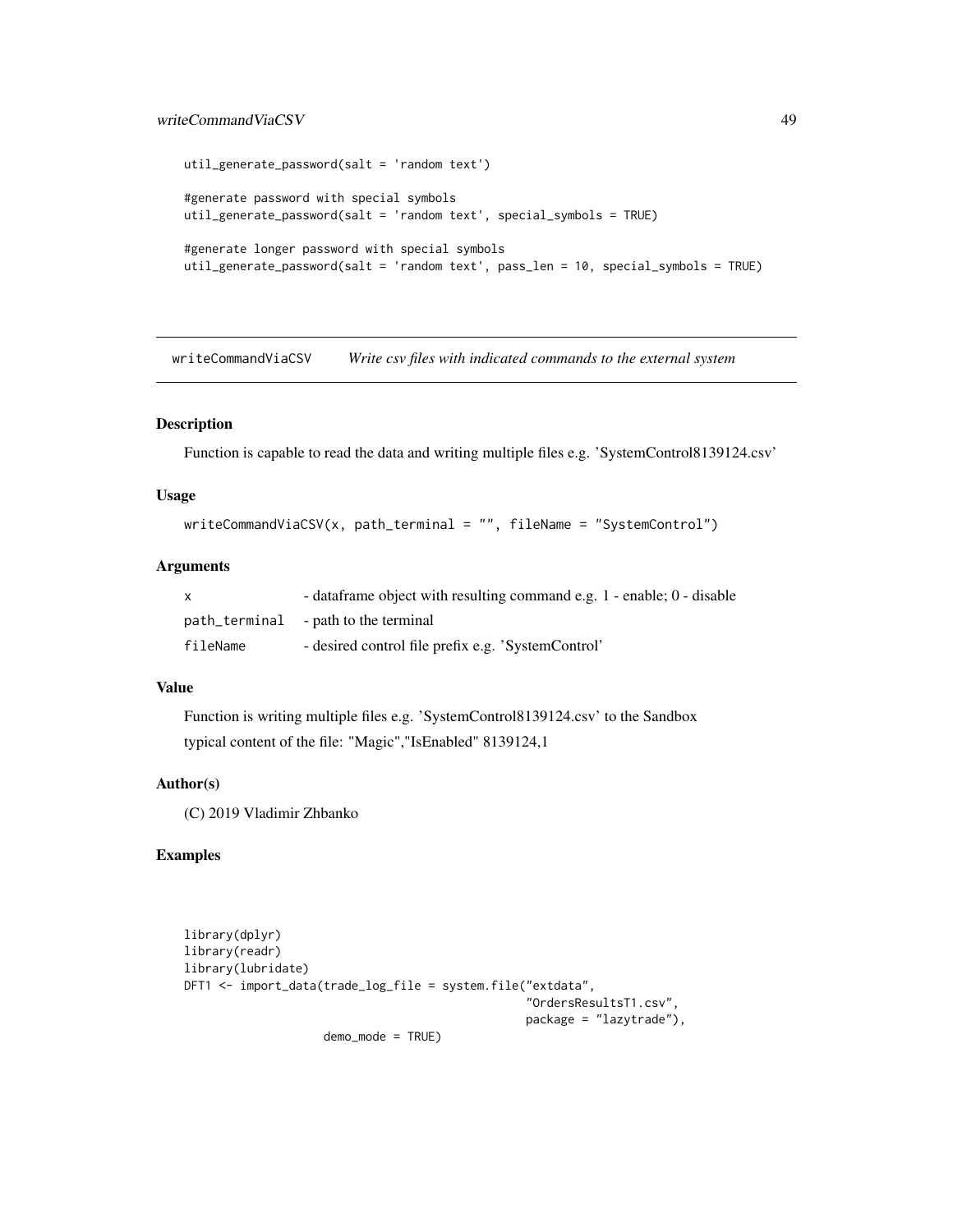```
util_generate_password(salt = 'random text')

#generate password with special symbols
util_generate_password(salt = 'random text', special_symbols = TRUE)

#generate longer password with special symbols
util_generate_password(salt = 'random text', pass_len = 10, special_symbols = TRUE)
```

## writeCommandViaCSV    *Write csv files with indicated commands to the external system*

### Description

Function is capable to read the data and writing multiple files e.g. 'SystemControl8139124.csv'

### Usage

```
writeCommandViaCSV(x, path_terminal = "", fileName = "SystemControl")
```

### Arguments

| | |
|---|---|
| `x` | - dataframe object with resulting command e.g. 1 - enable; 0 - disable |
| `path_terminal` | - path to the terminal |
| `fileName` | - desired control file prefix e.g. 'SystemControl' |

### Value

Function is writing multiple files e.g. 'SystemControl8139124.csv' to the Sandbox

typical content of the file: "Magic","IsEnabled" 8139124,1

### Author(s)

(C) 2019 Vladimir Zhbanko

### Examples

```
library(dplyr)
library(readr)
library(lubridate)
DFT1 <- import_data(trade_log_file = system.file("extdata",
                                                  "OrdersResultsT1.csv",
                                                  package = "lazytrade"),
                    demo_mode = TRUE)
```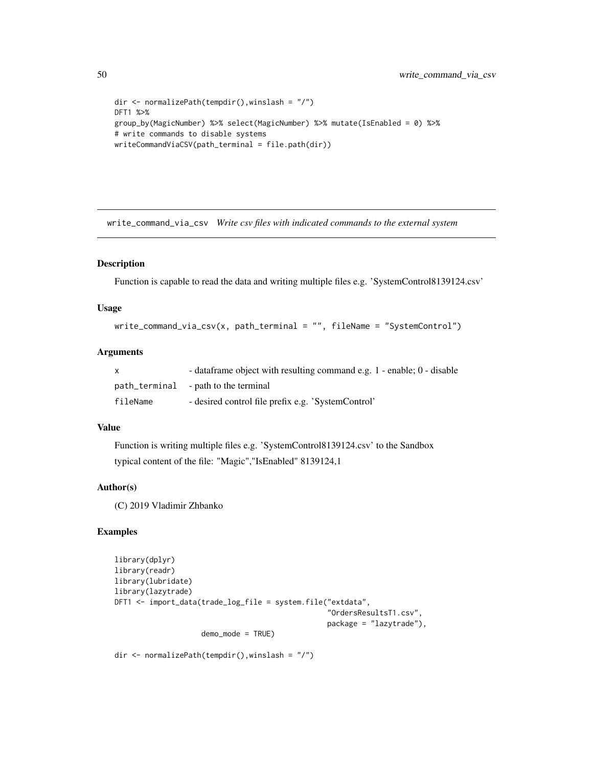```
dir <- normalizePath(tempdir(),winslash = "/")
DFT1 %>%
group_by(MagicNumber) %>% select(MagicNumber) %>% mutate(IsEnabled = 0) %>%
# write commands to disable systems
writeCommandViaCSV(path_terminal = file.path(dir))
```

## write_command_via_csv *Write csv files with indicated commands to the external system*

### Description

Function is capable to read the data and writing multiple files e.g. 'SystemControl8139124.csv'

### Usage

```
write_command_via_csv(x, path_terminal = "", fileName = "SystemControl")
```

### Arguments

| | |
|---|---|
| x | - dataframe object with resulting command e.g. 1 - enable; 0 - disable |
| path_terminal | - path to the terminal |
| fileName | - desired control file prefix e.g. 'SystemControl' |

### Value

Function is writing multiple files e.g. 'SystemControl8139124.csv' to the Sandbox

typical content of the file: "Magic","IsEnabled" 8139124,1

### Author(s)

(C) 2019 Vladimir Zhbanko

### Examples

```
library(dplyr)
library(readr)
library(lubridate)
library(lazytrade)
DFT1 <- import_data(trade_log_file = system.file("extdata",
                                                  "OrdersResultsT1.csv",
                                                  package = "lazytrade"),
                    demo_mode = TRUE)

dir <- normalizePath(tempdir(),winslash = "/")
```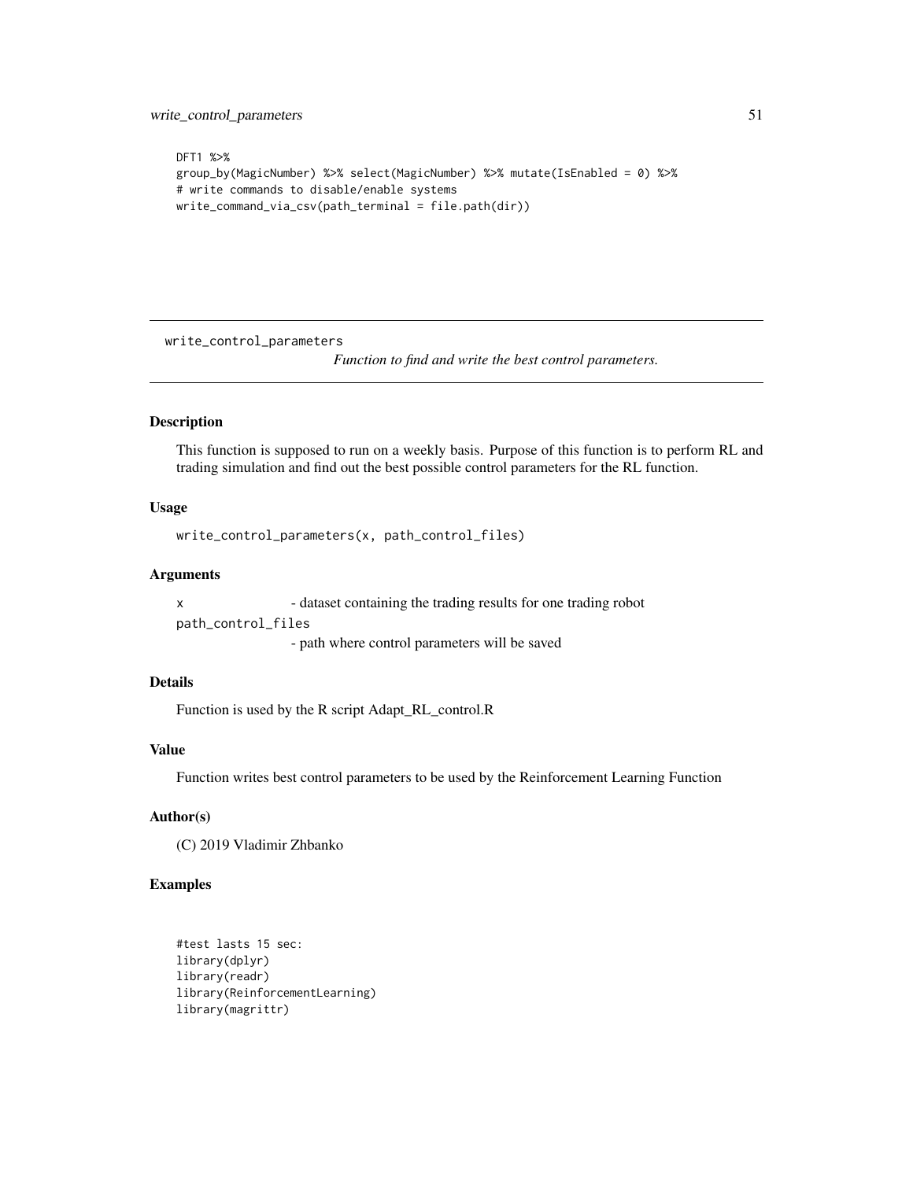```
DFT1 %>%
group_by(MagicNumber) %>% select(MagicNumber) %>% mutate(IsEnabled = 0) %>%
# write commands to disable/enable systems
write_command_via_csv(path_terminal = file.path(dir))
```

## write_control_parameters

*Function to find and write the best control parameters.*

### Description

This function is supposed to run on a weekly basis. Purpose of this function is to perform RL and trading simulation and find out the best possible control parameters for the RL function.

### Usage

```
write_control_parameters(x, path_control_files)
```

### Arguments

`x` - dataset containing the trading results for one trading robot

`path_control_files` - path where control parameters will be saved

### Details

Function is used by the R script Adapt_RL_control.R

### Value

Function writes best control parameters to be used by the Reinforcement Learning Function

### Author(s)

(C) 2019 Vladimir Zhbanko

### Examples

```
#test lasts 15 sec:
library(dplyr)
library(readr)
library(ReinforcementLearning)
library(magrittr)
```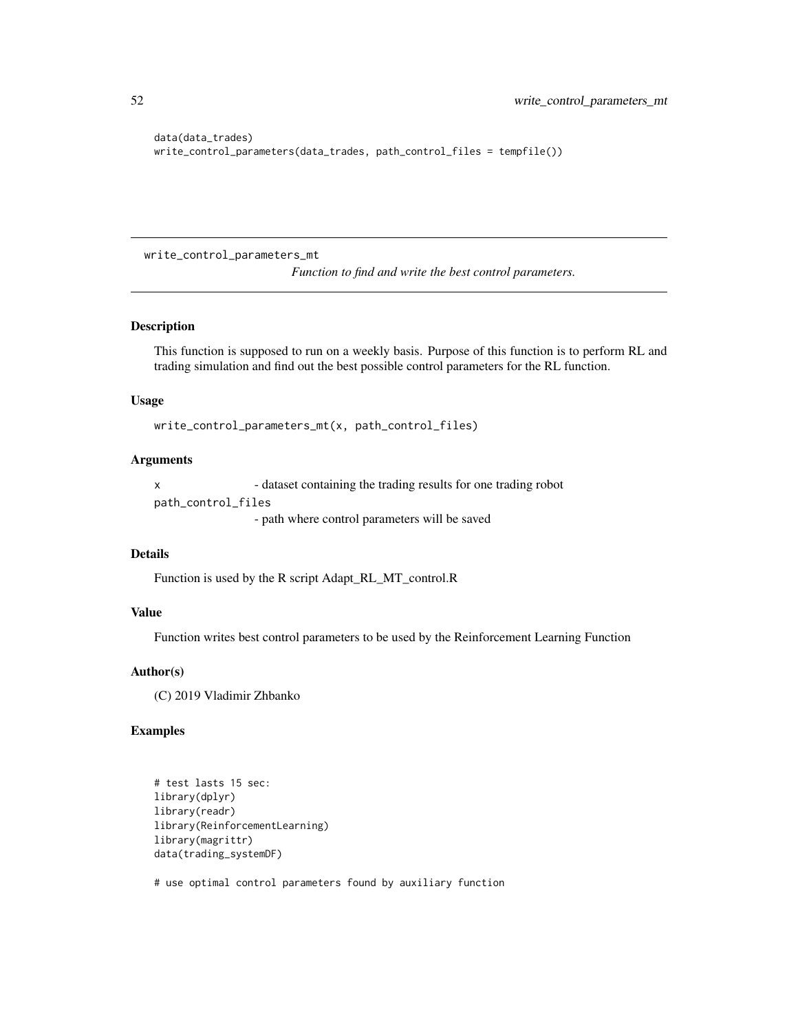```
data(data_trades)
write_control_parameters(data_trades, path_control_files = tempfile())
```

## write_control_parameters_mt

*Function to find and write the best control parameters.*

### Description

This function is supposed to run on a weekly basis. Purpose of this function is to perform RL and trading simulation and find out the best possible control parameters for the RL function.

### Usage

```
write_control_parameters_mt(x, path_control_files)
```

### Arguments

| | |
|---|---|
| x | - dataset containing the trading results for one trading robot |
| path_control_files | - path where control parameters will be saved |

### Details

Function is used by the R script Adapt_RL_MT_control.R

### Value

Function writes best control parameters to be used by the Reinforcement Learning Function

### Author(s)

(C) 2019 Vladimir Zhbanko

### Examples

```
# test lasts 15 sec:
library(dplyr)
library(readr)
library(ReinforcementLearning)
library(magrittr)
data(trading_systemDF)

# use optimal control parameters found by auxiliary function
```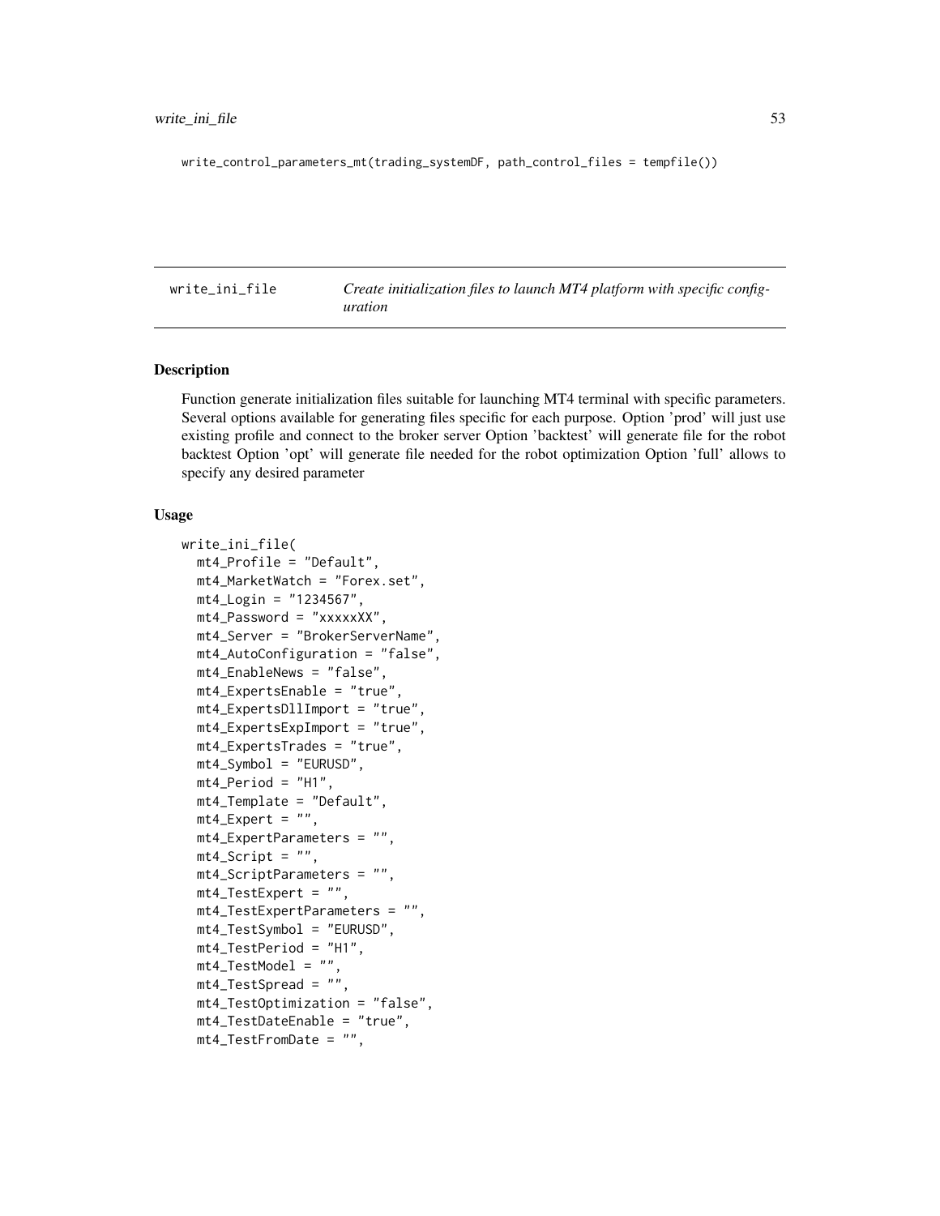```
write_control_parameters_mt(trading_systemDF, path_control_files = tempfile())
```

## write_ini_file — *Create initialization files to launch MT4 platform with specific configuration*

### Description

Function generate initialization files suitable for launching MT4 terminal with specific parameters. Several options available for generating files specific for each purpose. Option 'prod' will just use existing profile and connect to the broker server Option 'backtest' will generate file for the robot backtest Option 'opt' will generate file needed for the robot optimization Option 'full' allows to specify any desired parameter

### Usage

```
write_ini_file(
  mt4_Profile = "Default",
  mt4_MarketWatch = "Forex.set",
  mt4_Login = "1234567",
  mt4_Password = "xxxxxXX",
  mt4_Server = "BrokerServerName",
  mt4_AutoConfiguration = "false",
  mt4_EnableNews = "false",
  mt4_ExpertsEnable = "true",
  mt4_ExpertsDllImport = "true",
  mt4_ExpertsExpImport = "true",
  mt4_ExpertsTrades = "true",
  mt4_Symbol = "EURUSD",
  mt4_Period = "H1",
  mt4_Template = "Default",
  mt4_Expert = "",
  mt4_ExpertParameters = "",
  mt4_Script = "",
  mt4_ScriptParameters = "",
  mt4_TestExpert = "",
  mt4_TestExpertParameters = "",
  mt4_TestSymbol = "EURUSD",
  mt4_TestPeriod = "H1",
  mt4_TestModel = "",
  mt4_TestSpread = "",
  mt4_TestOptimization = "false",
  mt4_TestDateEnable = "true",
  mt4_TestFromDate = "",
```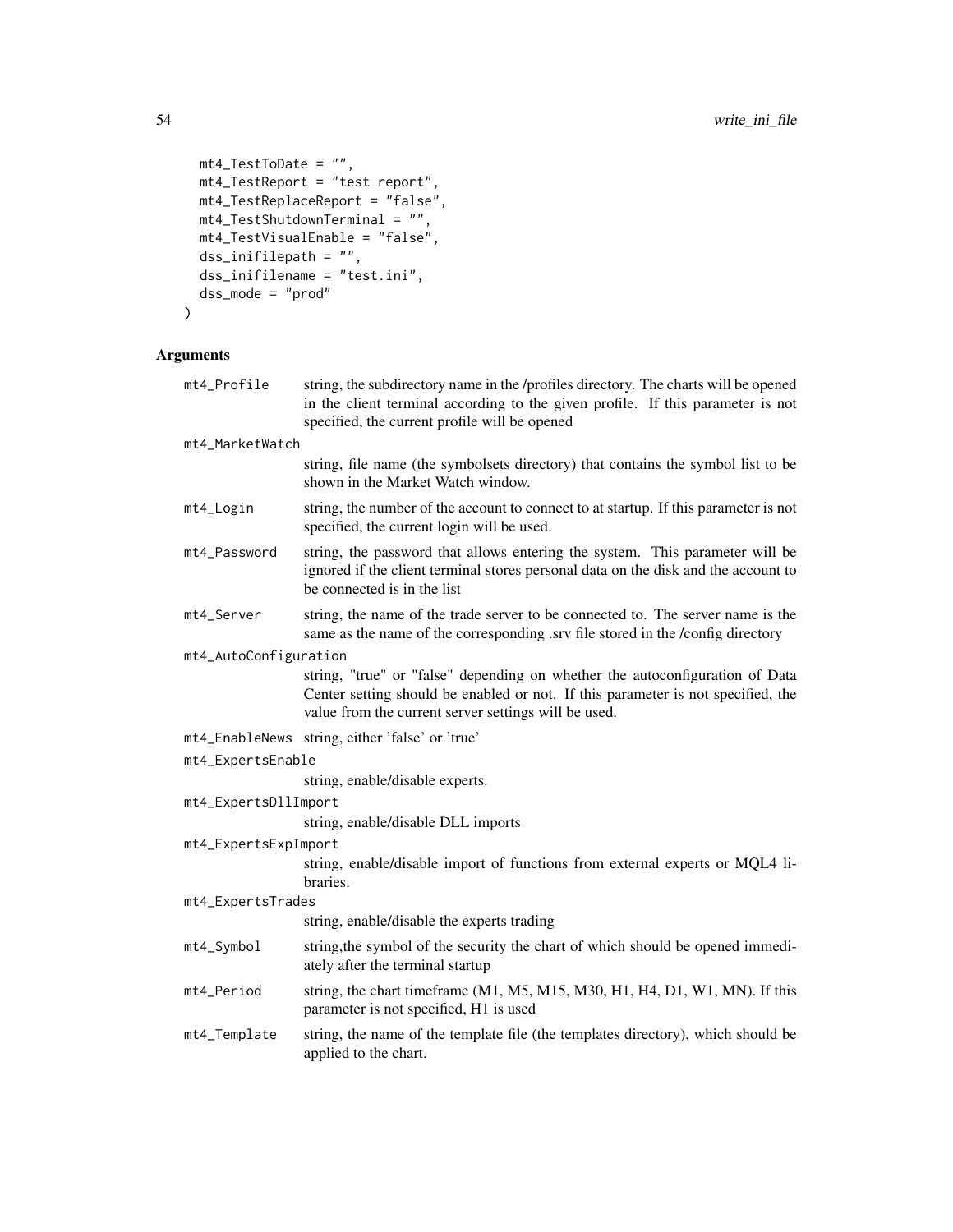```
  mt4_TestToDate = "",
  mt4_TestReport = "test report",
  mt4_TestReplaceReport = "false",
  mt4_TestShutdownTerminal = "",
  mt4_TestVisualEnable = "false",
  dss_inifilepath = "",
  dss_inifilename = "test.ini",
  dss_mode = "prod"
)
```

## Arguments

| | |
|---|---|
| `mt4_Profile` | string, the subdirectory name in the /profiles directory. The charts will be opened in the client terminal according to the given profile. If this parameter is not specified, the current profile will be opened |
| `mt4_MarketWatch` | string, file name (the symbolsets directory) that contains the symbol list to be shown in the Market Watch window. |
| `mt4_Login` | string, the number of the account to connect to at startup. If this parameter is not specified, the current login will be used. |
| `mt4_Password` | string, the password that allows entering the system. This parameter will be ignored if the client terminal stores personal data on the disk and the account to be connected is in the list |
| `mt4_Server` | string, the name of the trade server to be connected to. The server name is the same as the name of the corresponding .srv file stored in the /config directory |
| `mt4_AutoConfiguration` | string, "true" or "false" depending on whether the autoconfiguration of Data Center setting should be enabled or not. If this parameter is not specified, the value from the current server settings will be used. |
| `mt4_EnableNews` | string, either 'false' or 'true' |
| `mt4_ExpertsEnable` | string, enable/disable experts. |
| `mt4_ExpertsDllImport` | string, enable/disable DLL imports |
| `mt4_ExpertsExpImport` | string, enable/disable import of functions from external experts or MQL4 libraries. |
| `mt4_ExpertsTrades` | string, enable/disable the experts trading |
| `mt4_Symbol` | string,the symbol of the security the chart of which should be opened immediately after the terminal startup |
| `mt4_Period` | string, the chart timeframe (M1, M5, M15, M30, H1, H4, D1, W1, MN). If this parameter is not specified, H1 is used |
| `mt4_Template` | string, the name of the template file (the templates directory), which should be applied to the chart. |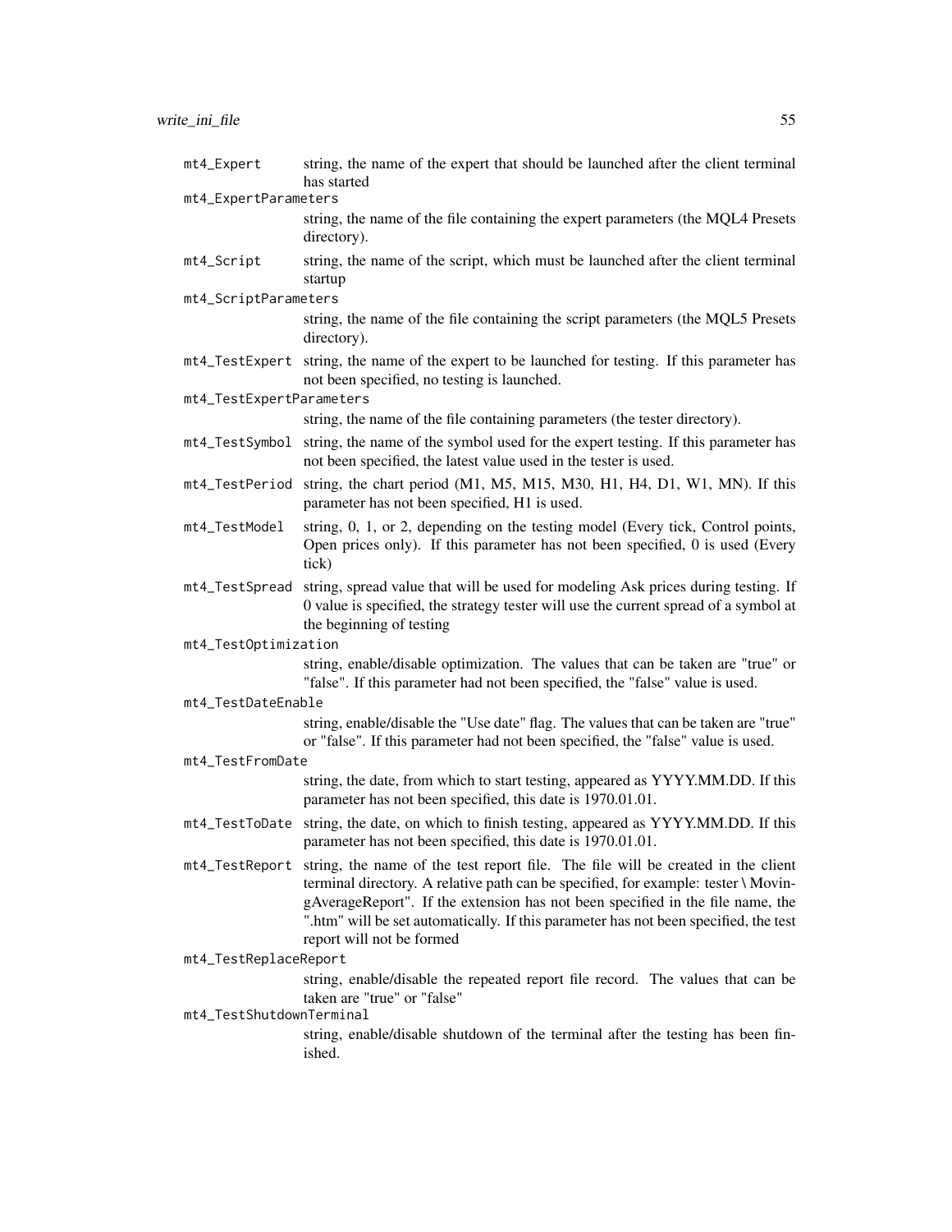`mt4_Expert` string, the name of the expert that should be launched after the client terminal has started

`mt4_ExpertParameters` string, the name of the file containing the expert parameters (the MQL4 Presets directory).

`mt4_Script` string, the name of the script, which must be launched after the client terminal startup

`mt4_ScriptParameters` string, the name of the file containing the script parameters (the MQL5 Presets directory).

`mt4_TestExpert` string, the name of the expert to be launched for testing. If this parameter has not been specified, no testing is launched.

`mt4_TestExpertParameters` string, the name of the file containing parameters (the tester directory).

`mt4_TestSymbol` string, the name of the symbol used for the expert testing. If this parameter has not been specified, the latest value used in the tester is used.

`mt4_TestPeriod` string, the chart period (M1, M5, M15, M30, H1, H4, D1, W1, MN). If this parameter has not been specified, H1 is used.

`mt4_TestModel` string, 0, 1, or 2, depending on the testing model (Every tick, Control points, Open prices only). If this parameter has not been specified, 0 is used (Every tick)

`mt4_TestSpread` string, spread value that will be used for modeling Ask prices during testing. If 0 value is specified, the strategy tester will use the current spread of a symbol at the beginning of testing

`mt4_TestOptimization` string, enable/disable optimization. The values that can be taken are "true" or "false". If this parameter had not been specified, the "false" value is used.

`mt4_TestDateEnable` string, enable/disable the "Use date" flag. The values that can be taken are "true" or "false". If this parameter had not been specified, the "false" value is used.

`mt4_TestFromDate` string, the date, from which to start testing, appeared as YYYY.MM.DD. If this parameter has not been specified, this date is 1970.01.01.

`mt4_TestToDate` string, the date, on which to finish testing, appeared as YYYY.MM.DD. If this parameter has not been specified, this date is 1970.01.01.

`mt4_TestReport` string, the name of the test report file. The file will be created in the client terminal directory. A relative path can be specified, for example: tester \ MovingAverageReport". If the extension has not been specified in the file name, the ".htm" will be set automatically. If this parameter has not been specified, the test report will not be formed

`mt4_TestReplaceReport` string, enable/disable the repeated report file record. The values that can be taken are "true" or "false"

`mt4_TestShutdownTerminal` string, enable/disable shutdown of the terminal after the testing has been finished.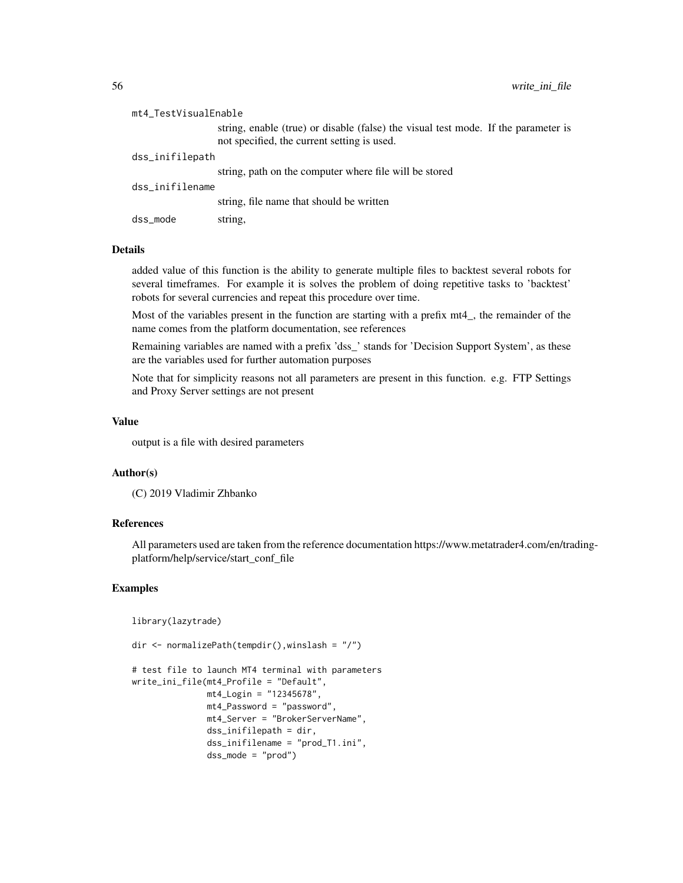mt4_TestVisualEnable
: string, enable (true) or disable (false) the visual test mode. If the parameter is not specified, the current setting is used.

dss_inifilepath
: string, path on the computer where file will be stored

dss_inifilename
: string, file name that should be written

dss_mode
: string,

### Details

added value of this function is the ability to generate multiple files to backtest several robots for several timeframes. For example it is solves the problem of doing repetitive tasks to 'backtest' robots for several currencies and repeat this procedure over time.

Most of the variables present in the function are starting with a prefix mt4_, the remainder of the name comes from the platform documentation, see references

Remaining variables are named with a prefix 'dss_' stands for 'Decision Support System', as these are the variables used for further automation purposes

Note that for simplicity reasons not all parameters are present in this function. e.g. FTP Settings and Proxy Server settings are not present

### Value

output is a file with desired parameters

### Author(s)

(C) 2019 Vladimir Zhbanko

### References

All parameters used are taken from the reference documentation https://www.metatrader4.com/en/trading-platform/help/service/start_conf_file

### Examples

```
library(lazytrade)

dir <- normalizePath(tempdir(),winslash = "/")

# test file to launch MT4 terminal with parameters
write_ini_file(mt4_Profile = "Default",
               mt4_Login = "12345678",
               mt4_Password = "password",
               mt4_Server = "BrokerServerName",
               dss_inifilepath = dir,
               dss_inifilename = "prod_T1.ini",
               dss_mode = "prod")
```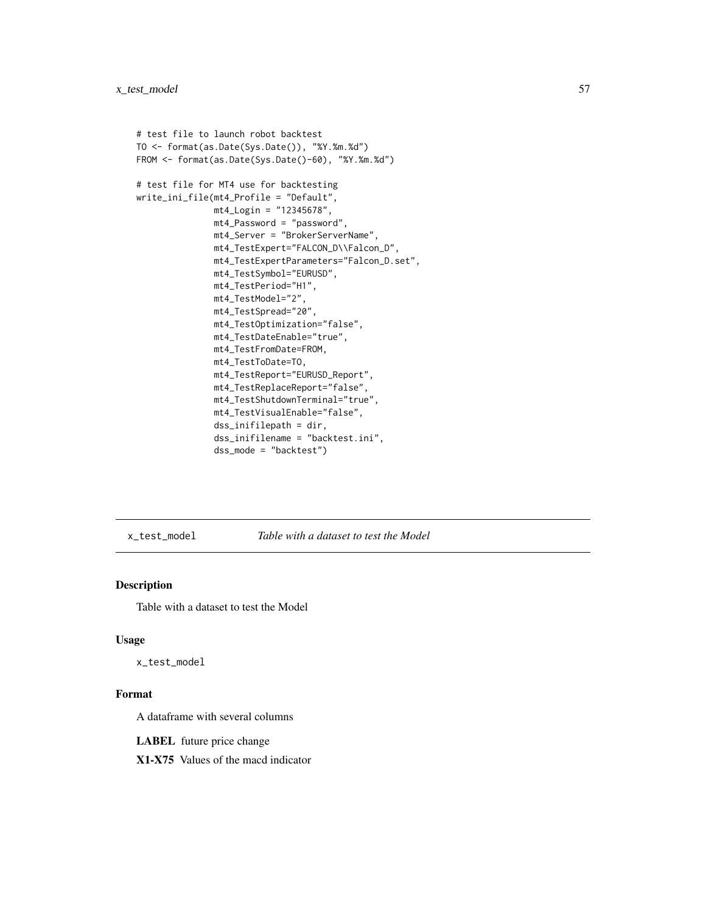```
# test file to launch robot backtest
TO <- format(as.Date(Sys.Date()), "%Y.%m.%d")
FROM <- format(as.Date(Sys.Date()-60), "%Y.%m.%d")

# test file for MT4 use for backtesting
write_ini_file(mt4_Profile = "Default",
               mt4_Login = "12345678",
               mt4_Password = "password",
               mt4_Server = "BrokerServerName",
               mt4_TestExpert="FALCON_D\\Falcon_D",
               mt4_TestExpertParameters="Falcon_D.set",
               mt4_TestSymbol="EURUSD",
               mt4_TestPeriod="H1",
               mt4_TestModel="2",
               mt4_TestSpread="20",
               mt4_TestOptimization="false",
               mt4_TestDateEnable="true",
               mt4_TestFromDate=FROM,
               mt4_TestToDate=TO,
               mt4_TestReport="EURUSD_Report",
               mt4_TestReplaceReport="false",
               mt4_TestShutdownTerminal="true",
               mt4_TestVisualEnable="false",
               dss_inifilepath = dir,
               dss_inifilename = "backtest.ini",
               dss_mode = "backtest")
```

## x_test_model    *Table with a dataset to test the Model*

### Description

Table with a dataset to test the Model

### Usage

```
x_test_model
```

### Format

A dataframe with several columns

**LABEL** future price change

**X1-X75** Values of the macd indicator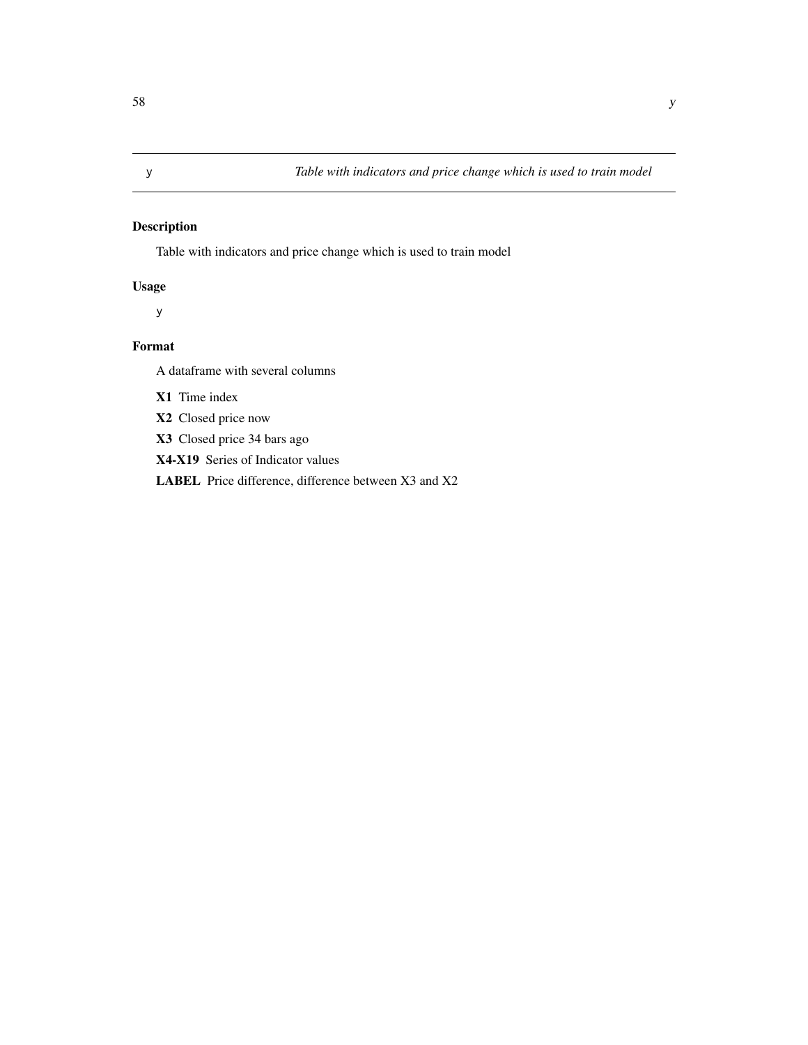y *Table with indicators and price change which is used to train model*

## Description

Table with indicators and price change which is used to train model

## Usage

```
y
```

## Format

A dataframe with several columns

**X1** Time index

**X2** Closed price now

**X3** Closed price 34 bars ago

**X4-X19** Series of Indicator values

**LABEL** Price difference, difference between X3 and X2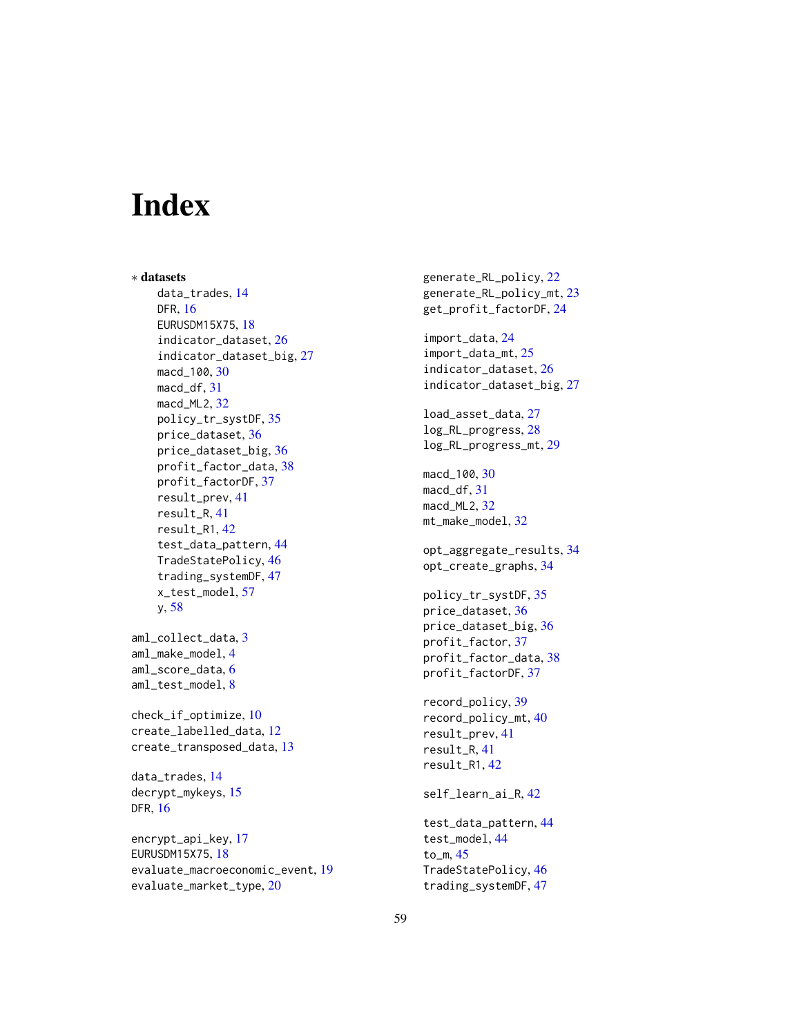# Index

∗ **datasets**
- data_trades, 14
- DFR, 16
- EURUSDM15X75, 18
- indicator_dataset, 26
- indicator_dataset_big, 27
- macd_100, 30
- macd_df, 31
- macd_ML2, 32
- policy_tr_systDF, 35
- price_dataset, 36
- price_dataset_big, 36
- profit_factor_data, 38
- profit_factorDF, 37
- result_prev, 41
- result_R, 41
- result_R1, 42
- test_data_pattern, 44
- TradeStatePolicy, 46
- trading_systemDF, 47
- x_test_model, 57
- y, 58

aml_collect_data, 3
aml_make_model, 4
aml_score_data, 6
aml_test_model, 8

check_if_optimize, 10
create_labelled_data, 12
create_transposed_data, 13

data_trades, 14
decrypt_mykeys, 15
DFR, 16

encrypt_api_key, 17
EURUSDM15X75, 18
evaluate_macroeconomic_event, 19
evaluate_market_type, 20

generate_RL_policy, 22
generate_RL_policy_mt, 23
get_profit_factorDF, 24

import_data, 24
import_data_mt, 25
indicator_dataset, 26
indicator_dataset_big, 27

load_asset_data, 27
log_RL_progress, 28
log_RL_progress_mt, 29

macd_100, 30
macd_df, 31
macd_ML2, 32
mt_make_model, 32

opt_aggregate_results, 34
opt_create_graphs, 34

policy_tr_systDF, 35
price_dataset, 36
price_dataset_big, 36
profit_factor, 37
profit_factor_data, 38
profit_factorDF, 37

record_policy, 39
record_policy_mt, 40
result_prev, 41
result_R, 41
result_R1, 42

self_learn_ai_R, 42

test_data_pattern, 44
test_model, 44
to_m, 45
TradeStatePolicy, 46
trading_systemDF, 47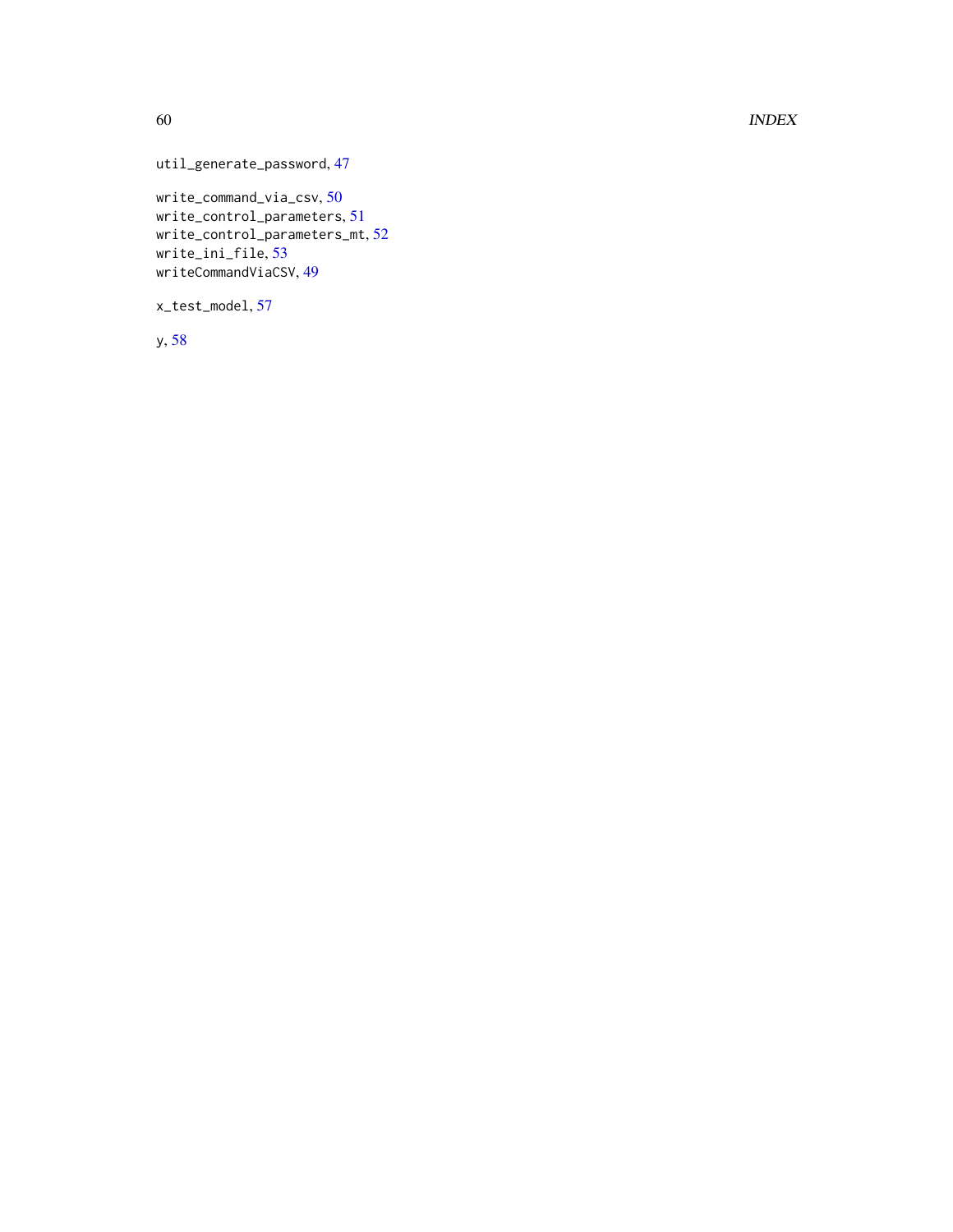util_generate_password, 47

write_command_via_csv, 50
write_control_parameters, 51
write_control_parameters_mt, 52
write_ini_file, 53
writeCommandViaCSV, 49

x_test_model, 57

y, 58